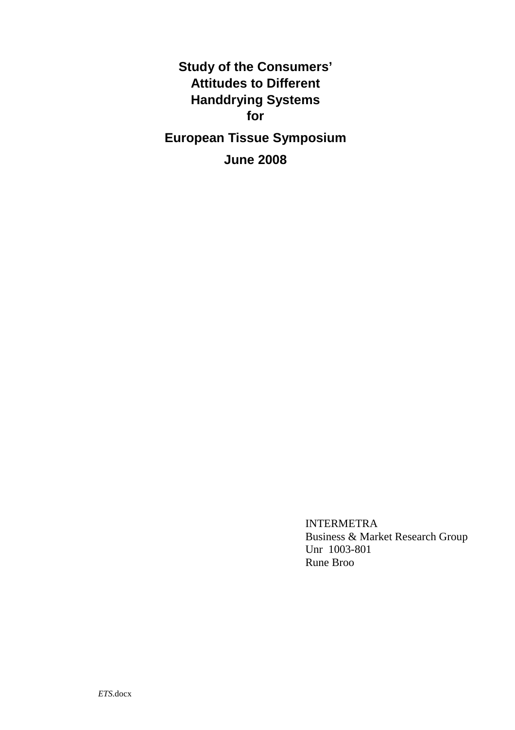# Study of the Consumers' Attitudes to Different Handdrying Systems for

**European Tissue Symposium**

**June 2008**

INTERMETRA  
Business & Market Research Group  
Unr 1003-801  
Rune Broo

*ETS*.docx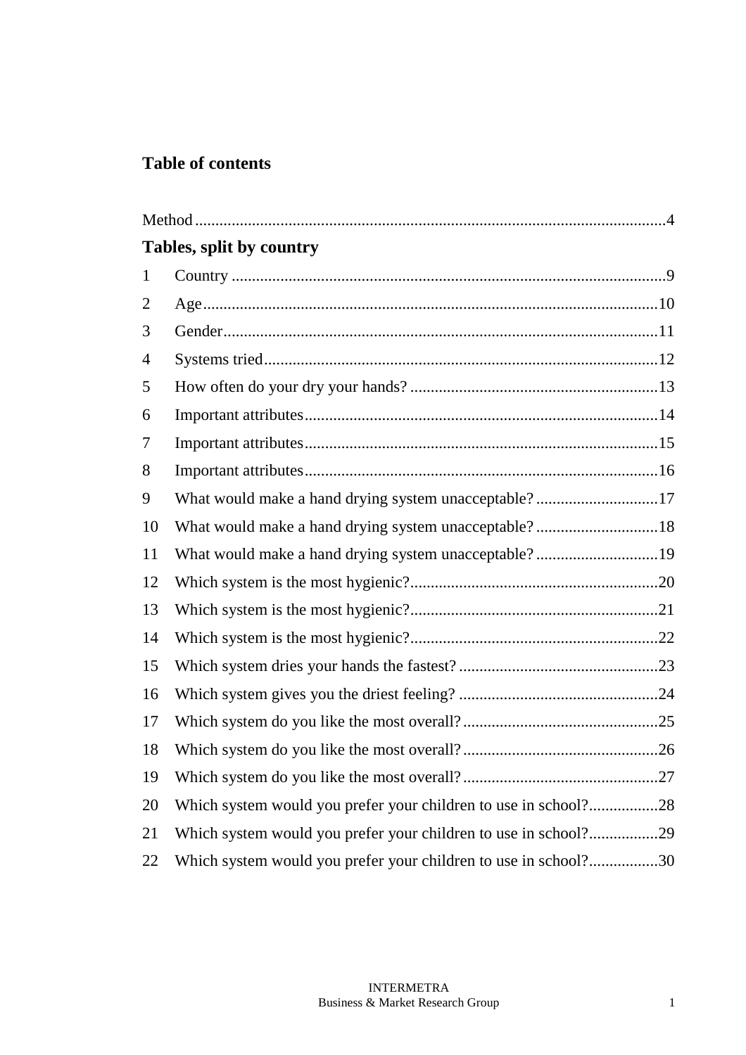## Table of contents

Method ....................................................................................................................4

### Tables, split by country

1 Country ..........................................................................................................9

2 Age...............................................................................................................10

3 Gender..........................................................................................................11

4 Systems tried.................................................................................................12

5 How often do your dry your hands? .............................................................13

6 Important attributes.......................................................................................14

7 Important attributes.......................................................................................15

8 Important attributes.......................................................................................16

9 What would make a hand drying system unacceptable? ..............................17

10 What would make a hand drying system unacceptable? ..............................18

11 What would make a hand drying system unacceptable? ..............................19

12 Which system is the most hygienic?.............................................................20

13 Which system is the most hygienic?.............................................................21

14 Which system is the most hygienic?.............................................................22

15 Which system dries your hands the fastest? .................................................23

16 Which system gives you the driest feeling? .................................................24

17 Which system do you like the most overall?................................................25

18 Which system do you like the most overall?................................................26

19 Which system do you like the most overall?................................................27

20 Which system would you prefer your children to use in school?.................28

21 Which system would you prefer your children to use in school?.................29

22 Which system would you prefer your children to use in school?.................30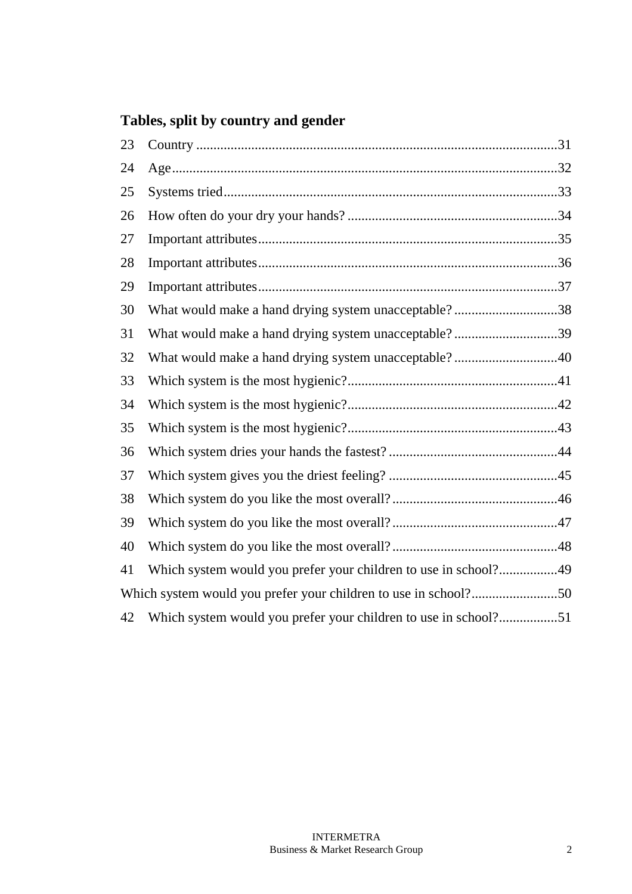## Tables, split by country and gender

23 Country ........................................................................................................31

24 Age..............................................................................................................32

25 Systems tried................................................................................................33

26 How often do your dry your hands? ............................................................34

27 Important attributes......................................................................................35

28 Important attributes......................................................................................36

29 Important attributes......................................................................................37

30 What would make a hand drying system unacceptable? ..............................38

31 What would make a hand drying system unacceptable? ..............................39

32 What would make a hand drying system unacceptable? ..............................40

33 Which system is the most hygienic?............................................................41

34 Which system is the most hygienic?............................................................42

35 Which system is the most hygienic?............................................................43

36 Which system dries your hands the fastest? ................................................44

37 Which system gives you the driest feeling? ................................................45

38 Which system do you like the most overall?................................................46

39 Which system do you like the most overall?................................................47

40 Which system do you like the most overall?................................................48

41 Which system would you prefer your children to use in school?.................49

Which system would you prefer your children to use in school?.........................50

42 Which system would you prefer your children to use in school?.................51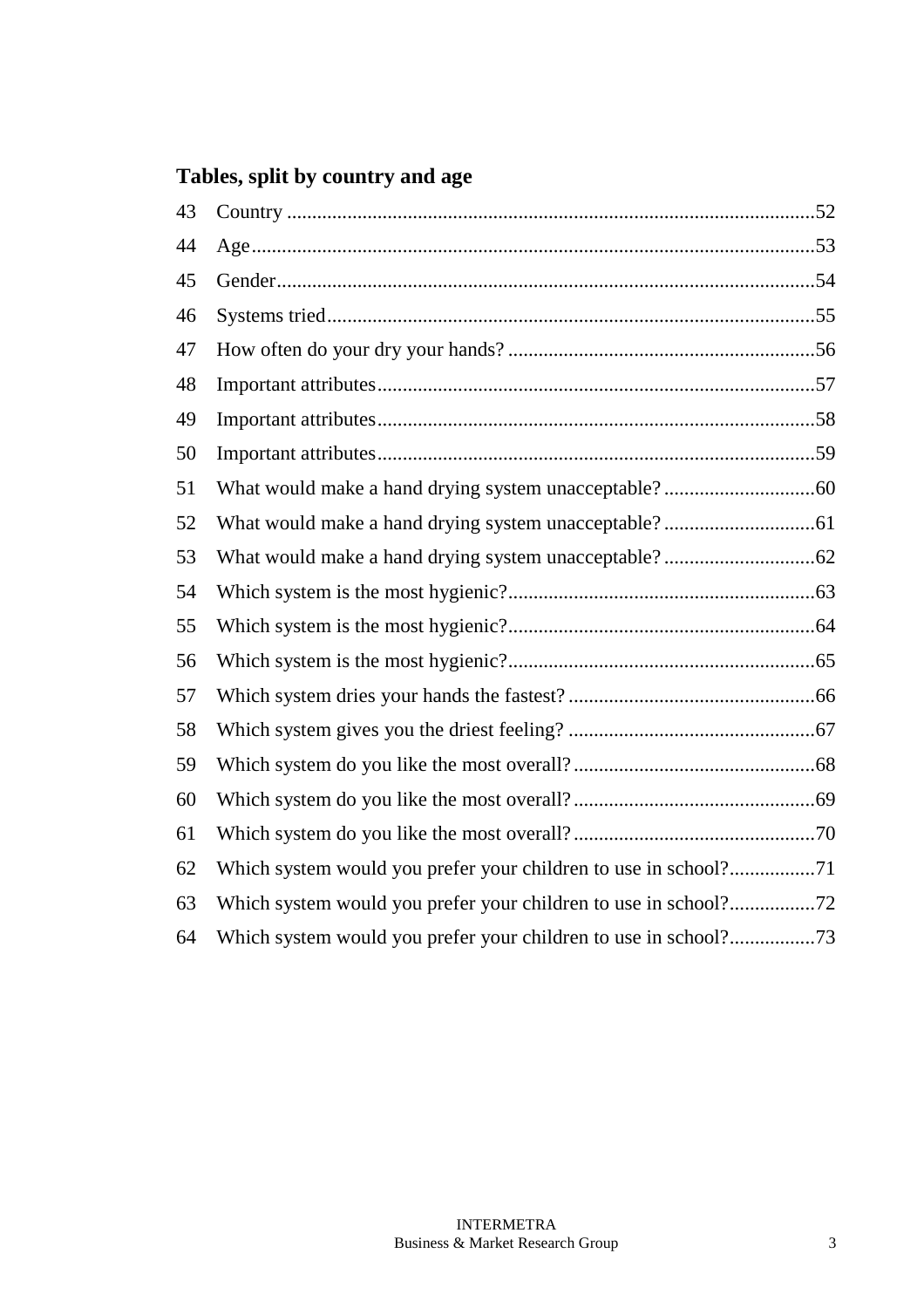## Tables, split by country and age

| | | |
|---|---|---|
| 43 | Country | 52 |
| 44 | Age | 53 |
| 45 | Gender | 54 |
| 46 | Systems tried | 55 |
| 47 | How often do your dry your hands? | 56 |
| 48 | Important attributes | 57 |
| 49 | Important attributes | 58 |
| 50 | Important attributes | 59 |
| 51 | What would make a hand drying system unacceptable? | 60 |
| 52 | What would make a hand drying system unacceptable? | 61 |
| 53 | What would make a hand drying system unacceptable? | 62 |
| 54 | Which system is the most hygienic? | 63 |
| 55 | Which system is the most hygienic? | 64 |
| 56 | Which system is the most hygienic? | 65 |
| 57 | Which system dries your hands the fastest? | 66 |
| 58 | Which system gives you the driest feeling? | 67 |
| 59 | Which system do you like the most overall? | 68 |
| 60 | Which system do you like the most overall? | 69 |
| 61 | Which system do you like the most overall? | 70 |
| 62 | Which system would you prefer your children to use in school? | 71 |
| 63 | Which system would you prefer your children to use in school? | 72 |
| 64 | Which system would you prefer your children to use in school? | 73 |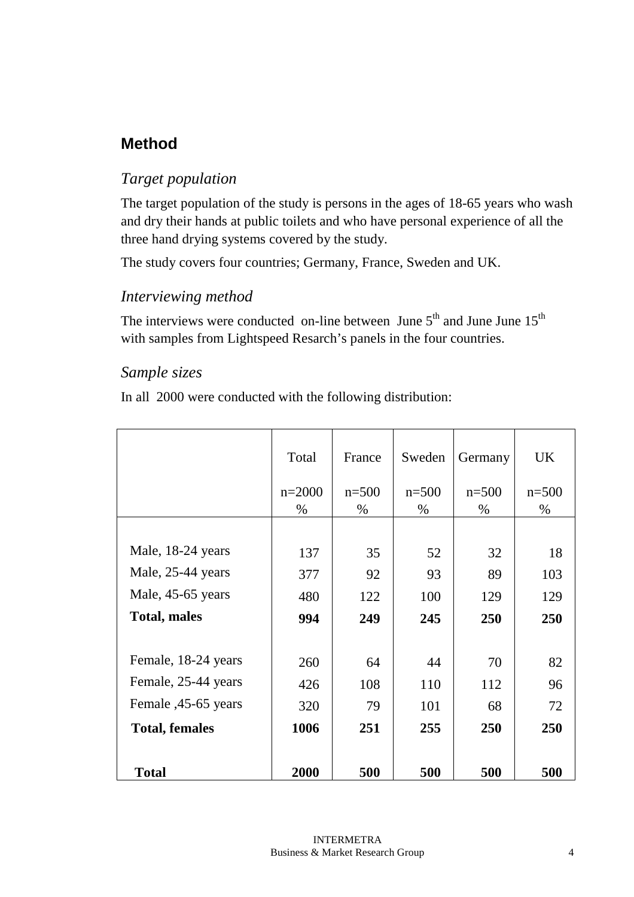## Method

### *Target population*

The target population of the study is persons in the ages of 18-65 years who wash and dry their hands at public toilets and who have personal experience of all the three hand drying systems covered by the study.

The study covers four countries; Germany, France, Sweden and UK.

### *Interviewing method*

The interviews were conducted on-line between June 5th and June June 15th with samples from Lightspeed Resarch's panels in the four countries.

### *Sample sizes*

In all 2000 were conducted with the following distribution:

| | Total<br>n=2000<br>% | France<br>n=500<br>% | Sweden<br>n=500<br>% | Germany<br>n=500<br>% | UK<br>n=500<br>% |
|---|---|---|---|---|---|
| Male, 18-24 years | 137 | 35 | 52 | 32 | 18 |
| Male, 25-44 years | 377 | 92 | 93 | 89 | 103 |
| Male, 45-65 years | 480 | 122 | 100 | 129 | 129 |
| **Total, males** | **994** | **249** | **245** | **250** | **250** |
| Female, 18-24 years | 260 | 64 | 44 | 70 | 82 |
| Female, 25-44 years | 426 | 108 | 110 | 112 | 96 |
| Female ,45-65 years | 320 | 79 | 101 | 68 | 72 |
| **Total, females** | **1006** | **251** | **255** | **250** | **250** |
| **Total** | **2000** | **500** | **500** | **500** | **500** |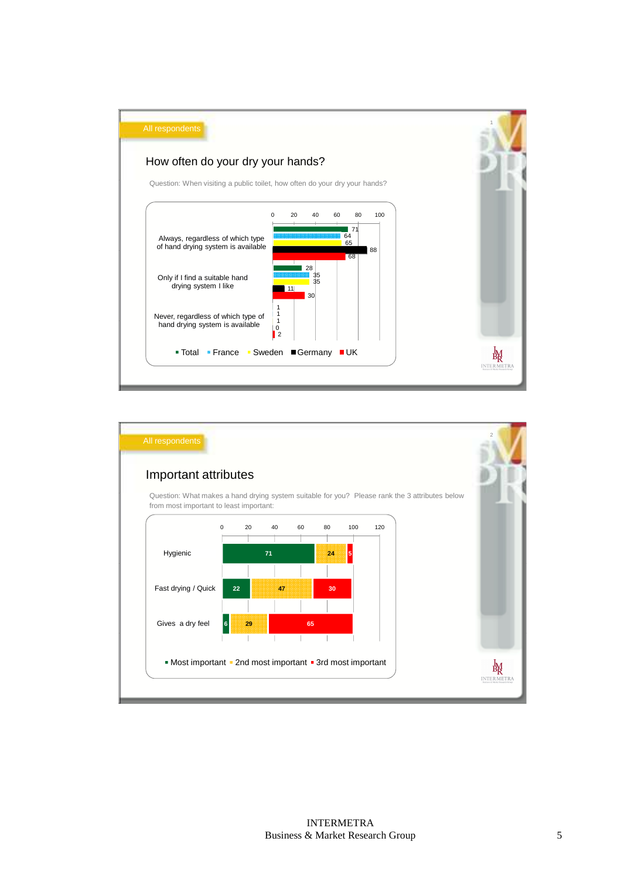All respondents

## How often do your dry your hands?

Question: When visiting a public toilet, how often do your dry your hands?

| | Total | France | Sweden | Germany | UK |
|---|---|---|---|---|---|
| Always, regardless of which type of hand drying system is available | 71 | 64 | 65 | 88 | 68 |
| Only if I find a suitable hand drying system I like | 28 | 35 | 35 | 11 | 30 |
| Never, regardless of which type of hand drying system is available | 1 | 1 | 1 | 0 | 2 |

All respondents

## Important attributes

Question: What makes a hand drying system suitable for you? Please rank the 3 attributes below from most important to least important:

| | Most important | 2nd most important | 3rd most important |
|---|---|---|---|
| Hygienic | 71 | 24 | 5 |
| Fast drying / Quick | 22 | 47 | 30 |
| Gives a dry feel | 6 | 29 | 65 |

INTERMETRA
Business & Market Research Group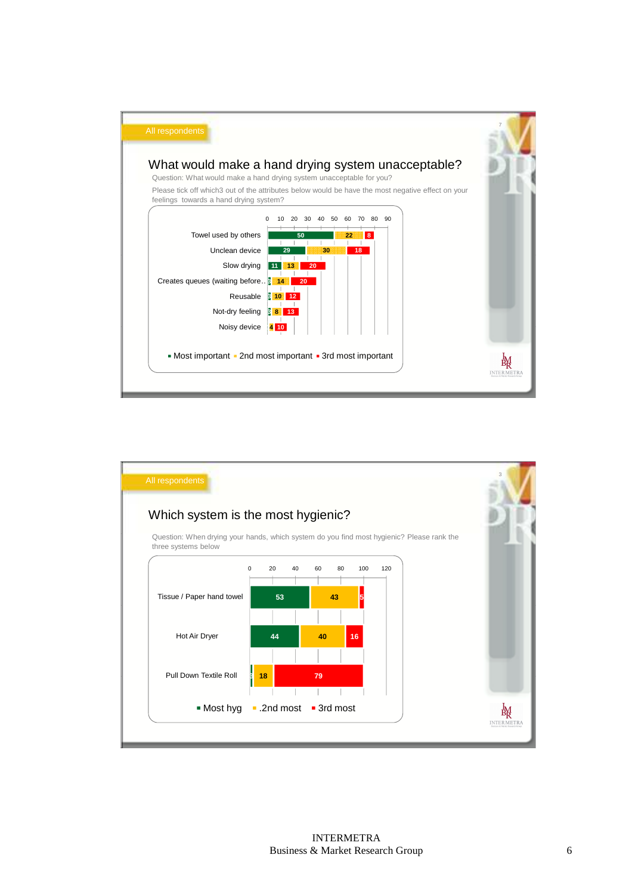All respondents

## What would make a hand drying system unacceptable?

Question: What would make a hand drying system unacceptable for you?

Please tick off which3 out of the attributes below would be have the most negative effect on your feelings towards a hand drying system?

| | Most important | 2nd most important | 3rd most important |
|---|---|---|---|
| Towel used by others | 50 | 22 | 8 |
| Unclean device | 29 | 30 | 18 |
| Slow drying | 11 | 13 | 20 |
| Creates queues (waiting before.. | 2 | 14 | 20 |
| Reusable | 2 | 10 | 12 |
| Not-dry feeling | 2 | 8 | 13 |
| Noisy device | | 4 | 10 |

All respondents

## Which system is the most hygienic?

Question: When drying your hands, which system do you find most hygienic? Please rank the three systems below

| | Most hyg | 2nd most | 3rd most |
|---|---|---|---|
| Tissue / Paper hand towel | 53 | 43 | 5 |
| Hot Air Dryer | 44 | 40 | 16 |
| Pull Down Textile Roll | 3 | 18 | 79 |

INTERMETRA
Business & Market Research Group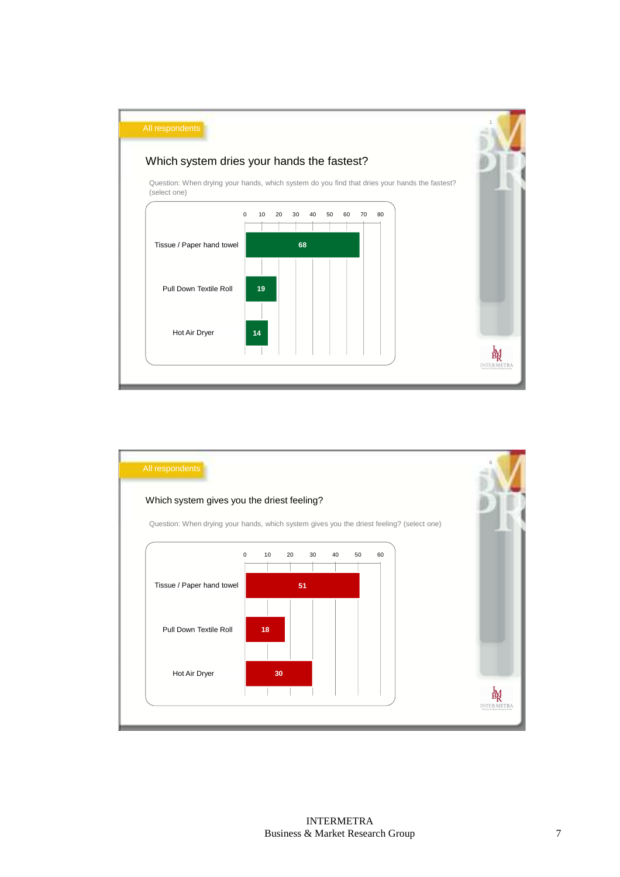All respondents

## Which system dries your hands the fastest?

Question: When drying your hands, which system do you find that dries your hands the fastest? (select one)

| System | Value |
|---|---|
| Tissue / Paper hand towel | 68 |
| Pull Down Textile Roll | 19 |
| Hot Air Dryer | 14 |

All respondents

## Which system gives you the driest feeling?

Question: When drying your hands, which system gives you the driest feeling? (select one)

| System | Value |
|---|---|
| Tissue / Paper hand towel | 51 |
| Pull Down Textile Roll | 18 |
| Hot Air Dryer | 30 |

INTERMETRA
Business & Market Research Group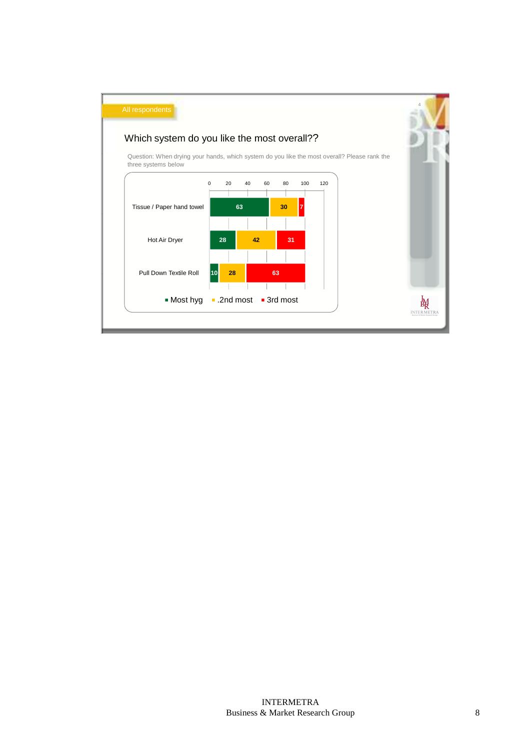All respondents

## Which system do you like the most overall??

Question: When drying your hands, which system do you like the most overall? Please rank the three systems below

| | Most hyg | .2nd most | 3rd most |
|---|---|---|---|
| Tissue / Paper hand towel | 63 | 30 | 7 |
| Hot Air Dryer | 28 | 42 | 31 |
| Pull Down Textile Roll | 10 | 28 | 63 |

INTERMETRA
Business & Market Research Group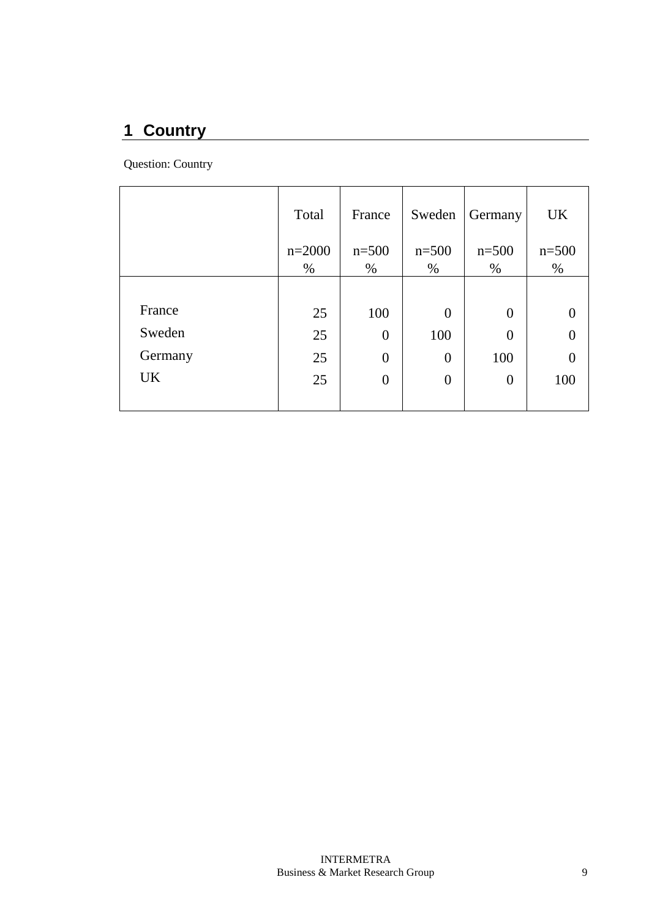## 1 Country

Question: Country

| | Total<br>n=2000<br>% | France<br>n=500<br>% | Sweden<br>n=500<br>% | Germany<br>n=500<br>% | UK<br>n=500<br>% |
|---|---|---|---|---|---|
| France | 25 | 100 | 0 | 0 | 0 |
| Sweden | 25 | 0 | 100 | 0 | 0 |
| Germany | 25 | 0 | 0 | 100 | 0 |
| UK | 25 | 0 | 0 | 0 | 100 |

INTERMETRA
Business & Market Research Group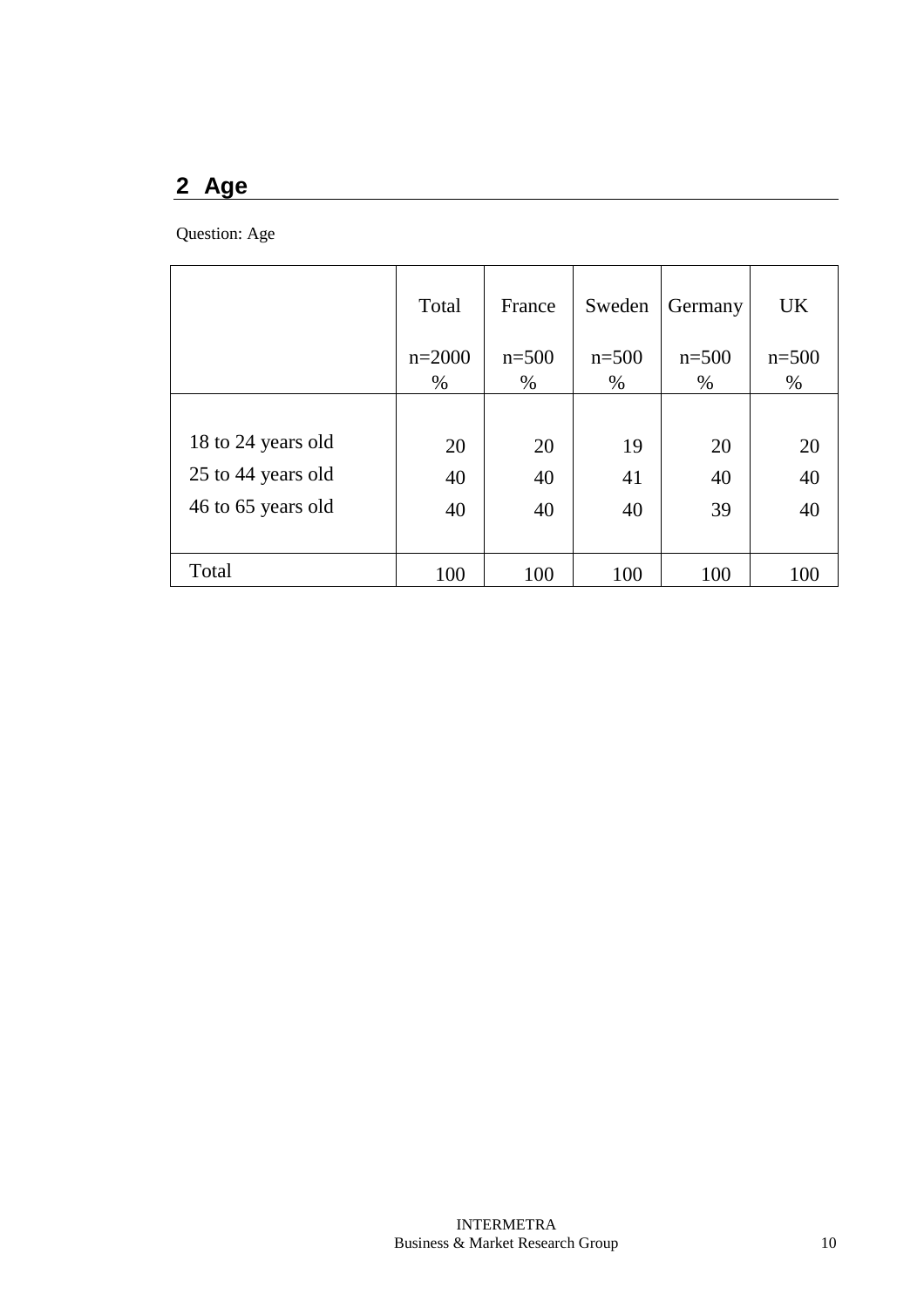## 2 Age

Question: Age

| | Total<br><br>n=2000<br>% | France<br><br>n=500<br>% | Sweden<br><br>n=500<br>% | Germany<br><br>n=500<br>% | UK<br><br>n=500<br>% |
|---|---|---|---|---|---|
| 18 to 24 years old | 20 | 20 | 19 | 20 | 20 |
| 25 to 44 years old | 40 | 40 | 41 | 40 | 40 |
| 46 to 65 years old | 40 | 40 | 40 | 39 | 40 |
| Total | 100 | 100 | 100 | 100 | 100 |

INTERMETRA
Business & Market Research Group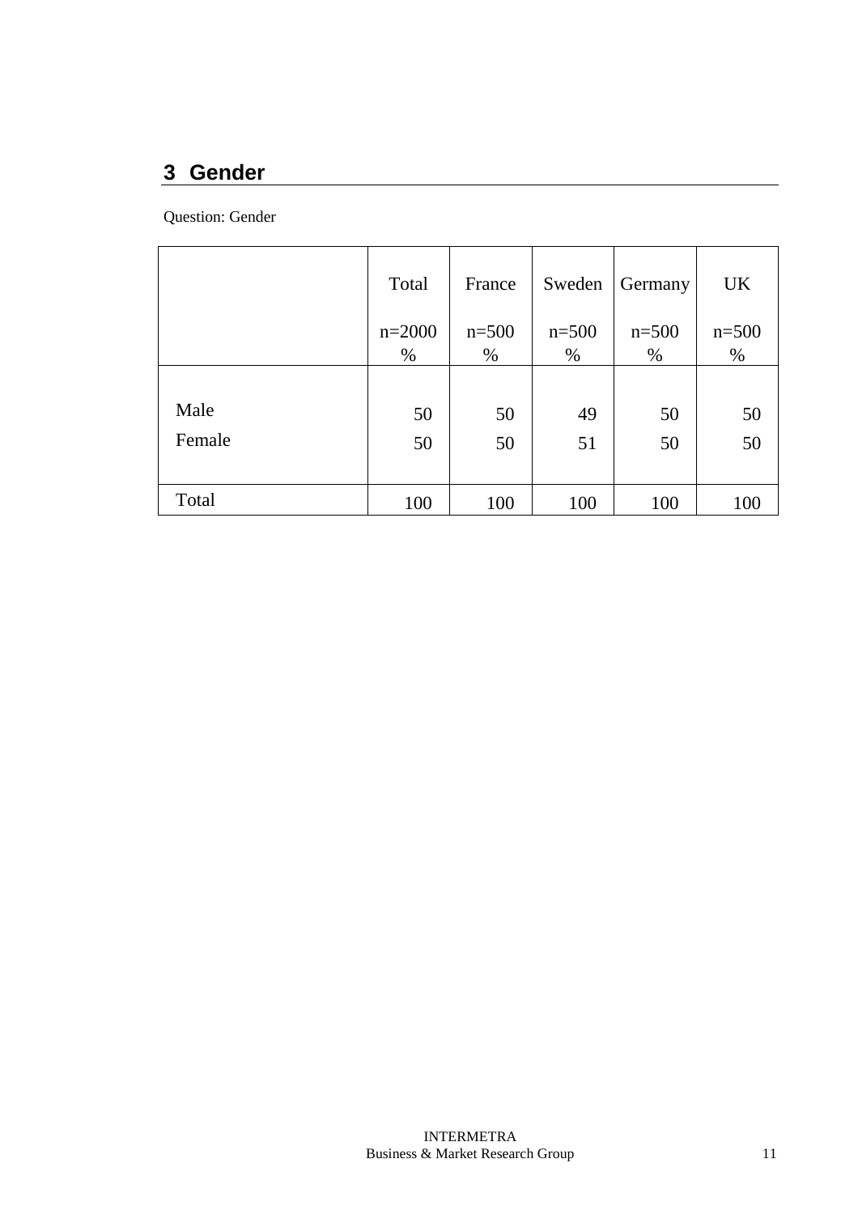## 3 Gender

Question: Gender

| | Total<br>n=2000<br>% | France<br>n=500<br>% | Sweden<br>n=500<br>% | Germany<br>n=500<br>% | UK<br>n=500<br>% |
|---|---|---|---|---|---|
| Male | 50 | 50 | 49 | 50 | 50 |
| Female | 50 | 50 | 51 | 50 | 50 |
| Total | 100 | 100 | 100 | 100 | 100 |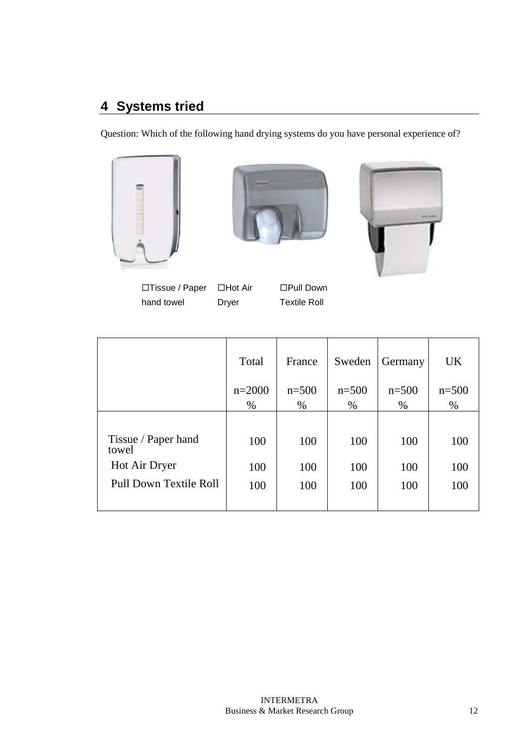## 4 Systems tried

Question: Which of the following hand drying systems do you have personal experience of?

☐Tissue / Paper hand towel ☐Hot Air Dryer ☐Pull Down Textile Roll

| | Total<br>n=2000<br>% | France<br>n=500<br>% | Sweden<br>n=500<br>% | Germany<br>n=500<br>% | UK<br>n=500<br>% |
|---|---|---|---|---|---|
| Tissue / Paper hand towel | 100 | 100 | 100 | 100 | 100 |
| Hot Air Dryer | 100 | 100 | 100 | 100 | 100 |
| Pull Down Textile Roll | 100 | 100 | 100 | 100 | 100 |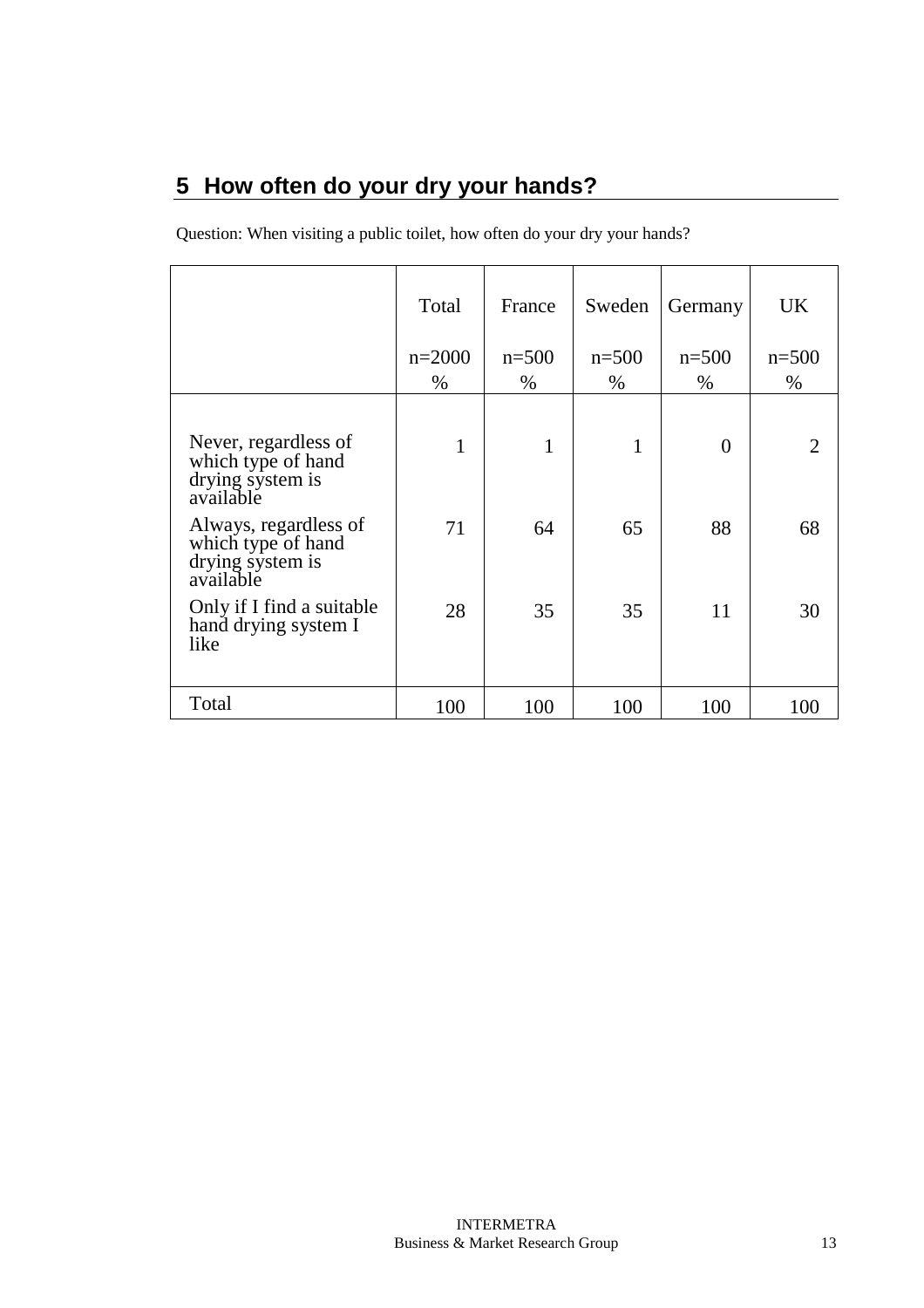## 5 How often do your dry your hands?

Question: When visiting a public toilet, how often do your dry your hands?

| | Total<br>n=2000<br>% | France<br>n=500<br>% | Sweden<br>n=500<br>% | Germany<br>n=500<br>% | UK<br>n=500<br>% |
|---|---|---|---|---|---|
| Never, regardless of which type of hand drying system is available | 1 | 1 | 1 | 0 | 2 |
| Always, regardless of which type of hand drying system is available | 71 | 64 | 65 | 88 | 68 |
| Only if I find a suitable hand drying system I like | 28 | 35 | 35 | 11 | 30 |
| Total | 100 | 100 | 100 | 100 | 100 |

INTERMETRA
Business & Market Research Group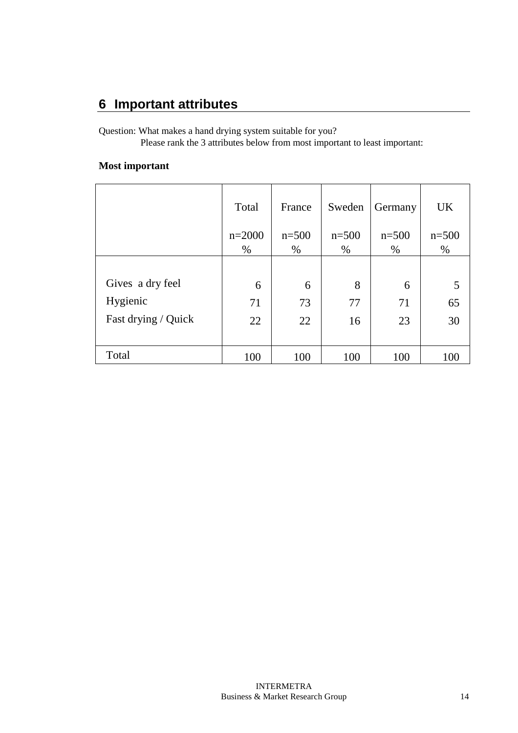## 6 Important attributes

Question: What makes a hand drying system suitable for you?
Please rank the 3 attributes below from most important to least important:

**Most important**

| | Total<br>n=2000<br>% | France<br>n=500<br>% | Sweden<br>n=500<br>% | Germany<br>n=500<br>% | UK<br>n=500<br>% |
|---|---|---|---|---|---|
| Gives a dry feel | 6 | 6 | 8 | 6 | 5 |
| Hygienic | 71 | 73 | 77 | 71 | 65 |
| Fast drying / Quick | 22 | 22 | 16 | 23 | 30 |
| Total | 100 | 100 | 100 | 100 | 100 |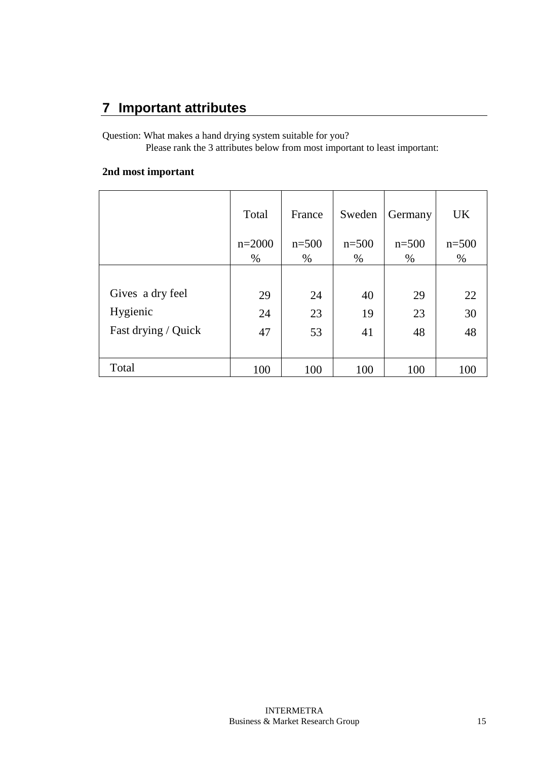## 7 Important attributes

Question: What makes a hand drying system suitable for you?
Please rank the 3 attributes below from most important to least important:

**2nd most important**

| | Total<br>n=2000<br>% | France<br>n=500<br>% | Sweden<br>n=500<br>% | Germany<br>n=500<br>% | UK<br>n=500<br>% |
|---|---|---|---|---|---|
| Gives a dry feel | 29 | 24 | 40 | 29 | 22 |
| Hygienic | 24 | 23 | 19 | 23 | 30 |
| Fast drying / Quick | 47 | 53 | 41 | 48 | 48 |
| Total | 100 | 100 | 100 | 100 | 100 |

INTERMETRA
Business & Market Research Group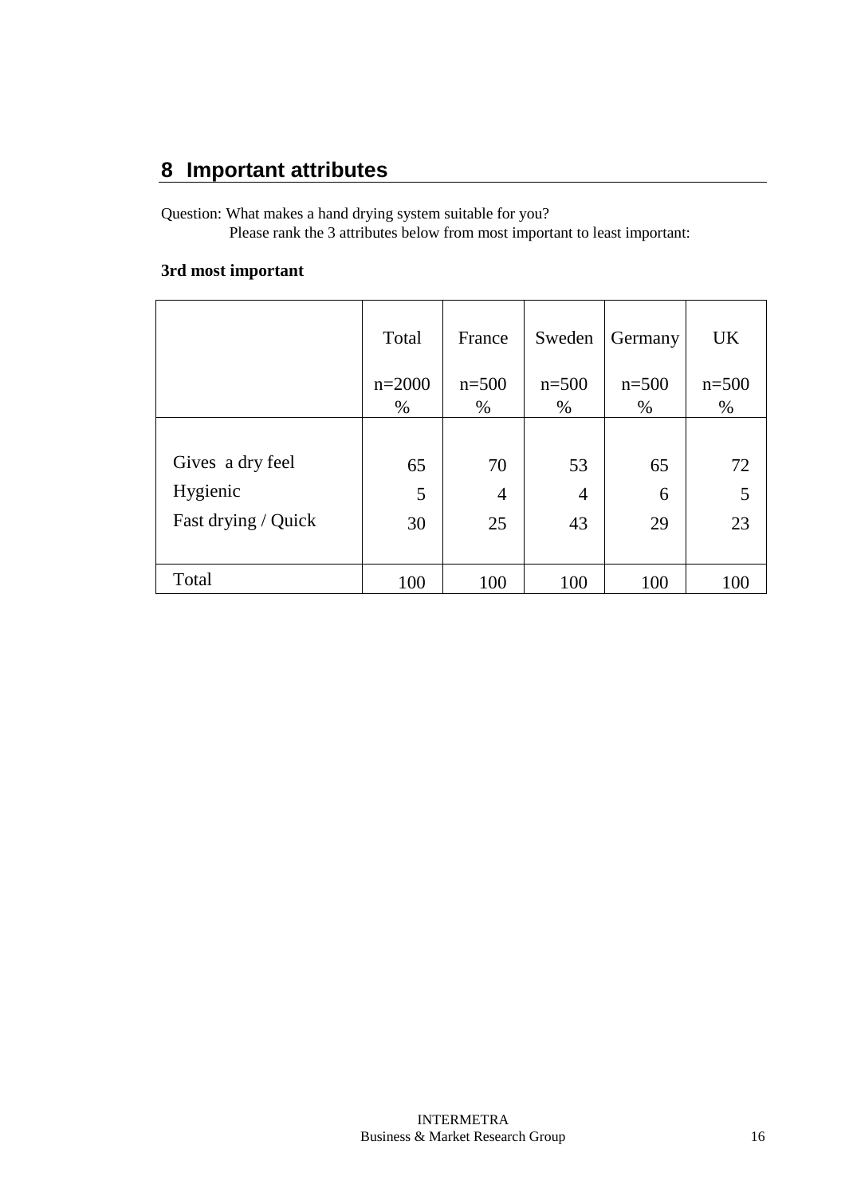## 8 Important attributes

Question: What makes a hand drying system suitable for you?
Please rank the 3 attributes below from most important to least important:

**3rd most important**

| | Total<br>n=2000<br>% | France<br>n=500<br>% | Sweden<br>n=500<br>% | Germany<br>n=500<br>% | UK<br>n=500<br>% |
|---|---|---|---|---|---|
| Gives a dry feel | 65 | 70 | 53 | 65 | 72 |
| Hygienic | 5 | 4 | 4 | 6 | 5 |
| Fast drying / Quick | 30 | 25 | 43 | 29 | 23 |
| Total | 100 | 100 | 100 | 100 | 100 |

INTERMETRA
Business & Market Research Group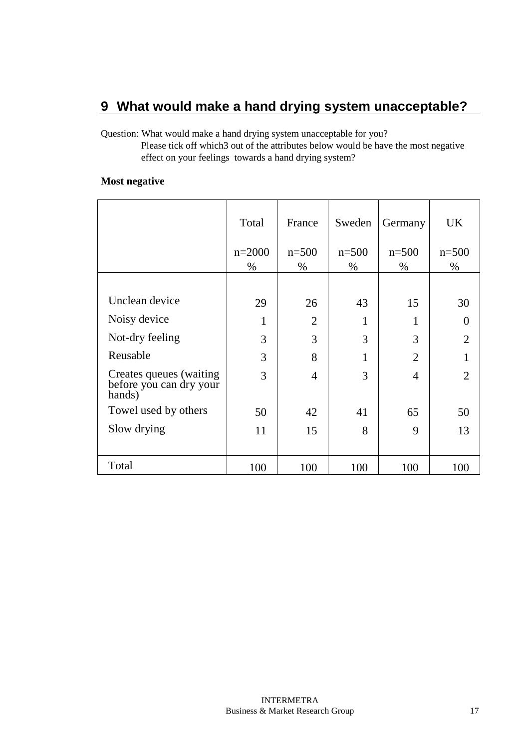## 9 What would make a hand drying system unacceptable?

Question: What would make a hand drying system unacceptable for you?
Please tick off which3 out of the attributes below would be have the most negative effect on your feelings towards a hand drying system?

**Most negative**

| | Total<br>n=2000<br>% | France<br>n=500<br>% | Sweden<br>n=500<br>% | Germany<br>n=500<br>% | UK<br>n=500<br>% |
|---|---|---|---|---|---|
| Unclean device | 29 | 26 | 43 | 15 | 30 |
| Noisy device | 1 | 2 | 1 | 1 | 0 |
| Not-dry feeling | 3 | 3 | 3 | 3 | 2 |
| Reusable | 3 | 8 | 1 | 2 | 1 |
| Creates queues (waiting before you can dry your hands) | 3 | 4 | 3 | 4 | 2 |
| Towel used by others | 50 | 42 | 41 | 65 | 50 |
| Slow drying | 11 | 15 | 8 | 9 | 13 |
| Total | 100 | 100 | 100 | 100 | 100 |

INTERMETRA
Business & Market Research Group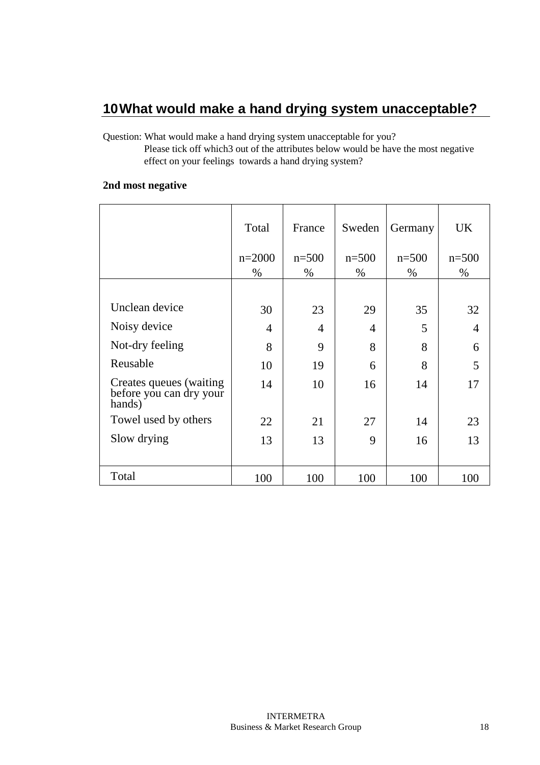## 10 What would make a hand drying system unacceptable?

Question: What would make a hand drying system unacceptable for you?
Please tick off which3 out of the attributes below would be have the most negative effect on your feelings towards a hand drying system?

**2nd most negative**

| | Total<br>n=2000<br>% | France<br>n=500<br>% | Sweden<br>n=500<br>% | Germany<br>n=500<br>% | UK<br>n=500<br>% |
|---|---|---|---|---|---|
| Unclean device | 30 | 23 | 29 | 35 | 32 |
| Noisy device | 4 | 4 | 4 | 5 | 4 |
| Not-dry feeling | 8 | 9 | 8 | 8 | 6 |
| Reusable | 10 | 19 | 6 | 8 | 5 |
| Creates queues (waiting before you can dry your hands) | 14 | 10 | 16 | 14 | 17 |
| Towel used by others | 22 | 21 | 27 | 14 | 23 |
| Slow drying | 13 | 13 | 9 | 16 | 13 |
| Total | 100 | 100 | 100 | 100 | 100 |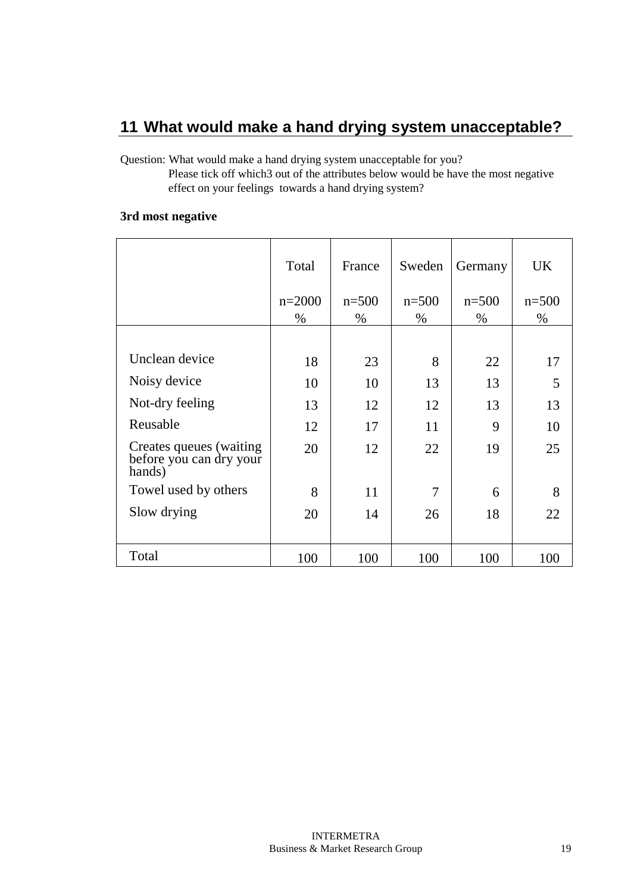## 11 What would make a hand drying system unacceptable?

Question: What would make a hand drying system unacceptable for you?
Please tick off which3 out of the attributes below would be have the most negative effect on your feelings towards a hand drying system?

**3rd most negative**

| | Total n=2000 % | France n=500 % | Sweden n=500 % | Germany n=500 % | UK n=500 % |
|---|---|---|---|---|---|
| Unclean device | 18 | 23 | 8 | 22 | 17 |
| Noisy device | 10 | 10 | 13 | 13 | 5 |
| Not-dry feeling | 13 | 12 | 12 | 13 | 13 |
| Reusable | 12 | 17 | 11 | 9 | 10 |
| Creates queues (waiting before you can dry your hands) | 20 | 12 | 22 | 19 | 25 |
| Towel used by others | 8 | 11 | 7 | 6 | 8 |
| Slow drying | 20 | 14 | 26 | 18 | 22 |
| Total | 100 | 100 | 100 | 100 | 100 |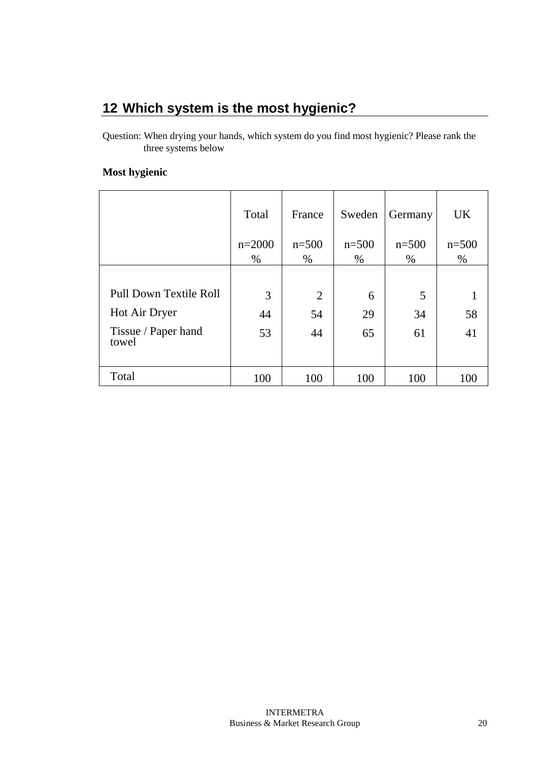## 12 Which system is the most hygienic?

Question: When drying your hands, which system do you find most hygienic? Please rank the three systems below

**Most hygienic**

| | Total<br>n=2000<br>% | France<br>n=500<br>% | Sweden<br>n=500<br>% | Germany<br>n=500<br>% | UK<br>n=500<br>% |
|---|---|---|---|---|---|
| Pull Down Textile Roll | 3 | 2 | 6 | 5 | 1 |
| Hot Air Dryer | 44 | 54 | 29 | 34 | 58 |
| Tissue / Paper hand towel | 53 | 44 | 65 | 61 | 41 |
| Total | 100 | 100 | 100 | 100 | 100 |

INTERMETRA
Business & Market Research Group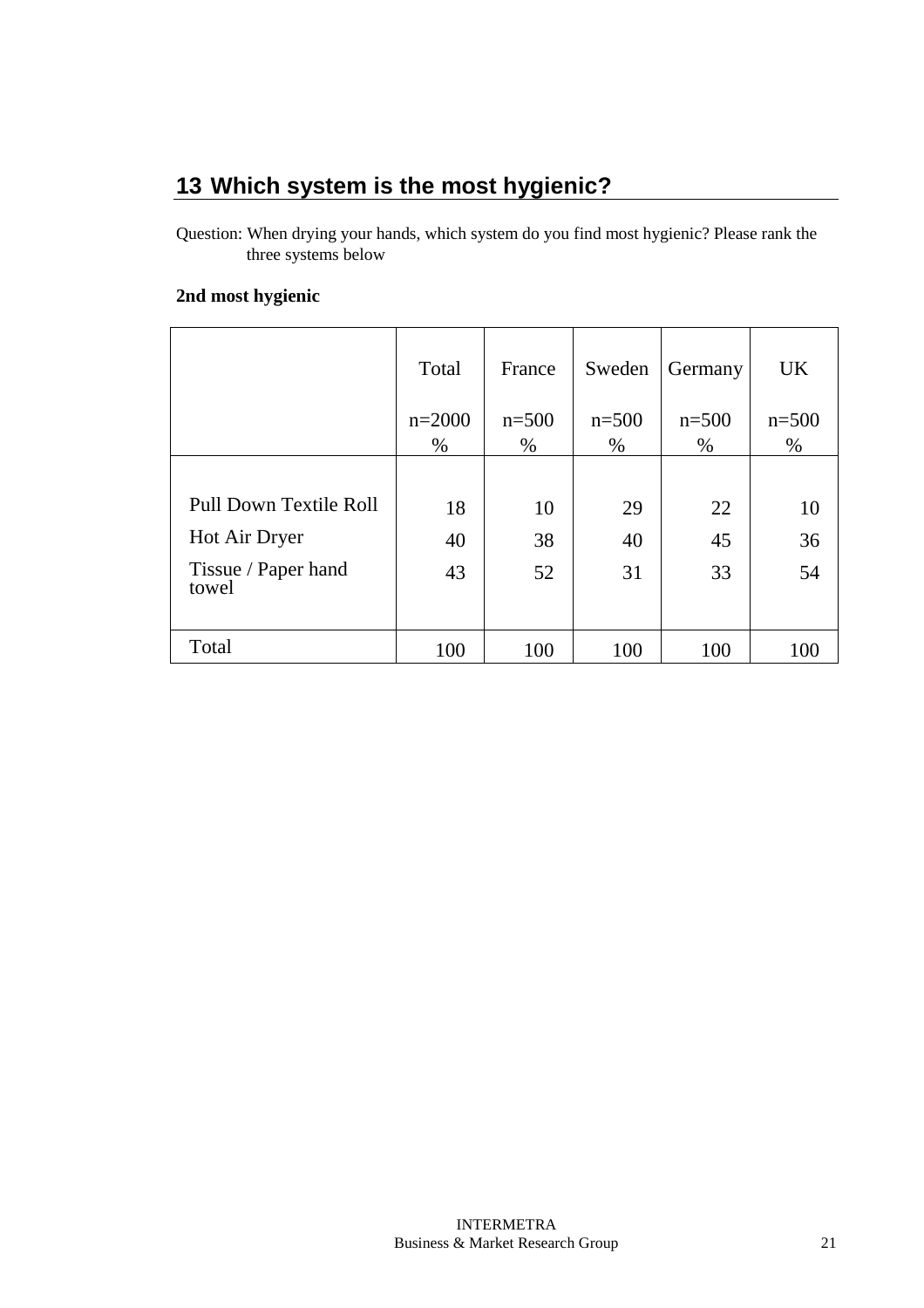## 13 Which system is the most hygienic?

Question: When drying your hands, which system do you find most hygienic? Please rank the three systems below

**2nd most hygienic**

| | Total<br>n=2000<br>% | France<br>n=500<br>% | Sweden<br>n=500<br>% | Germany<br>n=500<br>% | UK<br>n=500<br>% |
|---|---|---|---|---|---|
| Pull Down Textile Roll | 18 | 10 | 29 | 22 | 10 |
| Hot Air Dryer | 40 | 38 | 40 | 45 | 36 |
| Tissue / Paper hand towel | 43 | 52 | 31 | 33 | 54 |
| Total | 100 | 100 | 100 | 100 | 100 |

INTERMETRA
Business & Market Research Group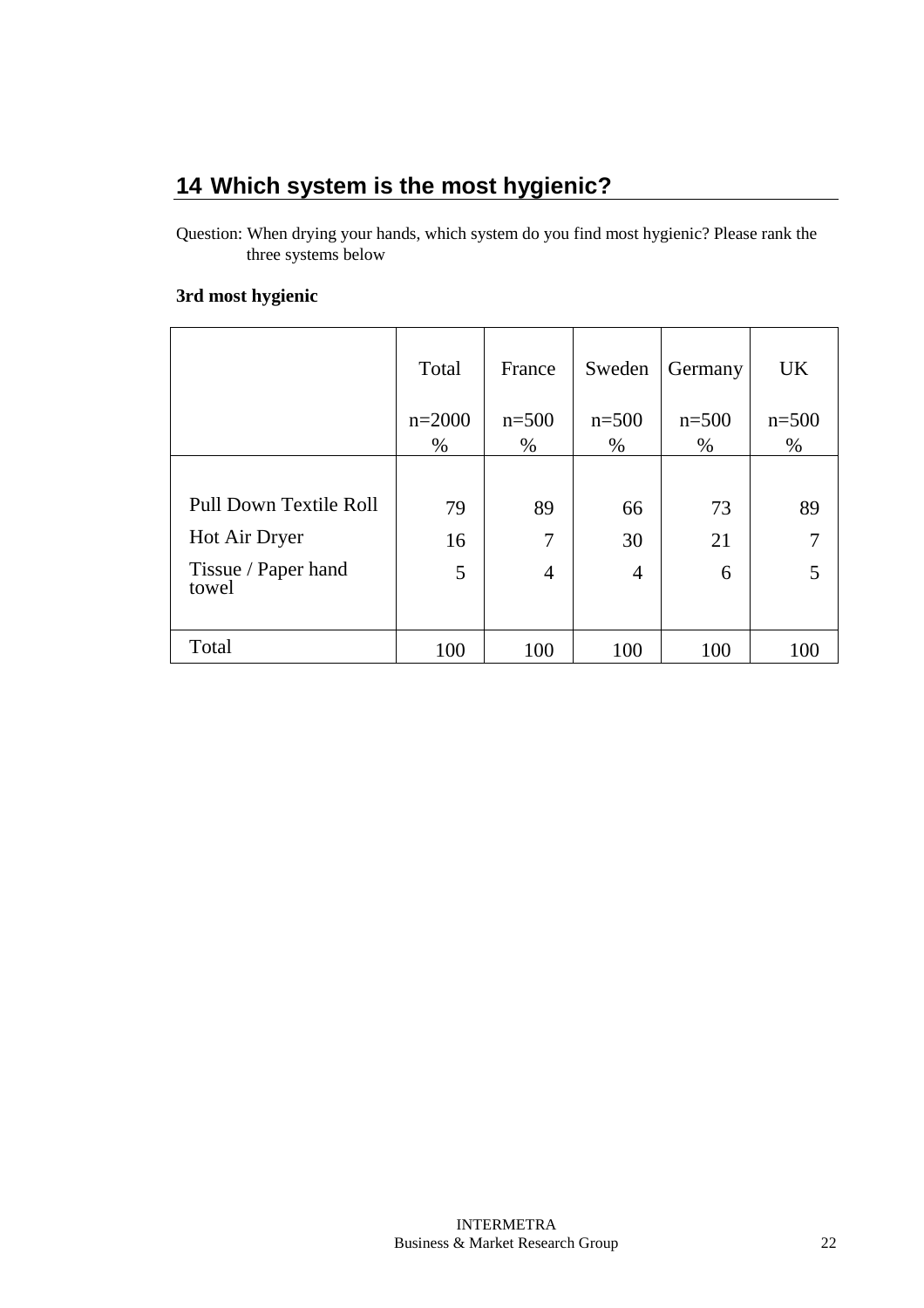## 14 Which system is the most hygienic?

Question: When drying your hands, which system do you find most hygienic? Please rank the three systems below

**3rd most hygienic**

| | Total<br>n=2000<br>% | France<br>n=500<br>% | Sweden<br>n=500<br>% | Germany<br>n=500<br>% | UK<br>n=500<br>% |
|---|---|---|---|---|---|
| Pull Down Textile Roll | 79 | 89 | 66 | 73 | 89 |
| Hot Air Dryer | 16 | 7 | 30 | 21 | 7 |
| Tissue / Paper hand towel | 5 | 4 | 4 | 6 | 5 |
| Total | 100 | 100 | 100 | 100 | 100 |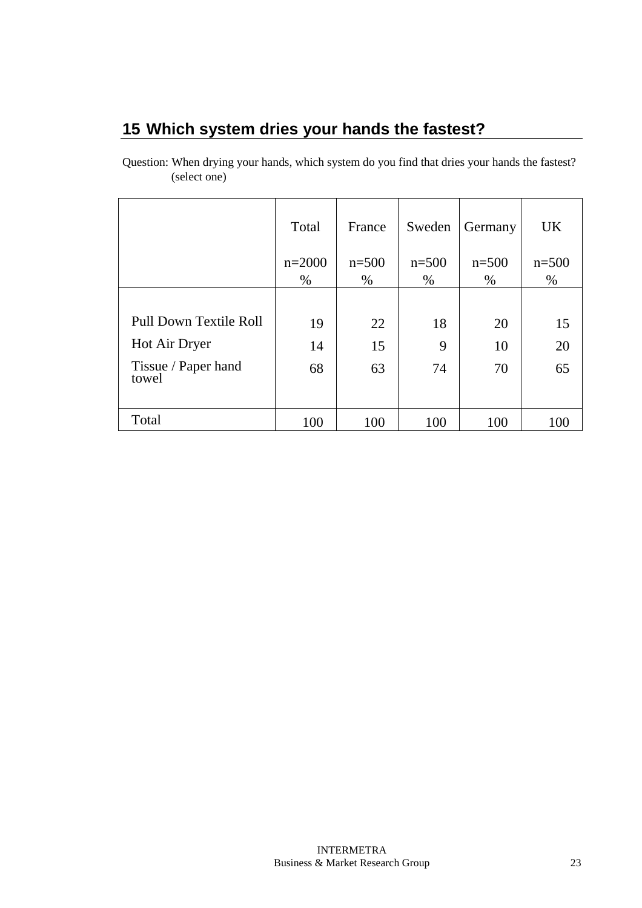## 15 Which system dries your hands the fastest?

Question: When drying your hands, which system do you find that dries your hands the fastest? (select one)

| | Total<br>n=2000<br>% | France<br>n=500<br>% | Sweden<br>n=500<br>% | Germany<br>n=500<br>% | UK<br>n=500<br>% |
|---|---|---|---|---|---|
| Pull Down Textile Roll | 19 | 22 | 18 | 20 | 15 |
| Hot Air Dryer | 14 | 15 | 9 | 10 | 20 |
| Tissue / Paper hand towel | 68 | 63 | 74 | 70 | 65 |
| Total | 100 | 100 | 100 | 100 | 100 |

INTERMETRA
Business & Market Research Group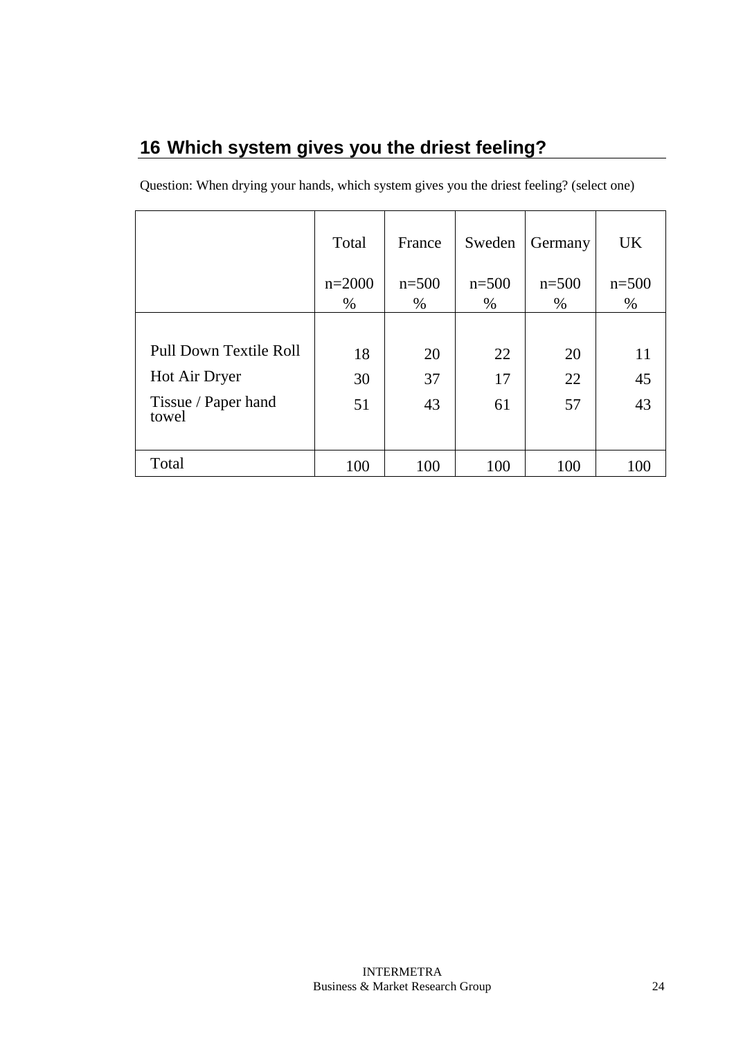## 16 Which system gives you the driest feeling?

Question: When drying your hands, which system gives you the driest feeling? (select one)

| | Total<br>n=2000<br>% | France<br>n=500<br>% | Sweden<br>n=500<br>% | Germany<br>n=500<br>% | UK<br>n=500<br>% |
|---|---|---|---|---|---|
| Pull Down Textile Roll | 18 | 20 | 22 | 20 | 11 |
| Hot Air Dryer | 30 | 37 | 17 | 22 | 45 |
| Tissue / Paper hand towel | 51 | 43 | 61 | 57 | 43 |
| Total | 100 | 100 | 100 | 100 | 100 |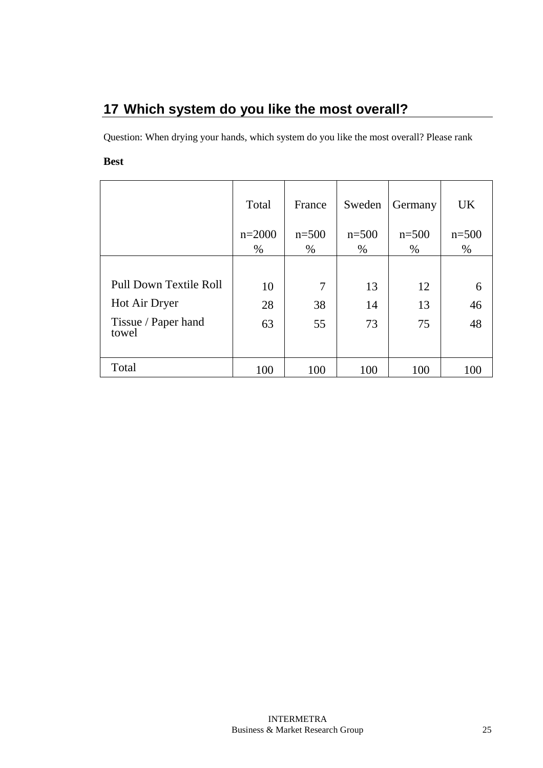## 17 Which system do you like the most overall?

Question: When drying your hands, which system do you like the most overall? Please rank

**Best**

| | Total<br>n=2000<br>% | France<br>n=500<br>% | Sweden<br>n=500<br>% | Germany<br>n=500<br>% | UK<br>n=500<br>% |
|---|---|---|---|---|---|
| Pull Down Textile Roll | 10 | 7 | 13 | 12 | 6 |
| Hot Air Dryer | 28 | 38 | 14 | 13 | 46 |
| Tissue / Paper hand towel | 63 | 55 | 73 | 75 | 48 |
| Total | 100 | 100 | 100 | 100 | 100 |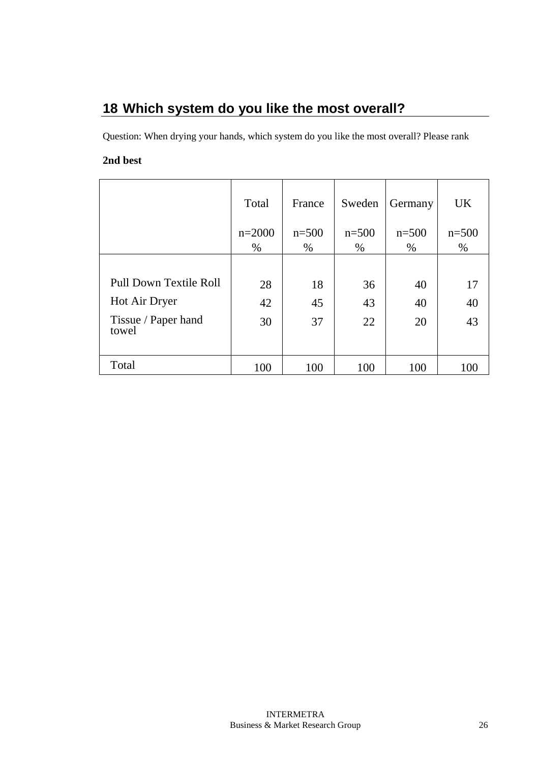## 18 Which system do you like the most overall?

Question: When drying your hands, which system do you like the most overall? Please rank

**2nd best**

| | Total<br>n=2000<br>% | France<br>n=500<br>% | Sweden<br>n=500<br>% | Germany<br>n=500<br>% | UK<br>n=500<br>% |
|---|---|---|---|---|---|
| Pull Down Textile Roll | 28 | 18 | 36 | 40 | 17 |
| Hot Air Dryer | 42 | 45 | 43 | 40 | 40 |
| Tissue / Paper hand towel | 30 | 37 | 22 | 20 | 43 |
| Total | 100 | 100 | 100 | 100 | 100 |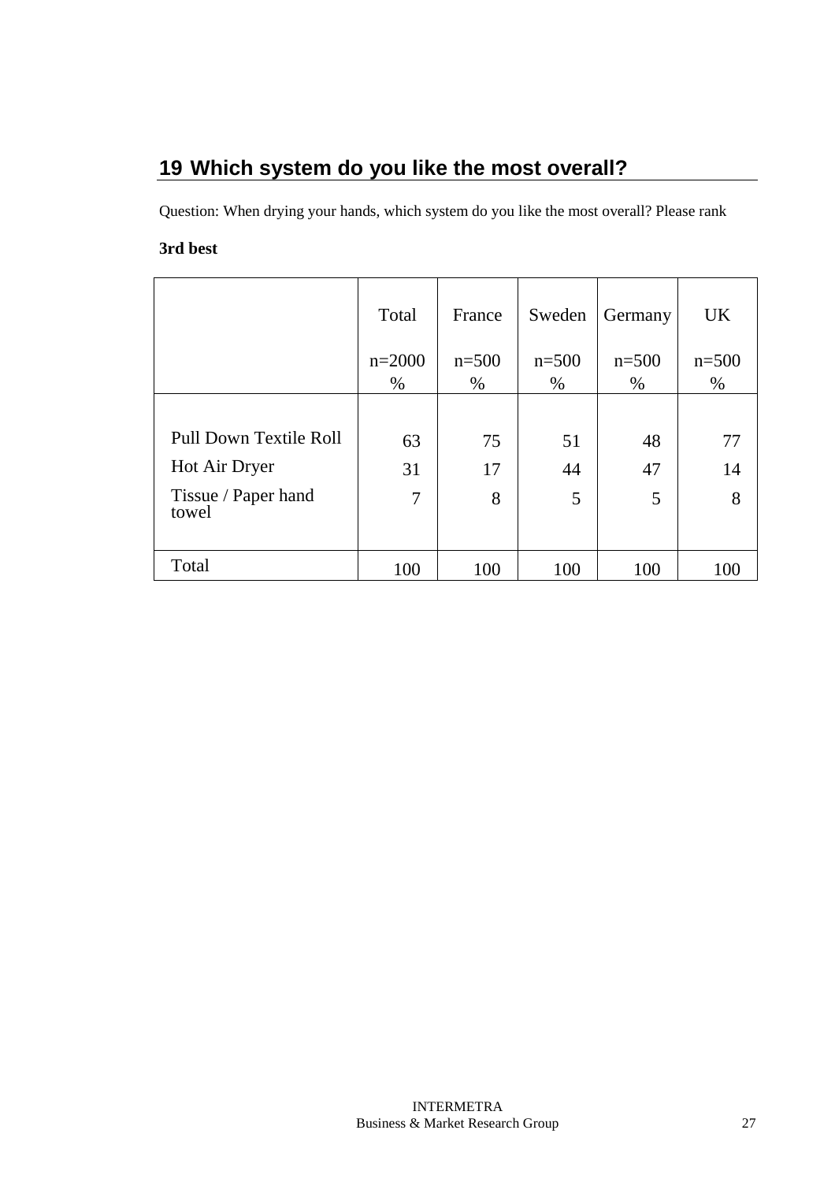## 19 Which system do you like the most overall?

Question: When drying your hands, which system do you like the most overall? Please rank

**3rd best**

| | Total<br>n=2000<br>% | France<br>n=500<br>% | Sweden<br>n=500<br>% | Germany<br>n=500<br>% | UK<br>n=500<br>% |
|---|---|---|---|---|---|
| Pull Down Textile Roll | 63 | 75 | 51 | 48 | 77 |
| Hot Air Dryer | 31 | 17 | 44 | 47 | 14 |
| Tissue / Paper hand towel | 7 | 8 | 5 | 5 | 8 |
| Total | 100 | 100 | 100 | 100 | 100 |

INTERMETRA
Business & Market Research Group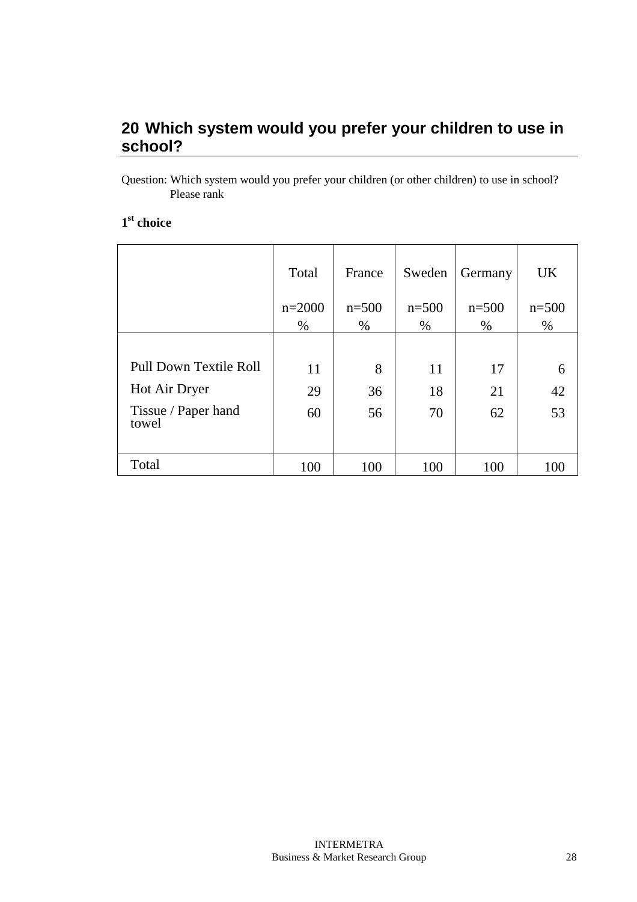## 20 Which system would you prefer your children to use in school?

Question: Which system would you prefer your children (or other children) to use in school? Please rank

**1st choice**

| | Total<br>n=2000<br>% | France<br>n=500<br>% | Sweden<br>n=500<br>% | Germany<br>n=500<br>% | UK<br>n=500<br>% |
|---|---|---|---|---|---|
| Pull Down Textile Roll | 11 | 8 | 11 | 17 | 6 |
| Hot Air Dryer | 29 | 36 | 18 | 21 | 42 |
| Tissue / Paper hand towel | 60 | 56 | 70 | 62 | 53 |
| Total | 100 | 100 | 100 | 100 | 100 |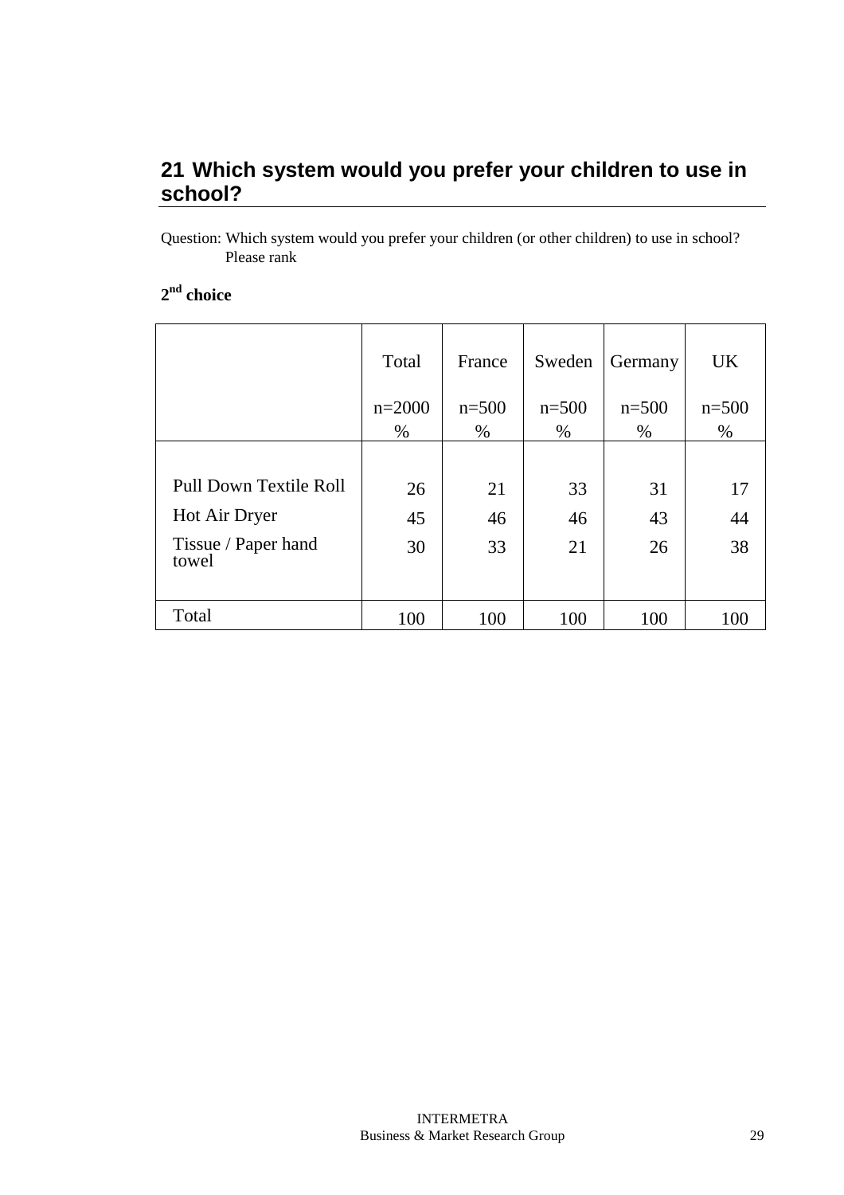## 21 Which system would you prefer your children to use in school?

Question: Which system would you prefer your children (or other children) to use in school? Please rank

**2nd choice**

| | Total<br><br>n=2000<br>% | France<br><br>n=500<br>% | Sweden<br><br>n=500<br>% | Germany<br><br>n=500<br>% | UK<br><br>n=500<br>% |
|---|---|---|---|---|---|
| Pull Down Textile Roll | 26 | 21 | 33 | 31 | 17 |
| Hot Air Dryer | 45 | 46 | 46 | 43 | 44 |
| Tissue / Paper hand towel | 30 | 33 | 21 | 26 | 38 |
| Total | 100 | 100 | 100 | 100 | 100 |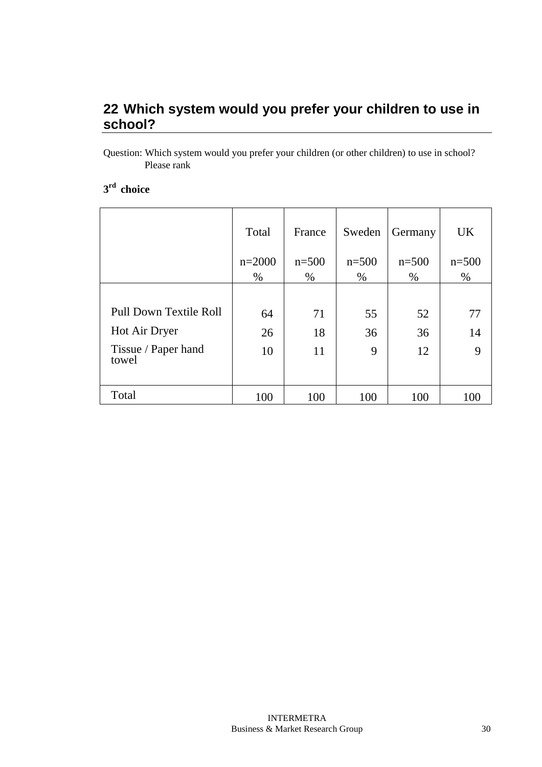## 22 Which system would you prefer your children to use in school?

Question: Which system would you prefer your children (or other children) to use in school? Please rank

**3rd choice**

| | Total<br>n=2000<br>% | France<br>n=500<br>% | Sweden<br>n=500<br>% | Germany<br>n=500<br>% | UK<br>n=500<br>% |
|---|---|---|---|---|---|
| Pull Down Textile Roll | 64 | 71 | 55 | 52 | 77 |
| Hot Air Dryer | 26 | 18 | 36 | 36 | 14 |
| Tissue / Paper hand towel | 10 | 11 | 9 | 12 | 9 |
| Total | 100 | 100 | 100 | 100 | 100 |

INTERMETRA
Business & Market Research Group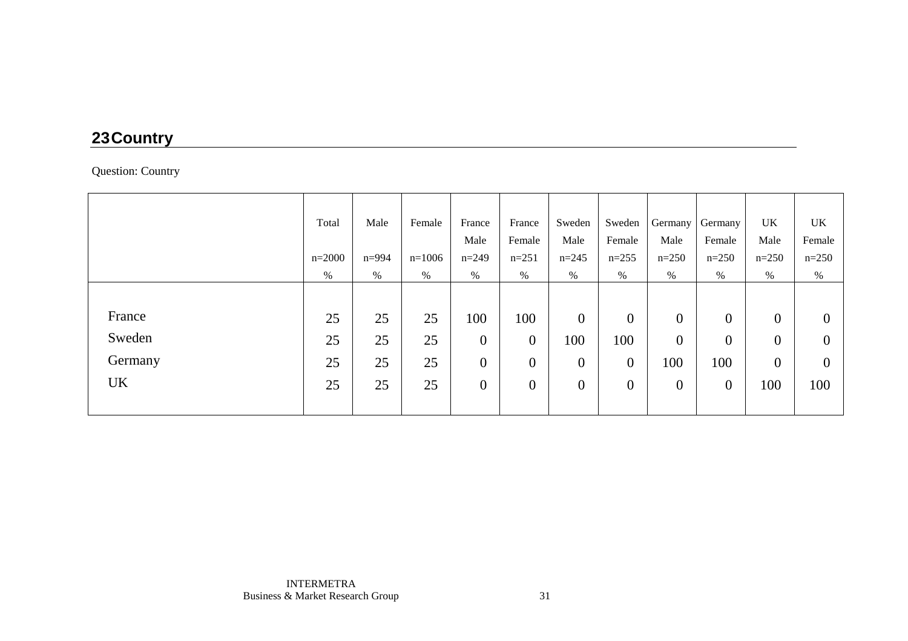## 23 Country

Question: Country

| | Total<br>n=2000<br>% | Male<br>n=994<br>% | Female<br>n=1006<br>% | France Male<br>n=249<br>% | France Female<br>n=251<br>% | Sweden Male<br>n=245<br>% | Sweden Female<br>n=255<br>% | Germany Male<br>n=250<br>% | Germany Female<br>n=250<br>% | UK Male<br>n=250<br>% | UK Female<br>n=250<br>% |
|---|---|---|---|---|---|---|---|---|---|---|---|
| France | 25 | 25 | 25 | 100 | 100 | 0 | 0 | 0 | 0 | 0 | 0 |
| Sweden | 25 | 25 | 25 | 0 | 0 | 100 | 100 | 0 | 0 | 0 | 0 |
| Germany | 25 | 25 | 25 | 0 | 0 | 0 | 0 | 100 | 100 | 0 | 0 |
| UK | 25 | 25 | 25 | 0 | 0 | 0 | 0 | 0 | 0 | 100 | 100 |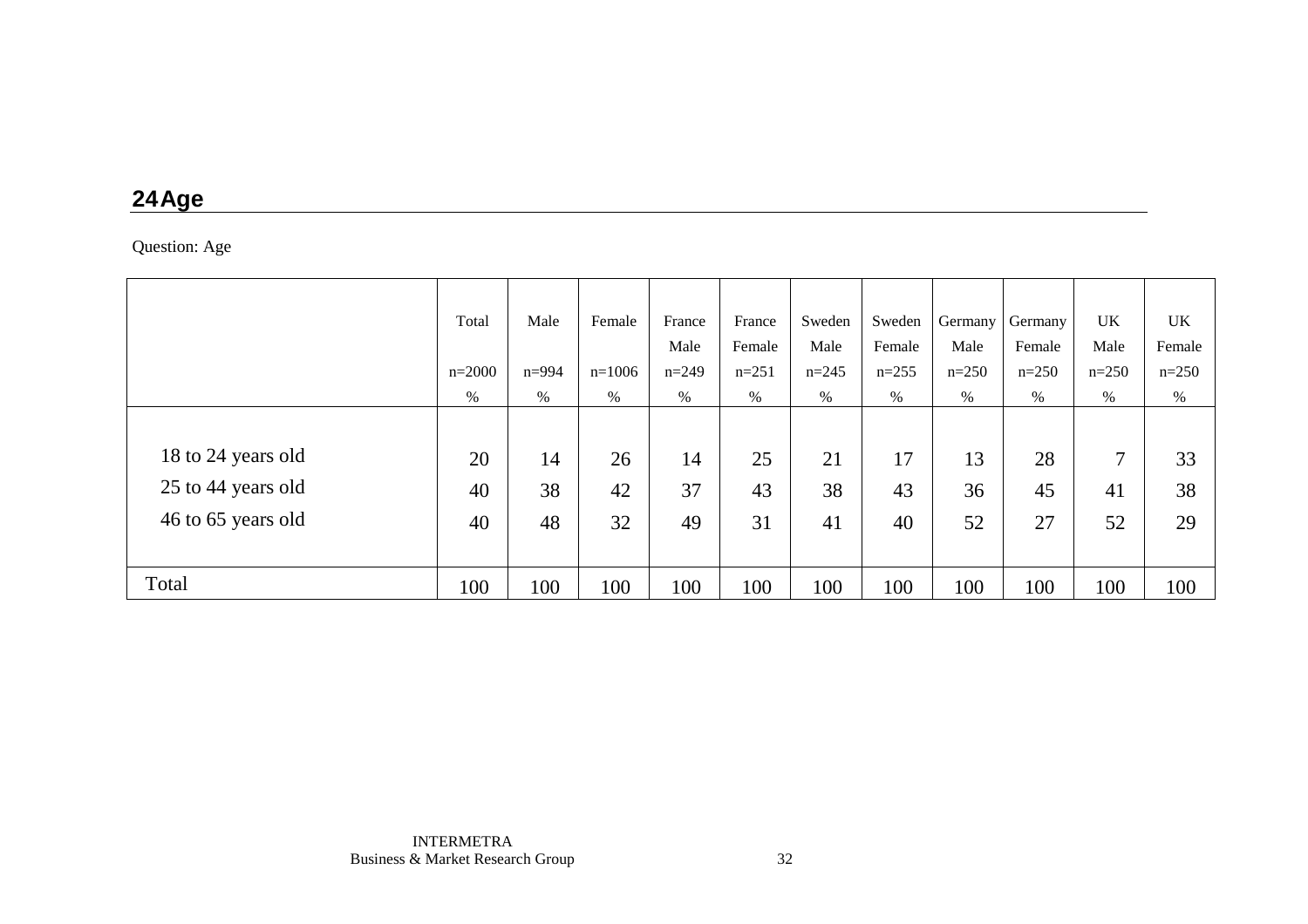## 24 Age

Question: Age

| | Total<br>n=2000<br>% | Male<br>n=994<br>% | Female<br>n=1006<br>% | France Male<br>n=249<br>% | France Female<br>n=251<br>% | Sweden Male<br>n=245<br>% | Sweden Female<br>n=255<br>% | Germany Male<br>n=250<br>% | Germany Female<br>n=250<br>% | UK Male<br>n=250<br>% | UK Female<br>n=250<br>% |
|---|---|---|---|---|---|---|---|---|---|---|---|
| 18 to 24 years old | 20 | 14 | 26 | 14 | 25 | 21 | 17 | 13 | 28 | 7 | 33 |
| 25 to 44 years old | 40 | 38 | 42 | 37 | 43 | 38 | 43 | 36 | 45 | 41 | 38 |
| 46 to 65 years old | 40 | 48 | 32 | 49 | 31 | 41 | 40 | 52 | 27 | 52 | 29 |
| Total | 100 | 100 | 100 | 100 | 100 | 100 | 100 | 100 | 100 | 100 | 100 |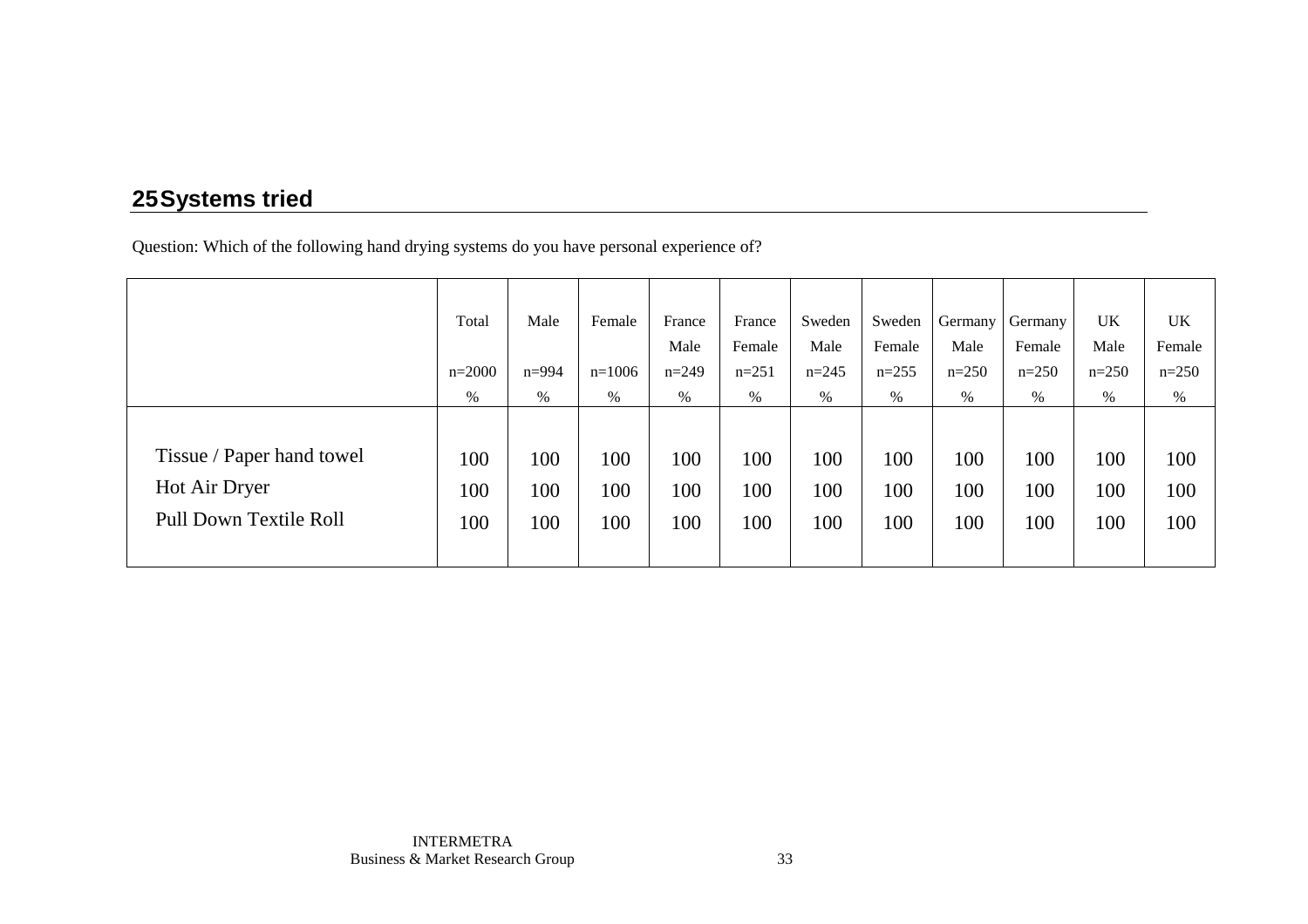## 25 Systems tried

Question: Which of the following hand drying systems do you have personal experience of?

| | Total<br>n=2000<br>% | Male<br>n=994<br>% | Female<br>n=1006<br>% | France Male<br>n=249<br>% | France Female<br>n=251<br>% | Sweden Male<br>n=245<br>% | Sweden Female<br>n=255<br>% | Germany Male<br>n=250<br>% | Germany Female<br>n=250<br>% | UK Male<br>n=250<br>% | UK Female<br>n=250<br>% |
|---|---|---|---|---|---|---|---|---|---|---|---|
| Tissue / Paper hand towel | 100 | 100 | 100 | 100 | 100 | 100 | 100 | 100 | 100 | 100 | 100 |
| Hot Air Dryer | 100 | 100 | 100 | 100 | 100 | 100 | 100 | 100 | 100 | 100 | 100 |
| Pull Down Textile Roll | 100 | 100 | 100 | 100 | 100 | 100 | 100 | 100 | 100 | 100 | 100 |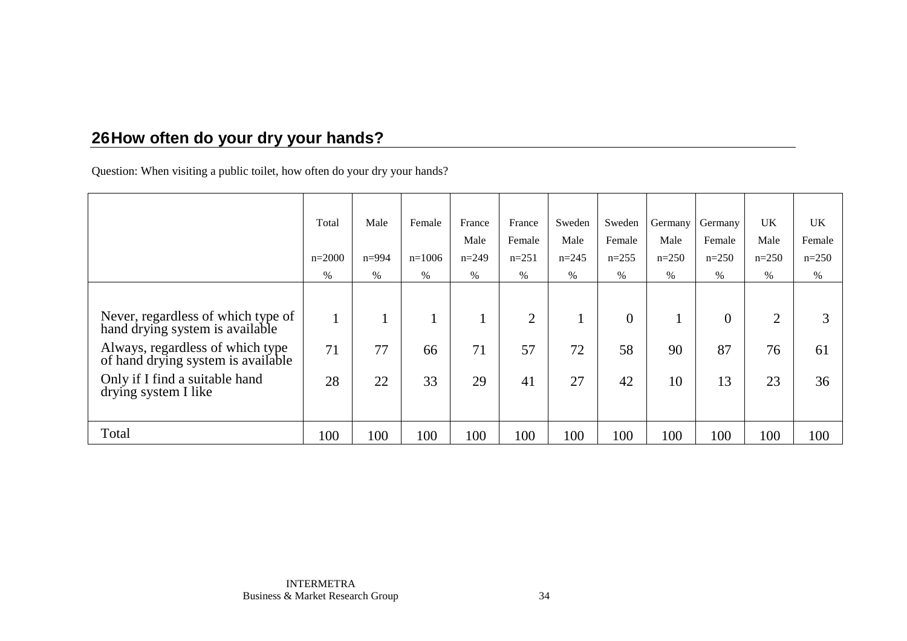## 26 How often do your dry your hands?

Question: When visiting a public toilet, how often do your dry your hands?

| | Total n=2000 % | Male n=994 % | Female n=1006 % | France Male n=249 % | France Female n=251 % | Sweden Male n=245 % | Sweden Female n=255 % | Germany Male n=250 % | Germany Female n=250 % | UK Male n=250 % | UK Female n=250 % |
|---|---|---|---|---|---|---|---|---|---|---|---|
| Never, regardless of which type of hand drying system is available | 1 | 1 | 1 | 1 | 2 | 1 | 0 | 1 | 0 | 2 | 3 |
| Always, regardless of which type of hand drying system is available | 71 | 77 | 66 | 71 | 57 | 72 | 58 | 90 | 87 | 76 | 61 |
| Only if I find a suitable hand drying system I like | 28 | 22 | 33 | 29 | 41 | 27 | 42 | 10 | 13 | 23 | 36 |
| Total | 100 | 100 | 100 | 100 | 100 | 100 | 100 | 100 | 100 | 100 | 100 |

INTERMETRA
Business & Market Research Group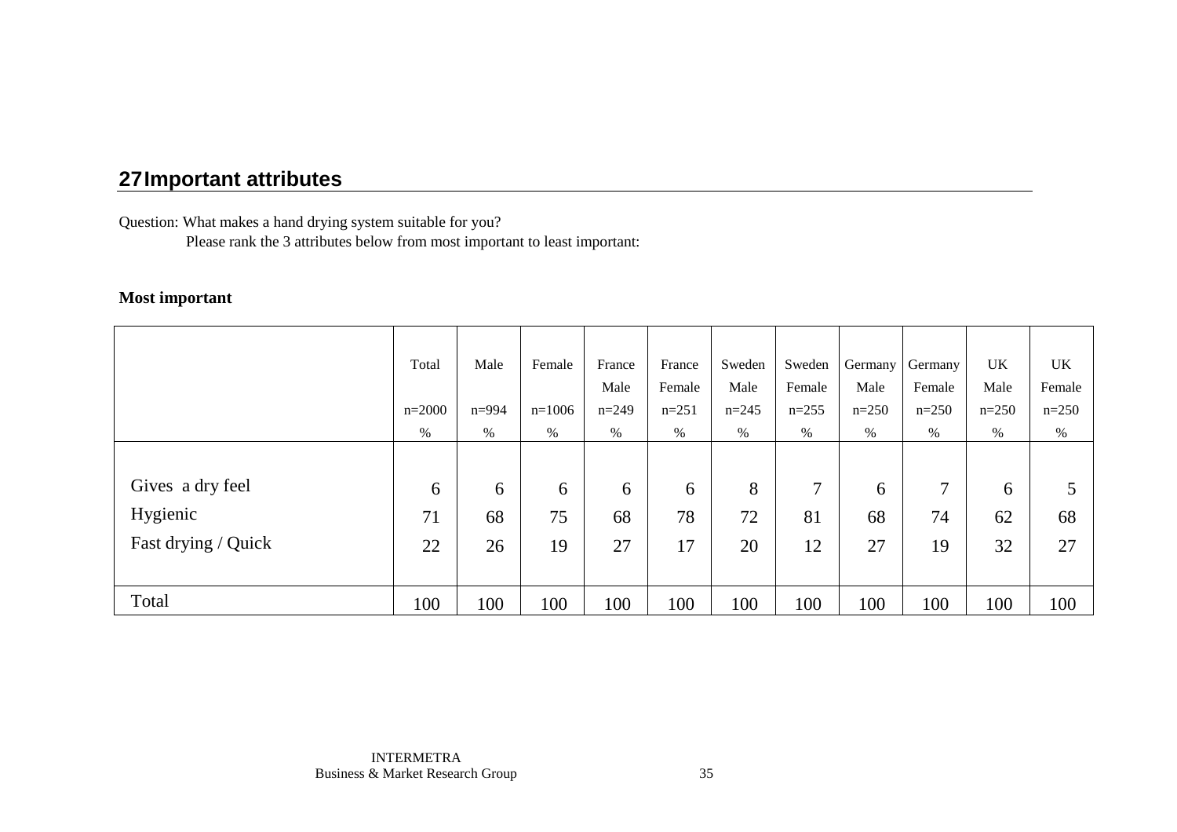## 27 Important attributes

Question: What makes a hand drying system suitable for you?
Please rank the 3 attributes below from most important to least important:

**Most important**

| | Total n=2000 % | Male n=994 % | Female n=1006 % | France Male n=249 % | France Female n=251 % | Sweden Male n=245 % | Sweden Female n=255 % | Germany Male n=250 % | Germany Female n=250 % | UK Male n=250 % | UK Female n=250 % |
|---|---|---|---|---|---|---|---|---|---|---|---|
| Gives a dry feel | 6 | 6 | 6 | 6 | 6 | 8 | 7 | 6 | 7 | 6 | 5 |
| Hygienic | 71 | 68 | 75 | 68 | 78 | 72 | 81 | 68 | 74 | 62 | 68 |
| Fast drying / Quick | 22 | 26 | 19 | 27 | 17 | 20 | 12 | 27 | 19 | 32 | 27 |
| Total | 100 | 100 | 100 | 100 | 100 | 100 | 100 | 100 | 100 | 100 | 100 |

INTERMETRA
Business & Market Research Group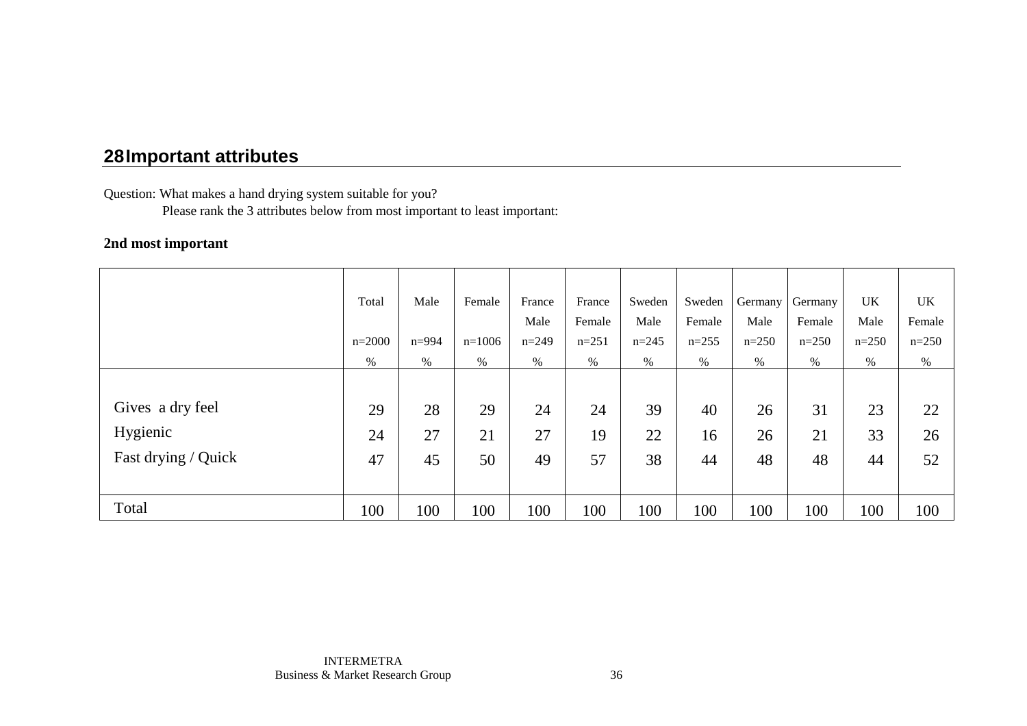## 28 Important attributes

Question: What makes a hand drying system suitable for you?
Please rank the 3 attributes below from most important to least important:

**2nd most important**

| | Total n=2000 % | Male n=994 % | Female n=1006 % | France Male n=249 % | France Female n=251 % | Sweden Male n=245 % | Sweden Female n=255 % | Germany Male n=250 % | Germany Female n=250 % | UK Male n=250 % | UK Female n=250 % |
|---|---|---|---|---|---|---|---|---|---|---|---|
| Gives a dry feel | 29 | 28 | 29 | 24 | 24 | 39 | 40 | 26 | 31 | 23 | 22 |
| Hygienic | 24 | 27 | 21 | 27 | 19 | 22 | 16 | 26 | 21 | 33 | 26 |
| Fast drying / Quick | 47 | 45 | 50 | 49 | 57 | 38 | 44 | 48 | 48 | 44 | 52 |
| Total | 100 | 100 | 100 | 100 | 100 | 100 | 100 | 100 | 100 | 100 | 100 |

INTERMETRA
Business & Market Research Group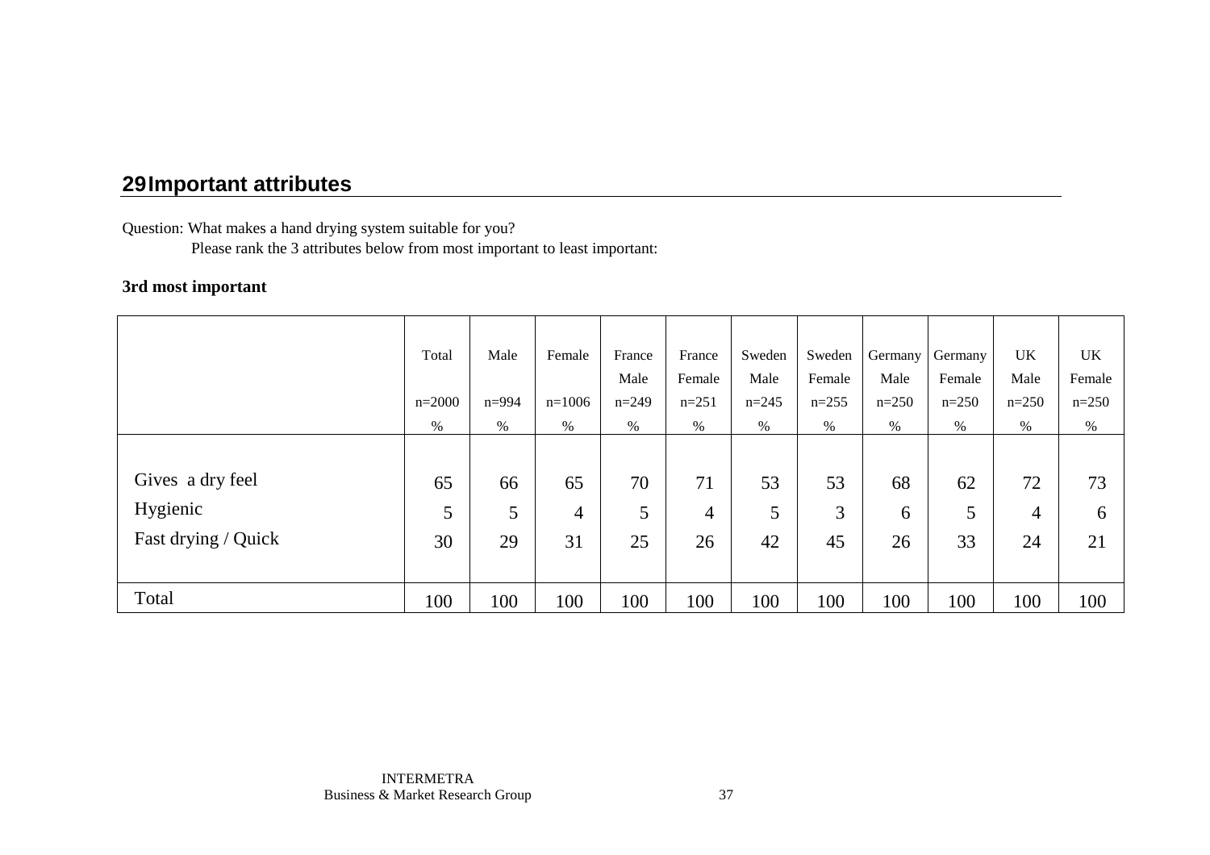## 29 Important attributes

Question: What makes a hand drying system suitable for you?
Please rank the 3 attributes below from most important to least important:

**3rd most important**

| | Total<br>n=2000<br>% | Male<br>n=994<br>% | Female<br>n=1006<br>% | France Male<br>n=249<br>% | France Female<br>n=251<br>% | Sweden Male<br>n=245<br>% | Sweden Female<br>n=255<br>% | Germany Male<br>n=250<br>% | Germany Female<br>n=250<br>% | UK Male<br>n=250<br>% | UK Female<br>n=250<br>% |
|---|---|---|---|---|---|---|---|---|---|---|---|
| Gives a dry feel | 65 | 66 | 65 | 70 | 71 | 53 | 53 | 68 | 62 | 72 | 73 |
| Hygienic | 5 | 5 | 4 | 5 | 4 | 5 | 3 | 6 | 5 | 4 | 6 |
| Fast drying / Quick | 30 | 29 | 31 | 25 | 26 | 42 | 45 | 26 | 33 | 24 | 21 |
| Total | 100 | 100 | 100 | 100 | 100 | 100 | 100 | 100 | 100 | 100 | 100 |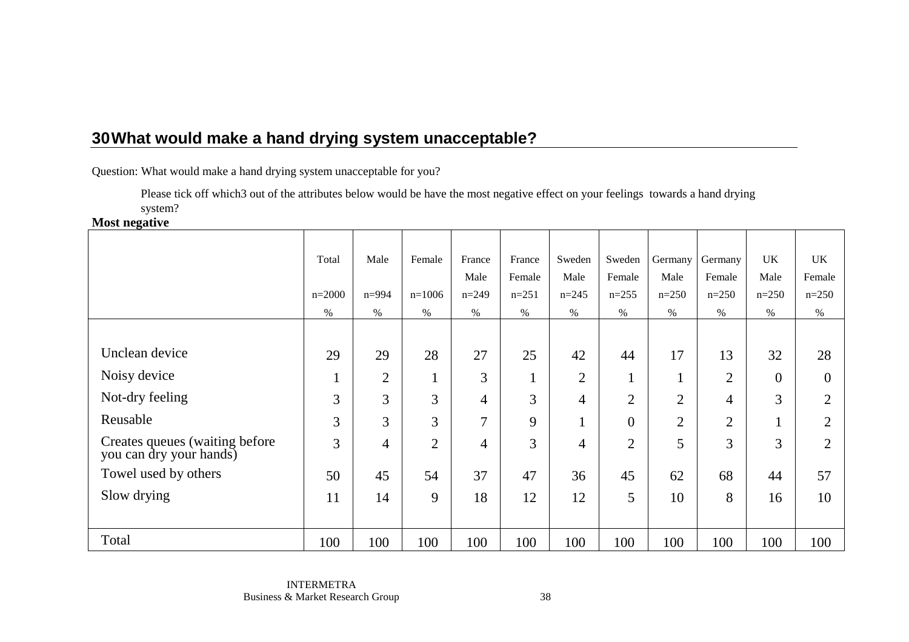## 30 What would make a hand drying system unacceptable?

Question: What would make a hand drying system unacceptable for you?

Please tick off which3 out of the attributes below would be have the most negative effect on your feelings towards a hand drying system?

**Most negative**

| | Total | Male | Female | France Male | France Female | Sweden Male | Sweden Female | Germany Male | Germany Female | UK Male | UK Female |
|---|---|---|---|---|---|---|---|---|---|---|---|
| | n=2000 | n=994 | n=1006 | n=249 | n=251 | n=245 | n=255 | n=250 | n=250 | n=250 | n=250 |
| | % | % | % | % | % | % | % | % | % | % | % |
| Unclean device | 29 | 29 | 28 | 27 | 25 | 42 | 44 | 17 | 13 | 32 | 28 |
| Noisy device | 1 | 2 | 1 | 3 | 1 | 2 | 1 | 1 | 2 | 0 | 0 |
| Not-dry feeling | 3 | 3 | 3 | 4 | 3 | 4 | 2 | 2 | 4 | 3 | 2 |
| Reusable | 3 | 3 | 3 | 7 | 9 | 1 | 0 | 2 | 2 | 1 | 2 |
| Creates queues (waiting before you can dry your hands) | 3 | 4 | 2 | 4 | 3 | 4 | 2 | 5 | 3 | 3 | 2 |
| Towel used by others | 50 | 45 | 54 | 37 | 47 | 36 | 45 | 62 | 68 | 44 | 57 |
| Slow drying | 11 | 14 | 9 | 18 | 12 | 12 | 5 | 10 | 8 | 16 | 10 |
| Total | 100 | 100 | 100 | 100 | 100 | 100 | 100 | 100 | 100 | 100 | 100 |

INTERMETRA
Business & Market Research Group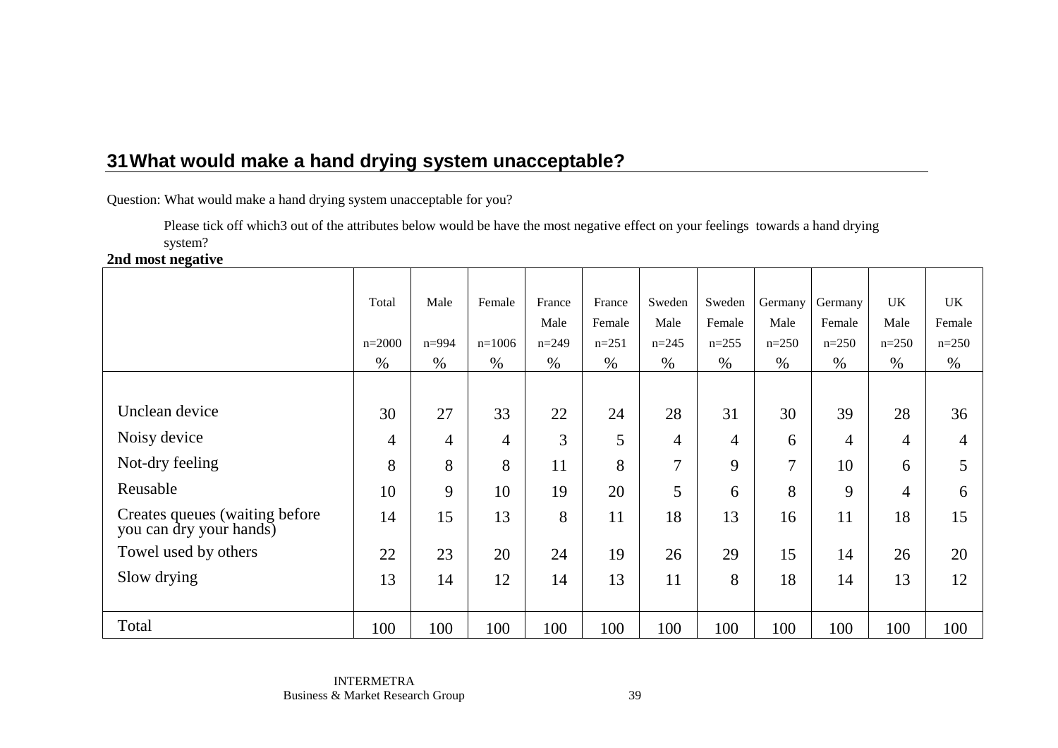## 31 What would make a hand drying system unacceptable?

Question: What would make a hand drying system unacceptable for you?

Please tick off which3 out of the attributes below would be have the most negative effect on your feelings towards a hand drying system?

**2nd most negative**

| | Total n=2000 % | Male n=994 % | Female n=1006 % | France Male n=249 % | France Female n=251 % | Sweden Male n=245 % | Sweden Female n=255 % | Germany Male n=250 % | Germany Female n=250 % | UK Male n=250 % | UK Female n=250 % |
|---|---|---|---|---|---|---|---|---|---|---|---|
| Unclean device | 30 | 27 | 33 | 22 | 24 | 28 | 31 | 30 | 39 | 28 | 36 |
| Noisy device | 4 | 4 | 4 | 3 | 5 | 4 | 4 | 6 | 4 | 4 | 4 |
| Not-dry feeling | 8 | 8 | 8 | 11 | 8 | 7 | 9 | 7 | 10 | 6 | 5 |
| Reusable | 10 | 9 | 10 | 19 | 20 | 5 | 6 | 8 | 9 | 4 | 6 |
| Creates queues (waiting before you can dry your hands) | 14 | 15 | 13 | 8 | 11 | 18 | 13 | 16 | 11 | 18 | 15 |
| Towel used by others | 22 | 23 | 20 | 24 | 19 | 26 | 29 | 15 | 14 | 26 | 20 |
| Slow drying | 13 | 14 | 12 | 14 | 13 | 11 | 8 | 18 | 14 | 13 | 12 |
| Total | 100 | 100 | 100 | 100 | 100 | 100 | 100 | 100 | 100 | 100 | 100 |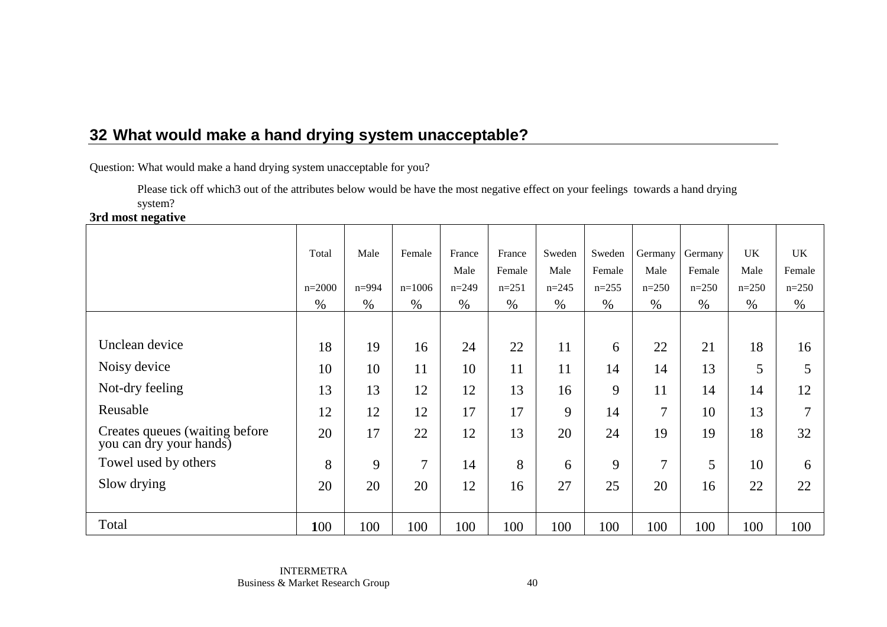## 32 What would make a hand drying system unacceptable?

Question: What would make a hand drying system unacceptable for you?

Please tick off which3 out of the attributes below would be have the most negative effect on your feelings towards a hand drying system?

**3rd most negative**

| | Total n=2000 % | Male n=994 % | Female n=1006 % | France Male n=249 % | France Female n=251 % | Sweden Male n=245 % | Sweden Female n=255 % | Germany Male n=250 % | Germany Female n=250 % | UK Male n=250 % | UK Female n=250 % |
|---|---|---|---|---|---|---|---|---|---|---|---|
| Unclean device | 18 | 19 | 16 | 24 | 22 | 11 | 6 | 22 | 21 | 18 | 16 |
| Noisy device | 10 | 10 | 11 | 10 | 11 | 11 | 14 | 14 | 13 | 5 | 5 |
| Not-dry feeling | 13 | 13 | 12 | 12 | 13 | 16 | 9 | 11 | 14 | 14 | 12 |
| Reusable | 12 | 12 | 12 | 17 | 17 | 9 | 14 | 7 | 10 | 13 | 7 |
| Creates queues (waiting before you can dry your hands) | 20 | 17 | 22 | 12 | 13 | 20 | 24 | 19 | 19 | 18 | 32 |
| Towel used by others | 8 | 9 | 7 | 14 | 8 | 6 | 9 | 7 | 5 | 10 | 6 |
| Slow drying | 20 | 20 | 20 | 12 | 16 | 27 | 25 | 20 | 16 | 22 | 22 |
| Total | 100 | 100 | 100 | 100 | 100 | 100 | 100 | 100 | 100 | 100 | 100 |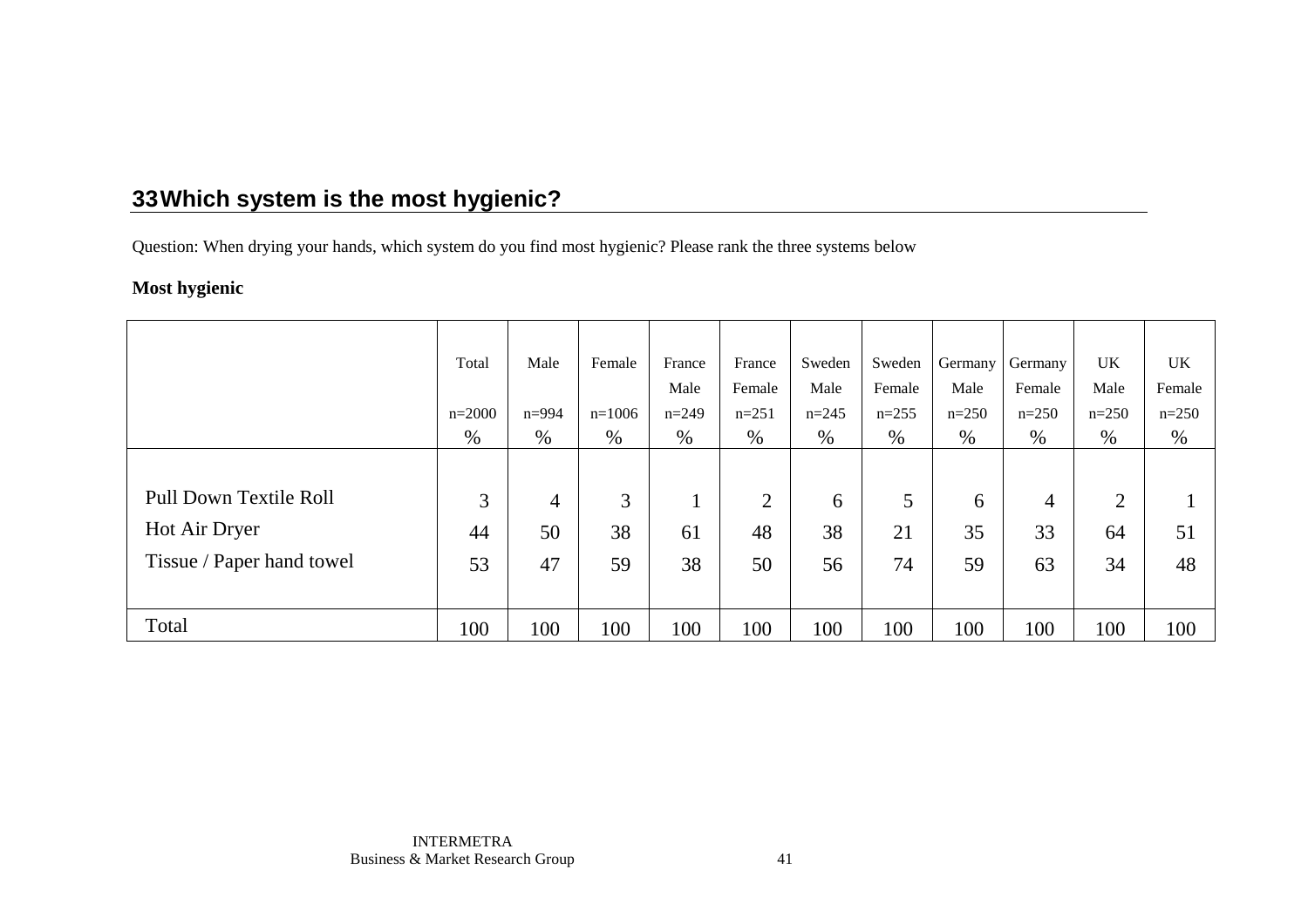## 33 Which system is the most hygienic?

Question: When drying your hands, which system do you find most hygienic? Please rank the three systems below

**Most hygienic**

| | Total<br>n=2000<br>% | Male<br>n=994<br>% | Female<br>n=1006<br>% | France Male<br>n=249<br>% | France Female<br>n=251<br>% | Sweden Male<br>n=245<br>% | Sweden Female<br>n=255<br>% | Germany Male<br>n=250<br>% | Germany Female<br>n=250<br>% | UK Male<br>n=250<br>% | UK Female<br>n=250<br>% |
|---|---|---|---|---|---|---|---|---|---|---|---|
| Pull Down Textile Roll | 3 | 4 | 3 | 1 | 2 | 6 | 5 | 6 | 4 | 2 | 1 |
| Hot Air Dryer | 44 | 50 | 38 | 61 | 48 | 38 | 21 | 35 | 33 | 64 | 51 |
| Tissue / Paper hand towel | 53 | 47 | 59 | 38 | 50 | 56 | 74 | 59 | 63 | 34 | 48 |
| Total | 100 | 100 | 100 | 100 | 100 | 100 | 100 | 100 | 100 | 100 | 100 |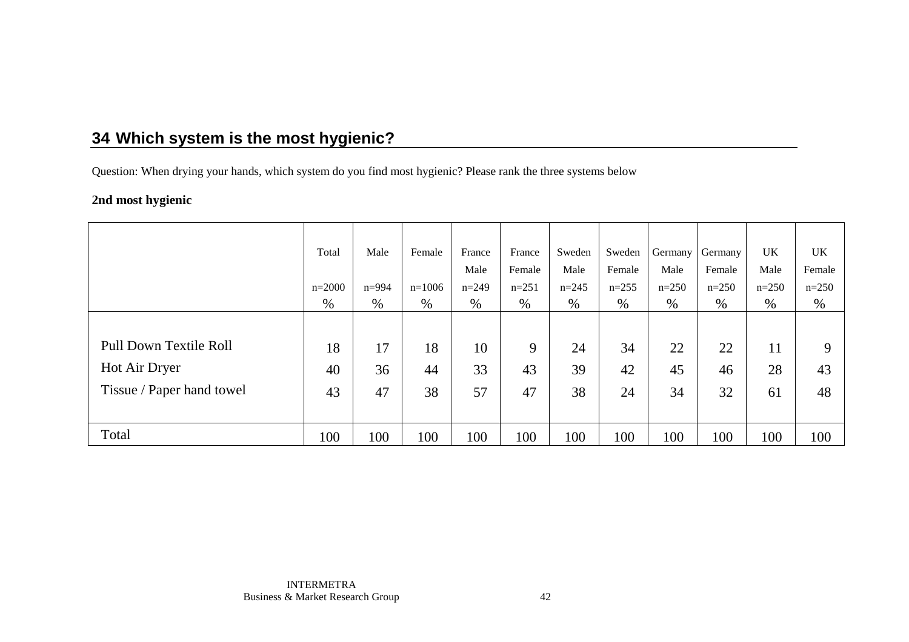## 34 Which system is the most hygienic?

Question: When drying your hands, which system do you find most hygienic? Please rank the three systems below

**2nd most hygienic**

| | Total<br>n=2000<br>% | Male<br>n=994<br>% | Female<br>n=1006<br>% | France Male<br>n=249<br>% | France Female<br>n=251<br>% | Sweden Male<br>n=245<br>% | Sweden Female<br>n=255<br>% | Germany Male<br>n=250<br>% | Germany Female<br>n=250<br>% | UK Male<br>n=250<br>% | UK Female<br>n=250<br>% |
|---|---|---|---|---|---|---|---|---|---|---|---|
| Pull Down Textile Roll | 18 | 17 | 18 | 10 | 9 | 24 | 34 | 22 | 22 | 11 | 9 |
| Hot Air Dryer | 40 | 36 | 44 | 33 | 43 | 39 | 42 | 45 | 46 | 28 | 43 |
| Tissue / Paper hand towel | 43 | 47 | 38 | 57 | 47 | 38 | 24 | 34 | 32 | 61 | 48 |
| Total | 100 | 100 | 100 | 100 | 100 | 100 | 100 | 100 | 100 | 100 | 100 |

INTERMETRA
Business & Market Research Group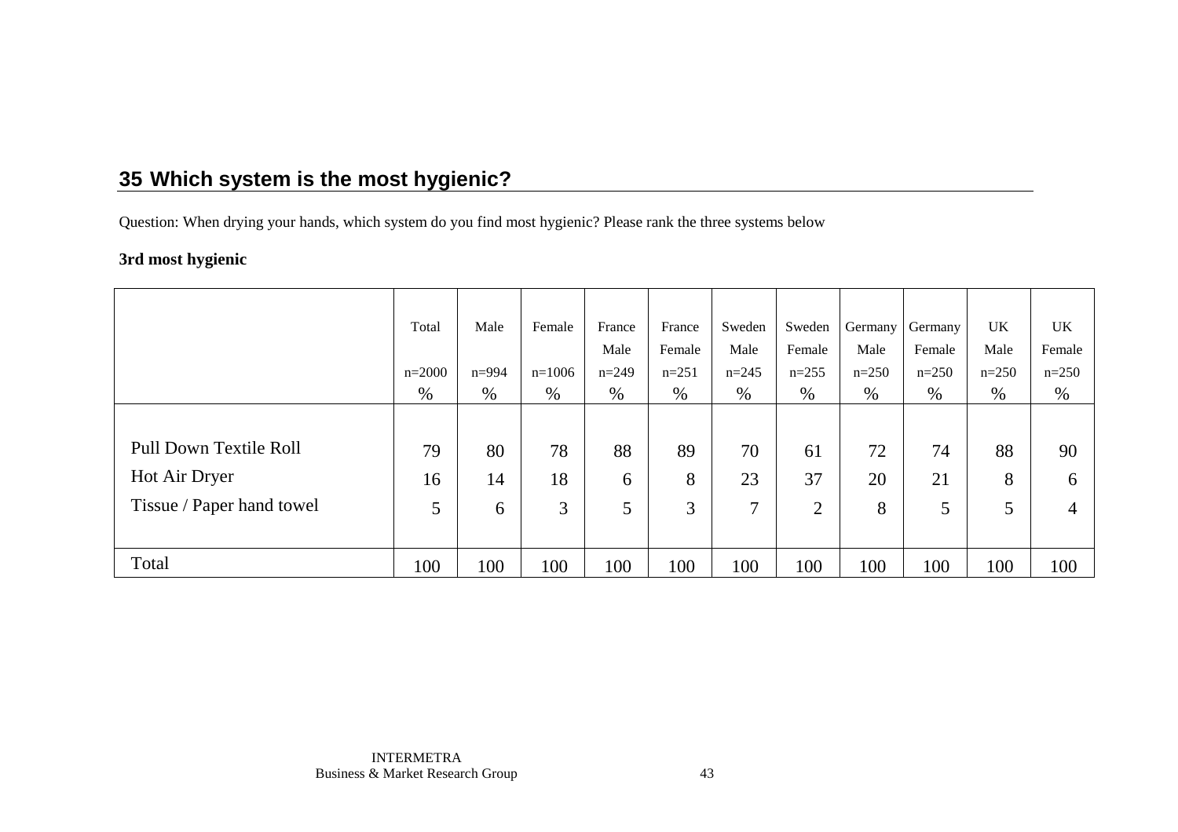## 35 Which system is the most hygienic?

Question: When drying your hands, which system do you find most hygienic? Please rank the three systems below

**3rd most hygienic**

| | Total<br>n=2000<br>% | Male<br>n=994<br>% | Female<br>n=1006<br>% | France Male<br>n=249<br>% | France Female<br>n=251<br>% | Sweden Male<br>n=245<br>% | Sweden Female<br>n=255<br>% | Germany Male<br>n=250<br>% | Germany Female<br>n=250<br>% | UK Male<br>n=250<br>% | UK Female<br>n=250<br>% |
|---|---|---|---|---|---|---|---|---|---|---|---|
| Pull Down Textile Roll | 79 | 80 | 78 | 88 | 89 | 70 | 61 | 72 | 74 | 88 | 90 |
| Hot Air Dryer | 16 | 14 | 18 | 6 | 8 | 23 | 37 | 20 | 21 | 8 | 6 |
| Tissue / Paper hand towel | 5 | 6 | 3 | 5 | 3 | 7 | 2 | 8 | 5 | 5 | 4 |
| Total | 100 | 100 | 100 | 100 | 100 | 100 | 100 | 100 | 100 | 100 | 100 |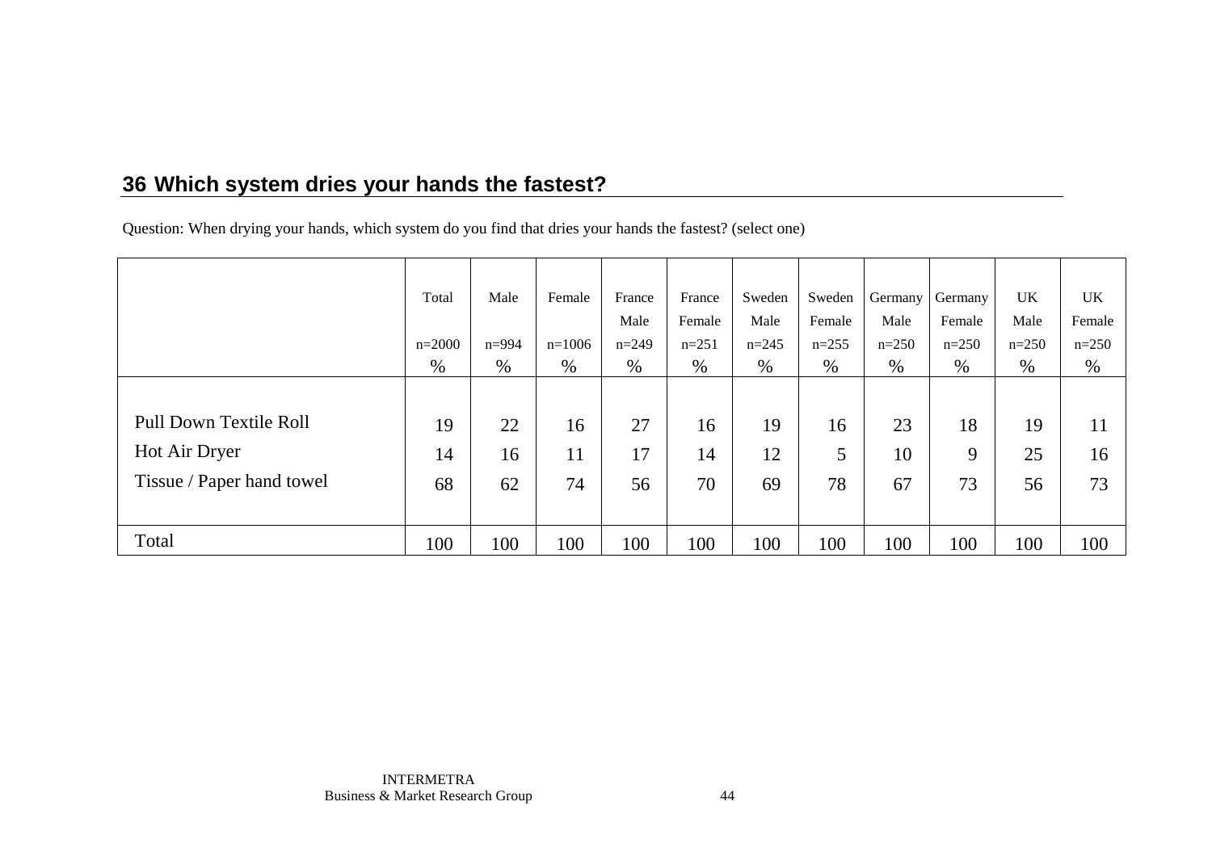## 36 Which system dries your hands the fastest?

Question: When drying your hands, which system do you find that dries your hands the fastest? (select one)

| | Total<br>n=2000<br>% | Male<br>n=994<br>% | Female<br>n=1006<br>% | France Male<br>n=249<br>% | France Female<br>n=251<br>% | Sweden Male<br>n=245<br>% | Sweden Female<br>n=255<br>% | Germany Male<br>n=250<br>% | Germany Female<br>n=250<br>% | UK Male<br>n=250<br>% | UK Female<br>n=250<br>% |
|---|---|---|---|---|---|---|---|---|---|---|---|
| Pull Down Textile Roll | 19 | 22 | 16 | 27 | 16 | 19 | 16 | 23 | 18 | 19 | 11 |
| Hot Air Dryer | 14 | 16 | 11 | 17 | 14 | 12 | 5 | 10 | 9 | 25 | 16 |
| Tissue / Paper hand towel | 68 | 62 | 74 | 56 | 70 | 69 | 78 | 67 | 73 | 56 | 73 |
| Total | 100 | 100 | 100 | 100 | 100 | 100 | 100 | 100 | 100 | 100 | 100 |

INTERMETRA
Business & Market Research Group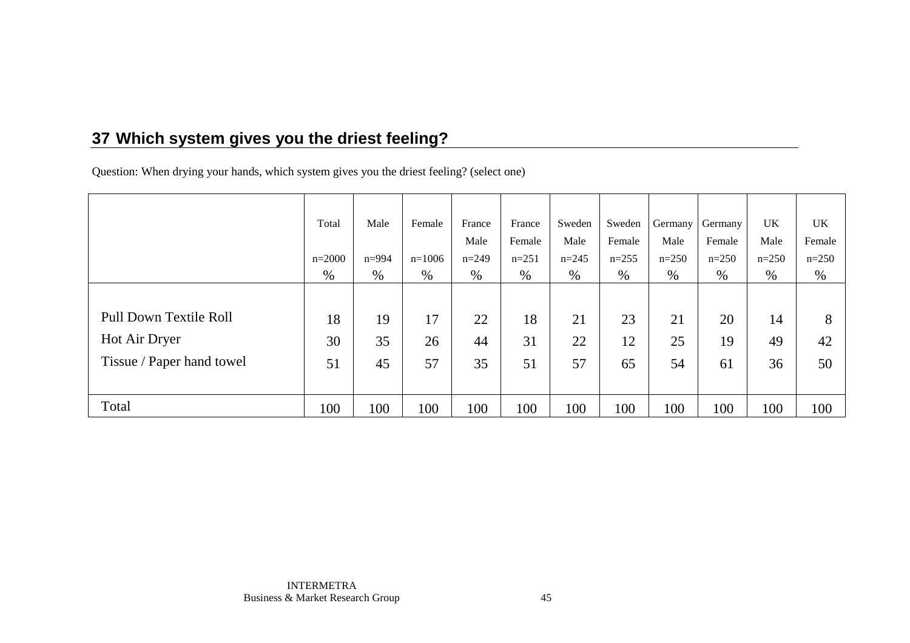## 37 Which system gives you the driest feeling?

Question: When drying your hands, which system gives you the driest feeling? (select one)

| | Total<br>n=2000<br>% | Male<br>n=994<br>% | Female<br>n=1006<br>% | France Male<br>n=249<br>% | France Female<br>n=251<br>% | Sweden Male<br>n=245<br>% | Sweden Female<br>n=255<br>% | Germany Male<br>n=250<br>% | Germany Female<br>n=250<br>% | UK Male<br>n=250<br>% | UK Female<br>n=250<br>% |
|---|---|---|---|---|---|---|---|---|---|---|---|
| Pull Down Textile Roll | 18 | 19 | 17 | 22 | 18 | 21 | 23 | 21 | 20 | 14 | 8 |
| Hot Air Dryer | 30 | 35 | 26 | 44 | 31 | 22 | 12 | 25 | 19 | 49 | 42 |
| Tissue / Paper hand towel | 51 | 45 | 57 | 35 | 51 | 57 | 65 | 54 | 61 | 36 | 50 |
| Total | 100 | 100 | 100 | 100 | 100 | 100 | 100 | 100 | 100 | 100 | 100 |

INTERMETRA
Business & Market Research Group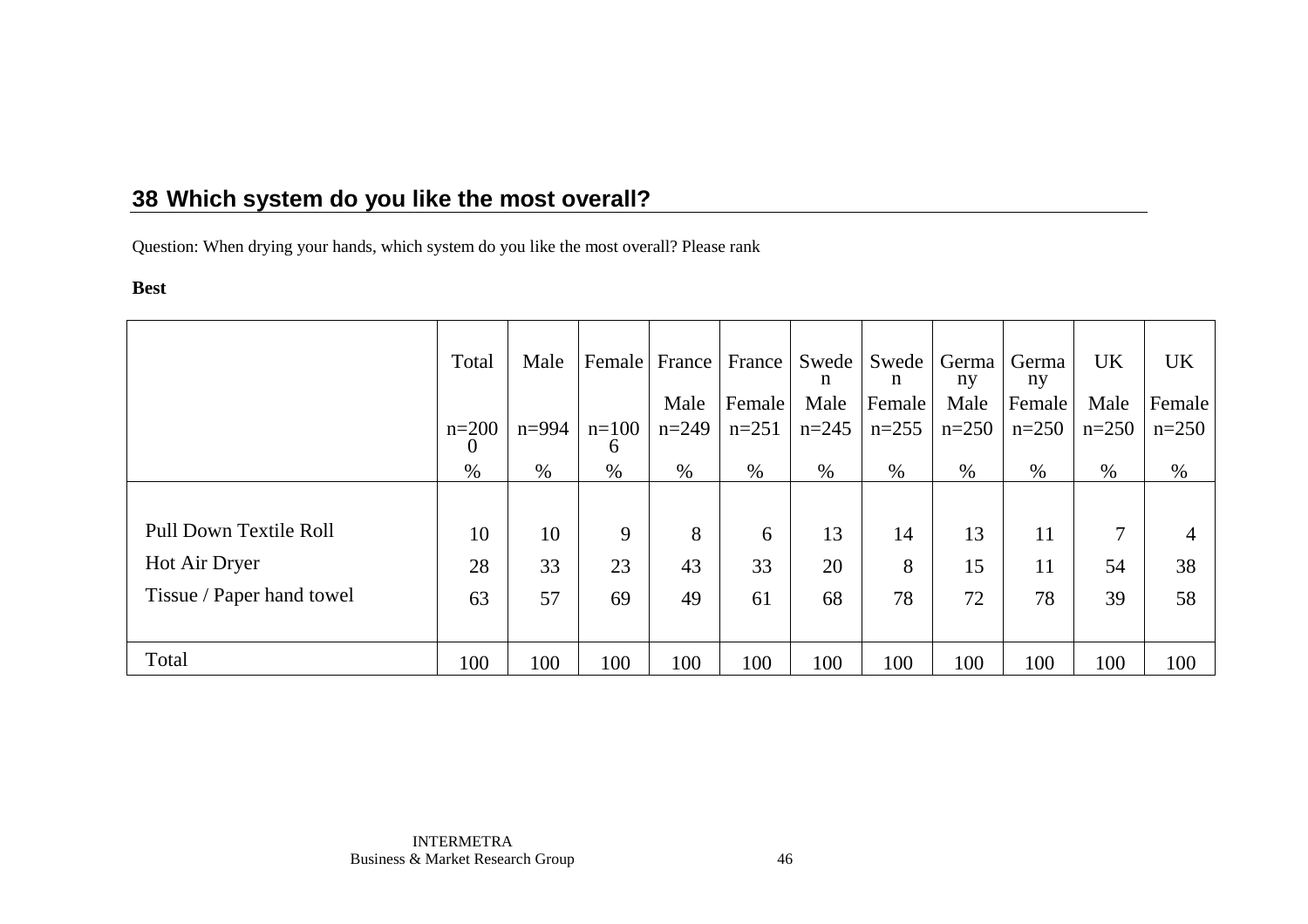## 38 Which system do you like the most overall?

Question: When drying your hands, which system do you like the most overall? Please rank

**Best**

| | Total | Male | Female | France Male | France Female | Sweden Male | Sweden Female | Germany Male | Germany Female | UK Male | UK Female |
|---|---|---|---|---|---|---|---|---|---|---|---|
| | n=2000 | n=994 | n=1006 | n=249 | n=251 | n=245 | n=255 | n=250 | n=250 | n=250 | n=250 |
| | % | % | % | % | % | % | % | % | % | % | % |
| Pull Down Textile Roll | 10 | 10 | 9 | 8 | 6 | 13 | 14 | 13 | 11 | 7 | 4 |
| Hot Air Dryer | 28 | 33 | 23 | 43 | 33 | 20 | 8 | 15 | 11 | 54 | 38 |
| Tissue / Paper hand towel | 63 | 57 | 69 | 49 | 61 | 68 | 78 | 72 | 78 | 39 | 58 |
| Total | 100 | 100 | 100 | 100 | 100 | 100 | 100 | 100 | 100 | 100 | 100 |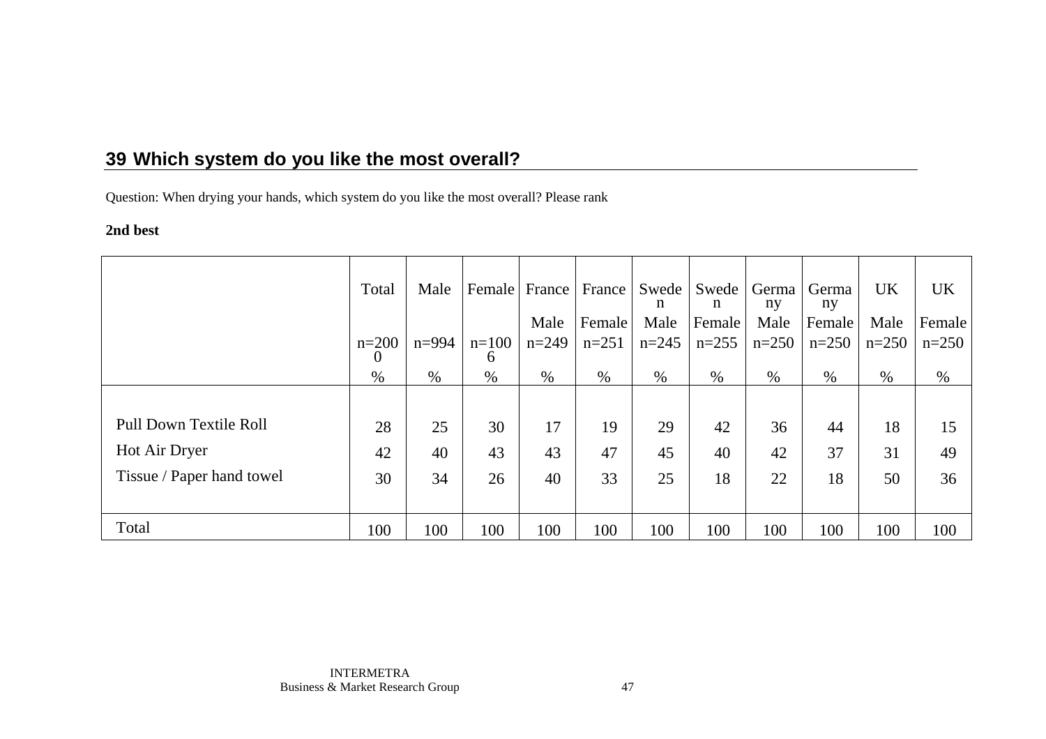## 39 Which system do you like the most overall?

Question: When drying your hands, which system do you like the most overall? Please rank

**2nd best**

| | Total | Male | Female | France Male | France Female | Sweden Male | Sweden Female | Germany Male | Germany Female | UK Male | UK Female |
|---|---|---|---|---|---|---|---|---|---|---|---|
| | n=2000 | n=994 | n=1006 | n=249 | n=251 | n=245 | n=255 | n=250 | n=250 | n=250 | n=250 |
| | % | % | % | % | % | % | % | % | % | % | % |
| Pull Down Textile Roll | 28 | 25 | 30 | 17 | 19 | 29 | 42 | 36 | 44 | 18 | 15 |
| Hot Air Dryer | 42 | 40 | 43 | 43 | 47 | 45 | 40 | 42 | 37 | 31 | 49 |
| Tissue / Paper hand towel | 30 | 34 | 26 | 40 | 33 | 25 | 18 | 22 | 18 | 50 | 36 |
| Total | 100 | 100 | 100 | 100 | 100 | 100 | 100 | 100 | 100 | 100 | 100 |

INTERMETRA
Business & Market Research Group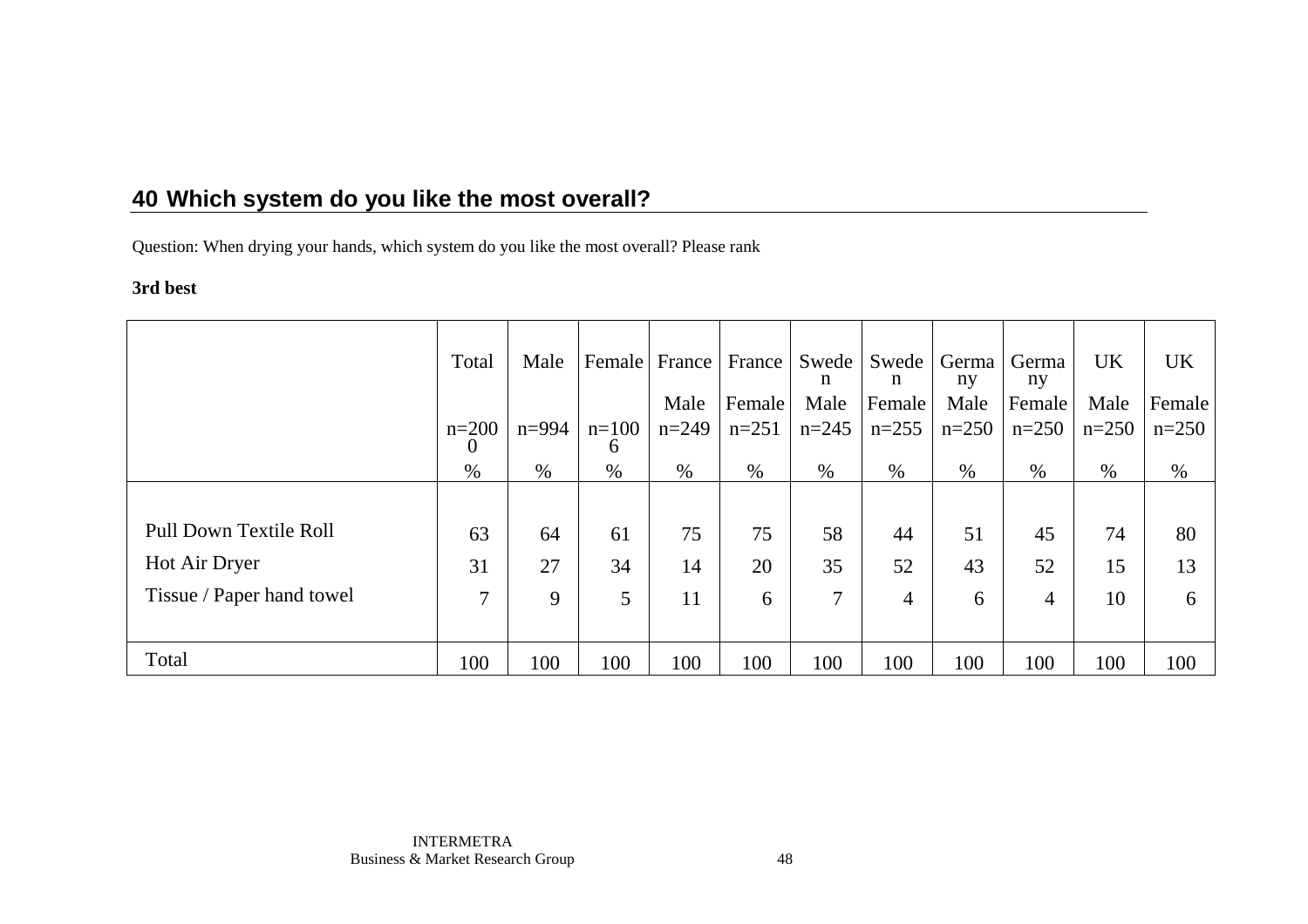## 40 Which system do you like the most overall?

Question: When drying your hands, which system do you like the most overall? Please rank

**3rd best**

| | Total | Male | Female | France Male | France Female | Sweden Male | Sweden Female | Germany Male | Germany Female | UK Male | UK Female |
|---|---|---|---|---|---|---|---|---|---|---|---|
| | n=2000 | n=994 | n=1006 | n=249 | n=251 | n=245 | n=255 | n=250 | n=250 | n=250 | n=250 |
| | % | % | % | % | % | % | % | % | % | % | % |
| Pull Down Textile Roll | 63 | 64 | 61 | 75 | 75 | 58 | 44 | 51 | 45 | 74 | 80 |
| Hot Air Dryer | 31 | 27 | 34 | 14 | 20 | 35 | 52 | 43 | 52 | 15 | 13 |
| Tissue / Paper hand towel | 7 | 9 | 5 | 11 | 6 | 7 | 4 | 6 | 4 | 10 | 6 |
| Total | 100 | 100 | 100 | 100 | 100 | 100 | 100 | 100 | 100 | 100 | 100 |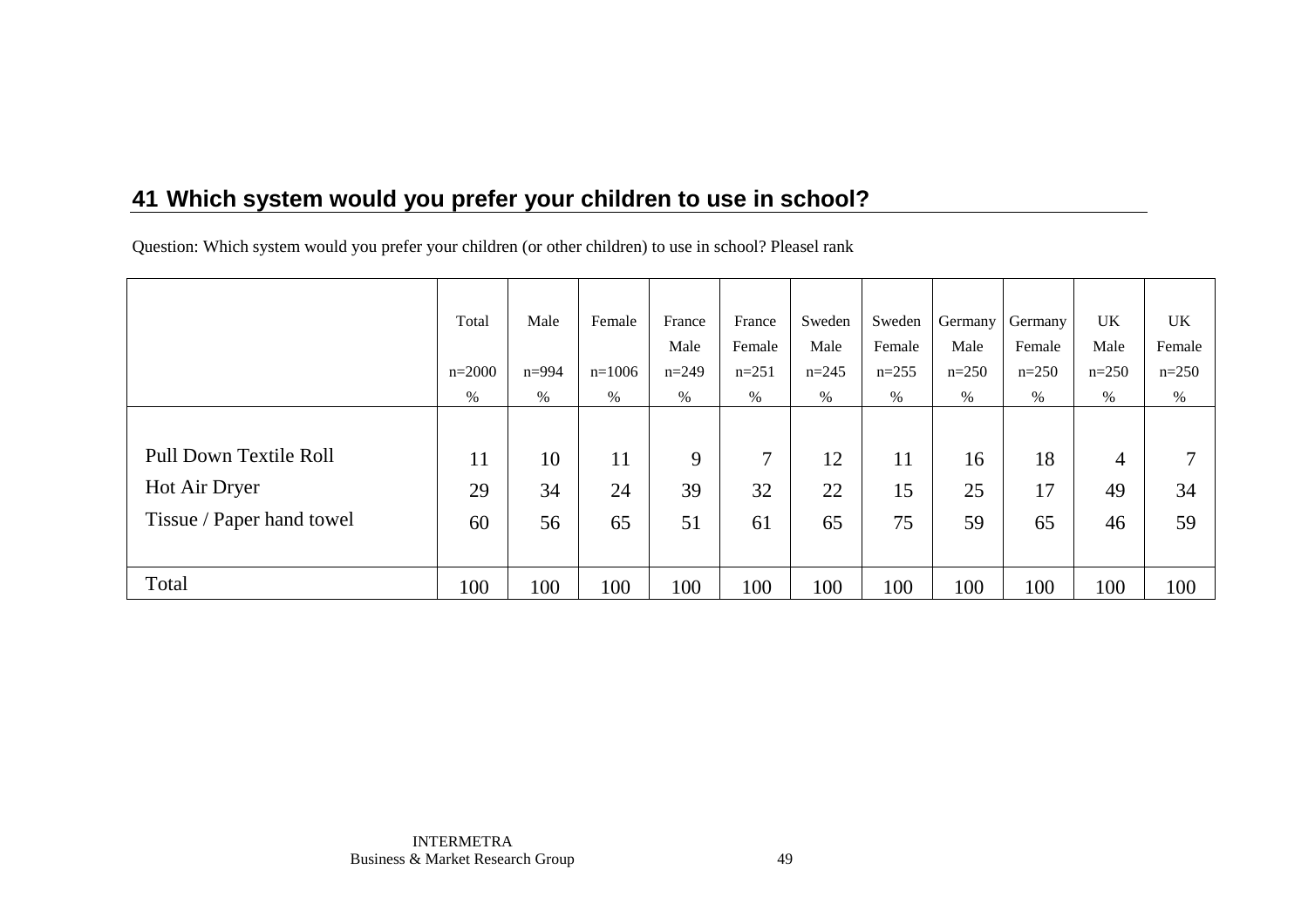## 41 Which system would you prefer your children to use in school?

Question: Which system would you prefer your children (or other children) to use in school? Pleasel rank

| | Total n=2000 % | Male n=994 % | Female n=1006 % | France Male n=249 % | France Female n=251 % | Sweden Male n=245 % | Sweden Female n=255 % | Germany Male n=250 % | Germany Female n=250 % | UK Male n=250 % | UK Female n=250 % |
|---|---|---|---|---|---|---|---|---|---|---|---|
| Pull Down Textile Roll | 11 | 10 | 11 | 9 | 7 | 12 | 11 | 16 | 18 | 4 | 7 |
| Hot Air Dryer | 29 | 34 | 24 | 39 | 32 | 22 | 15 | 25 | 17 | 49 | 34 |
| Tissue / Paper hand towel | 60 | 56 | 65 | 51 | 61 | 65 | 75 | 59 | 65 | 46 | 59 |
| Total | 100 | 100 | 100 | 100 | 100 | 100 | 100 | 100 | 100 | 100 | 100 |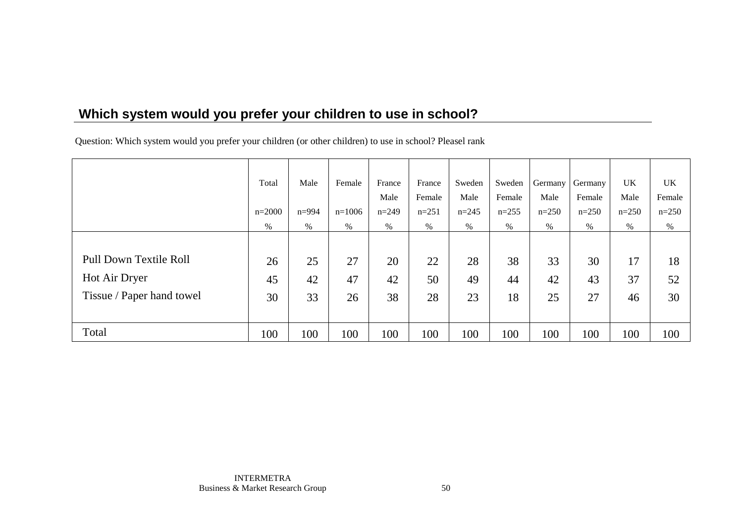## Which system would you prefer your children to use in school?

Question: Which system would you prefer your children (or other children) to use in school? Pleasel rank

| | Total n=2000 % | Male n=994 % | Female n=1006 % | France Male n=249 % | France Female n=251 % | Sweden Male n=245 % | Sweden Female n=255 % | Germany Male n=250 % | Germany Female n=250 % | UK Male n=250 % | UK Female n=250 % |
|---|---|---|---|---|---|---|---|---|---|---|---|
| Pull Down Textile Roll | 26 | 25 | 27 | 20 | 22 | 28 | 38 | 33 | 30 | 17 | 18 |
| Hot Air Dryer | 45 | 42 | 47 | 42 | 50 | 49 | 44 | 42 | 43 | 37 | 52 |
| Tissue / Paper hand towel | 30 | 33 | 26 | 38 | 28 | 23 | 18 | 25 | 27 | 46 | 30 |
| Total | 100 | 100 | 100 | 100 | 100 | 100 | 100 | 100 | 100 | 100 | 100 |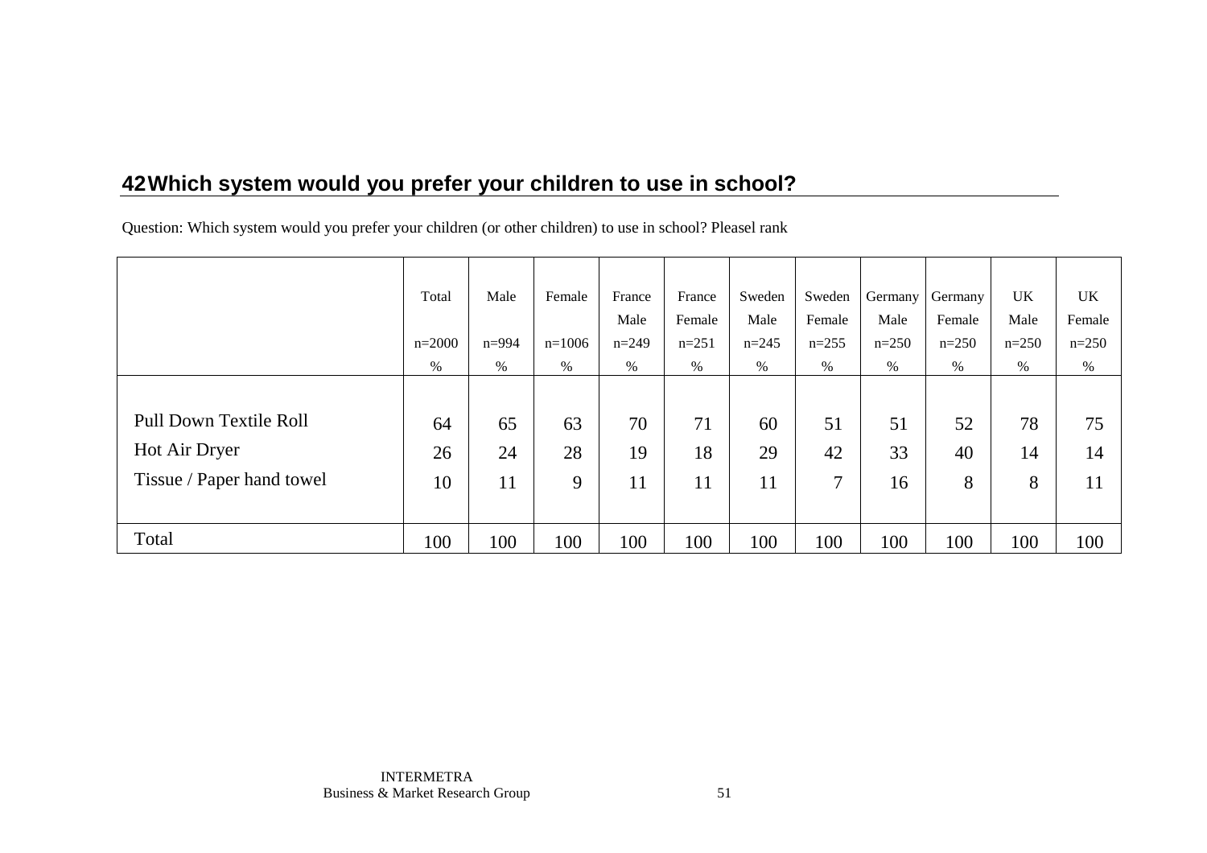## 42 Which system would you prefer your children to use in school?

Question: Which system would you prefer your children (or other children) to use in school? Pleasel rank

| | Total<br>n=2000<br>% | Male<br>n=994<br>% | Female<br>n=1006<br>% | France Male<br>n=249<br>% | France Female<br>n=251<br>% | Sweden Male<br>n=245<br>% | Sweden Female<br>n=255<br>% | Germany Male<br>n=250<br>% | Germany Female<br>n=250<br>% | UK Male<br>n=250<br>% | UK Female<br>n=250<br>% |
|---|---|---|---|---|---|---|---|---|---|---|---|
| Pull Down Textile Roll | 64 | 65 | 63 | 70 | 71 | 60 | 51 | 51 | 52 | 78 | 75 |
| Hot Air Dryer | 26 | 24 | 28 | 19 | 18 | 29 | 42 | 33 | 40 | 14 | 14 |
| Tissue / Paper hand towel | 10 | 11 | 9 | 11 | 11 | 11 | 7 | 16 | 8 | 8 | 11 |
| Total | 100 | 100 | 100 | 100 | 100 | 100 | 100 | 100 | 100 | 100 | 100 |

INTERMETRA
Business & Market Research Group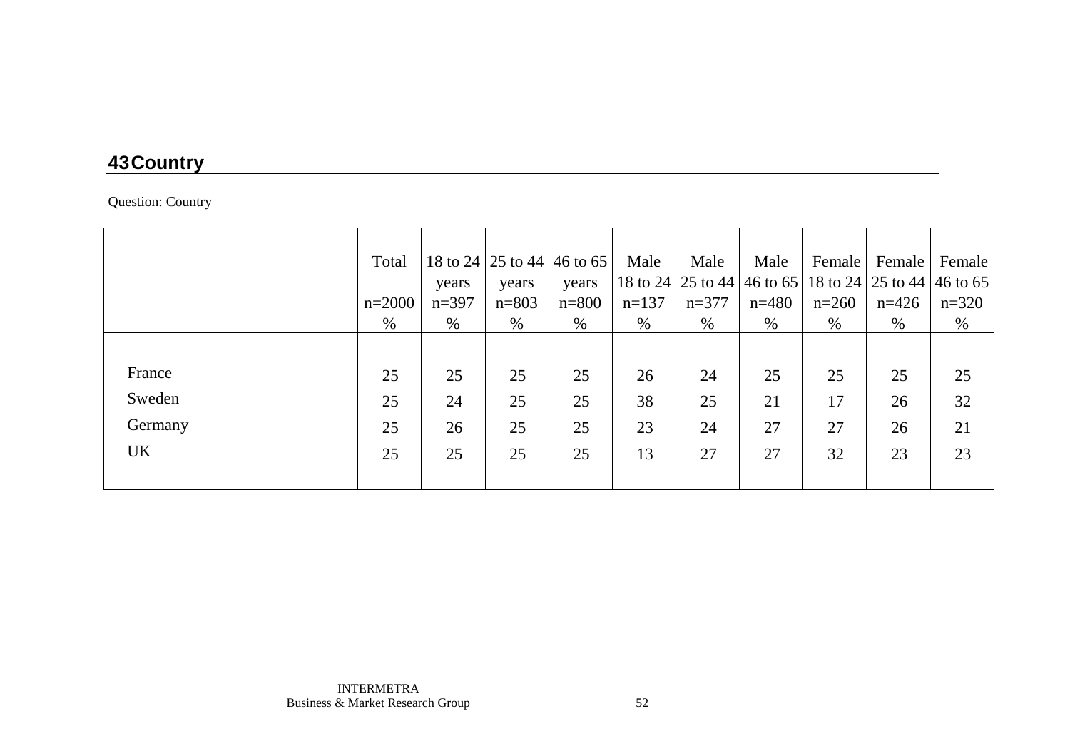## 43 Country

Question: Country

| | Total<br>n=2000<br>% | 18 to 24 years<br>n=397<br>% | 25 to 44 years<br>n=803<br>% | 46 to 65 years<br>n=800<br>% | Male 18 to 24<br>n=137<br>% | Male 25 to 44<br>n=377<br>% | Male 46 to 65<br>n=480<br>% | Female 18 to 24<br>n=260<br>% | Female 25 to 44<br>n=426<br>% | Female 46 to 65<br>n=320<br>% |
|---|---|---|---|---|---|---|---|---|---|---|
| France | 25 | 25 | 25 | 25 | 26 | 24 | 25 | 25 | 25 | 25 |
| Sweden | 25 | 24 | 25 | 25 | 38 | 25 | 21 | 17 | 26 | 32 |
| Germany | 25 | 26 | 25 | 25 | 23 | 24 | 27 | 27 | 26 | 21 |
| UK | 25 | 25 | 25 | 25 | 13 | 27 | 27 | 32 | 23 | 23 |

INTERMETRA
Business & Market Research Group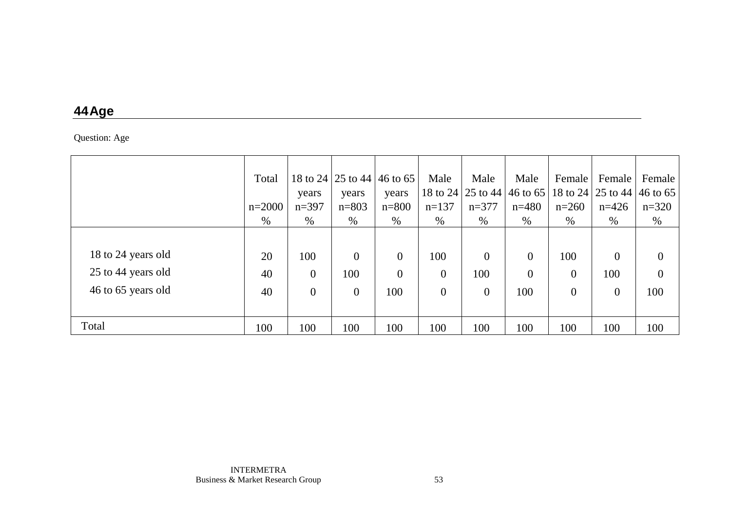## 44 Age

Question: Age

| | Total<br>n=2000<br>% | 18 to 24 years<br>n=397<br>% | 25 to 44 years<br>n=803<br>% | 46 to 65 years<br>n=800<br>% | Male 18 to 24<br>n=137<br>% | Male 25 to 44<br>n=377<br>% | Male 46 to 65<br>n=480<br>% | Female 18 to 24<br>n=260<br>% | Female 25 to 44<br>n=426<br>% | Female 46 to 65<br>n=320<br>% |
|---|---|---|---|---|---|---|---|---|---|---|
| 18 to 24 years old | 20 | 100 | 0 | 0 | 100 | 0 | 0 | 100 | 0 | 0 |
| 25 to 44 years old | 40 | 0 | 100 | 0 | 0 | 100 | 0 | 0 | 100 | 0 |
| 46 to 65 years old | 40 | 0 | 0 | 100 | 0 | 0 | 100 | 0 | 0 | 100 |
| Total | 100 | 100 | 100 | 100 | 100 | 100 | 100 | 100 | 100 | 100 |

INTERMETRA
Business & Market Research Group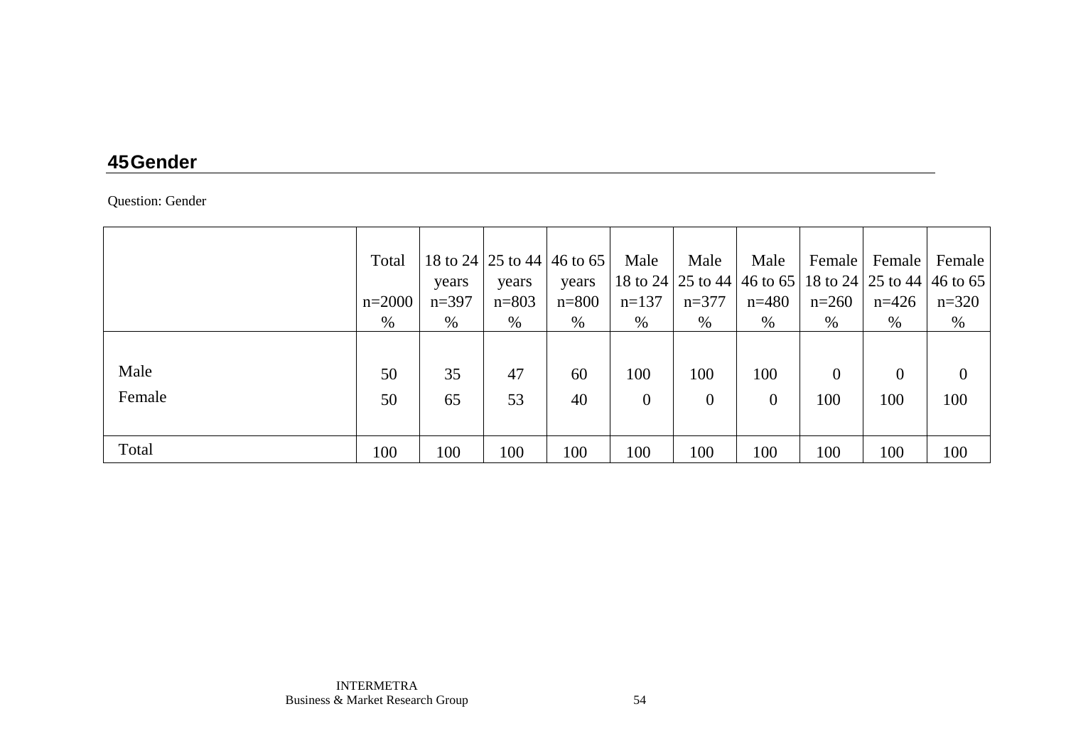## 45 Gender

Question: Gender

| | Total<br>n=2000<br>% | 18 to 24 years<br>n=397<br>% | 25 to 44 years<br>n=803<br>% | 46 to 65 years<br>n=800<br>% | Male 18 to 24<br>n=137<br>% | Male 25 to 44<br>n=377<br>% | Male 46 to 65<br>n=480<br>% | Female 18 to 24<br>n=260<br>% | Female 25 to 44<br>n=426<br>% | Female 46 to 65<br>n=320<br>% |
|---|---|---|---|---|---|---|---|---|---|---|
| Male | 50 | 35 | 47 | 60 | 100 | 100 | 100 | 0 | 0 | 0 |
| Female | 50 | 65 | 53 | 40 | 0 | 0 | 0 | 100 | 100 | 100 |
| Total | 100 | 100 | 100 | 100 | 100 | 100 | 100 | 100 | 100 | 100 |

INTERMETRA
Business & Market Research Group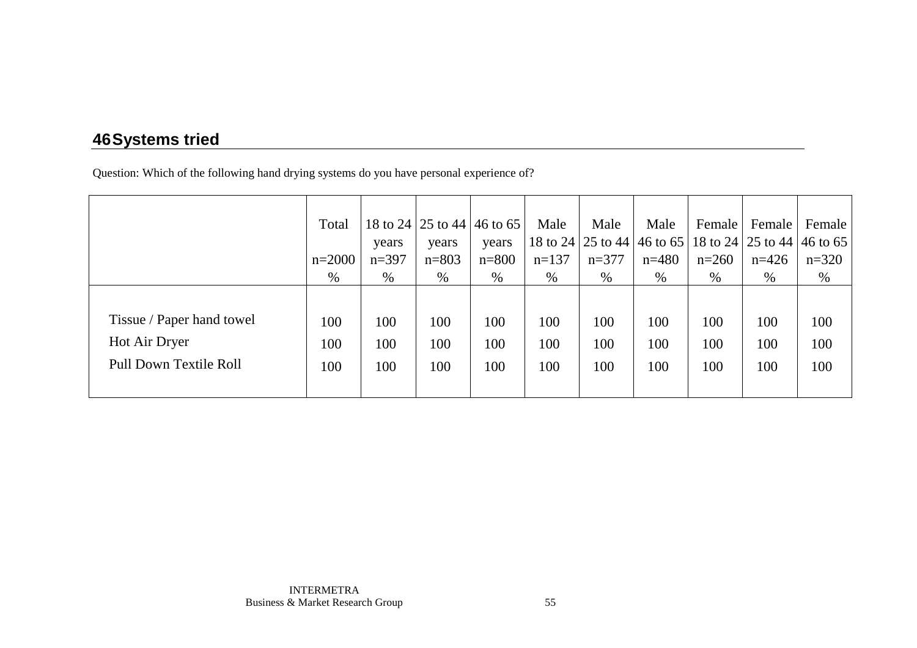## 46 Systems tried

Question: Which of the following hand drying systems do you have personal experience of?

| | Total<br><br>n=2000<br>% | 18 to 24 years<br>n=397<br>% | 25 to 44 years<br>n=803<br>% | 46 to 65 years<br>n=800<br>% | Male 18 to 24<br>n=137<br>% | Male 25 to 44<br>n=377<br>% | Male 46 to 65<br>n=480<br>% | Female 18 to 24<br>n=260<br>% | Female 25 to 44<br>n=426<br>% | Female 46 to 65<br>n=320<br>% |
|---|---|---|---|---|---|---|---|---|---|---|
| Tissue / Paper hand towel | 100 | 100 | 100 | 100 | 100 | 100 | 100 | 100 | 100 | 100 |
| Hot Air Dryer | 100 | 100 | 100 | 100 | 100 | 100 | 100 | 100 | 100 | 100 |
| Pull Down Textile Roll | 100 | 100 | 100 | 100 | 100 | 100 | 100 | 100 | 100 | 100 |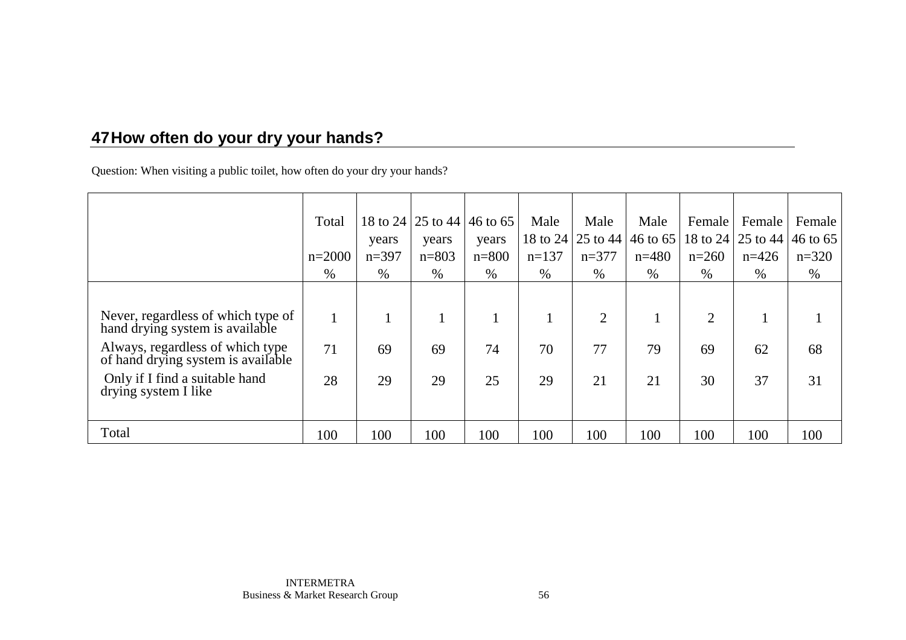## 47 How often do your dry your hands?

Question: When visiting a public toilet, how often do your dry your hands?

| | Total<br>n=2000<br>% | 18 to 24 years<br>n=397<br>% | 25 to 44 years<br>n=803<br>% | 46 to 65 years<br>n=800<br>% | Male 18 to 24<br>n=137<br>% | Male 25 to 44<br>n=377<br>% | Male 46 to 65<br>n=480<br>% | Female 18 to 24<br>n=260<br>% | Female 25 to 44<br>n=426<br>% | Female 46 to 65<br>n=320<br>% |
|---|---|---|---|---|---|---|---|---|---|---|
| Never, regardless of which type of hand drying system is available | 1 | 1 | 1 | 1 | 1 | 2 | 1 | 2 | 1 | 1 |
| Always, regardless of which type of hand drying system is available | 71 | 69 | 69 | 74 | 70 | 77 | 79 | 69 | 62 | 68 |
| Only if I find a suitable hand drying system I like | 28 | 29 | 29 | 25 | 29 | 21 | 21 | 30 | 37 | 31 |
| Total | 100 | 100 | 100 | 100 | 100 | 100 | 100 | 100 | 100 | 100 |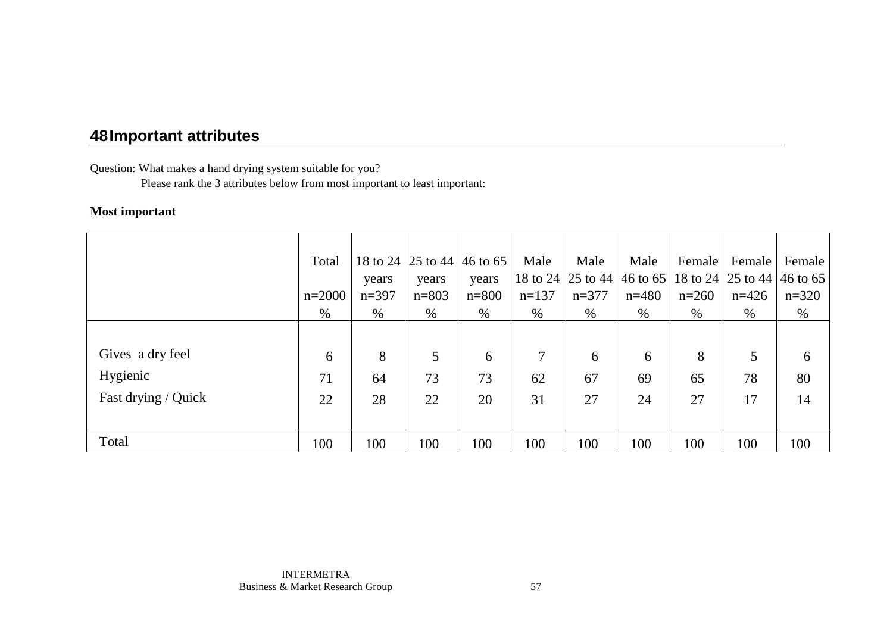## 48 Important attributes

Question: What makes a hand drying system suitable for you?
Please rank the 3 attributes below from most important to least important:

**Most important**

| | Total n=2000 % | 18 to 24 years n=397 % | 25 to 44 years n=803 % | 46 to 65 years n=800 % | Male 18 to 24 n=137 % | Male 25 to 44 n=377 % | Male 46 to 65 n=480 % | Female 18 to 24 n=260 % | Female 25 to 44 n=426 % | Female 46 to 65 n=320 % |
|---|---|---|---|---|---|---|---|---|---|---|
| Gives a dry feel | 6 | 8 | 5 | 6 | 7 | 6 | 6 | 8 | 5 | 6 |
| Hygienic | 71 | 64 | 73 | 73 | 62 | 67 | 69 | 65 | 78 | 80 |
| Fast drying / Quick | 22 | 28 | 22 | 20 | 31 | 27 | 24 | 27 | 17 | 14 |
| Total | 100 | 100 | 100 | 100 | 100 | 100 | 100 | 100 | 100 | 100 |

INTERMETRA
Business & Market Research Group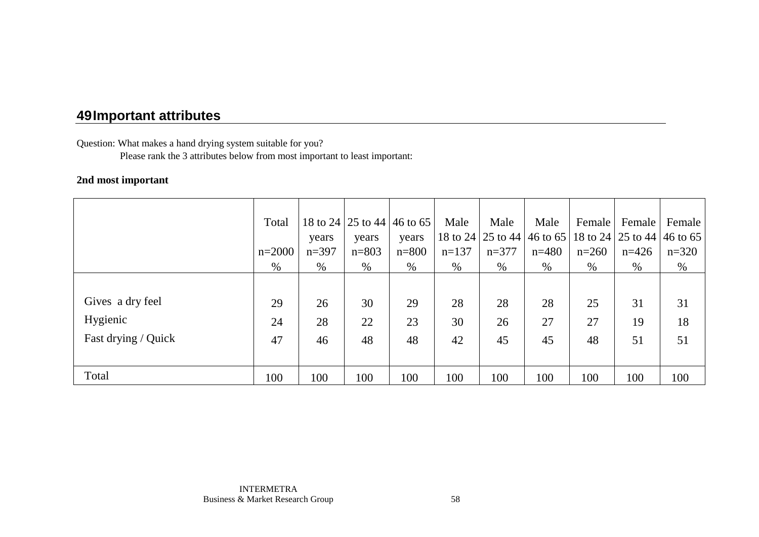## 49 Important attributes

Question: What makes a hand drying system suitable for you?
Please rank the 3 attributes below from most important to least important:

**2nd most important**

| | Total n=2000 % | 18 to 24 years n=397 % | 25 to 44 years n=803 % | 46 to 65 years n=800 % | Male 18 to 24 n=137 % | Male 25 to 44 n=377 % | Male 46 to 65 n=480 % | Female 18 to 24 n=260 % | Female 25 to 44 n=426 % | Female 46 to 65 n=320 % |
|---|---|---|---|---|---|---|---|---|---|---|
| Gives a dry feel | 29 | 26 | 30 | 29 | 28 | 28 | 28 | 25 | 31 | 31 |
| Hygienic | 24 | 28 | 22 | 23 | 30 | 26 | 27 | 27 | 19 | 18 |
| Fast drying / Quick | 47 | 46 | 48 | 48 | 42 | 45 | 45 | 48 | 51 | 51 |
| Total | 100 | 100 | 100 | 100 | 100 | 100 | 100 | 100 | 100 | 100 |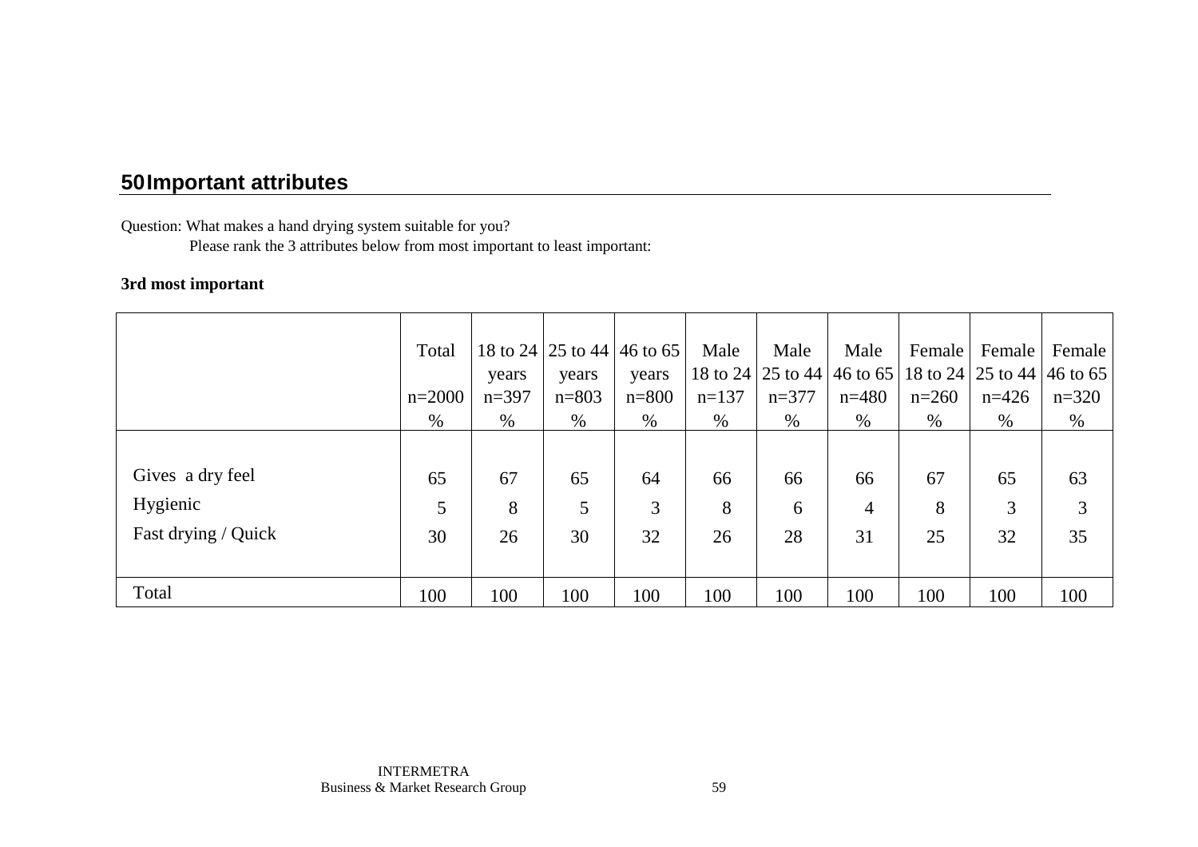## 50 Important attributes

Question: What makes a hand drying system suitable for you?
Please rank the 3 attributes below from most important to least important:

**3rd most important**

| | Total n=2000 % | 18 to 24 years n=397 % | 25 to 44 years n=803 % | 46 to 65 years n=800 % | Male 18 to 24 n=137 % | Male 25 to 44 n=377 % | Male 46 to 65 n=480 % | Female 18 to 24 n=260 % | Female 25 to 44 n=426 % | Female 46 to 65 n=320 % |
|---|---|---|---|---|---|---|---|---|---|---|
| Gives a dry feel | 65 | 67 | 65 | 64 | 66 | 66 | 66 | 67 | 65 | 63 |
| Hygienic | 5 | 8 | 5 | 3 | 8 | 6 | 4 | 8 | 3 | 3 |
| Fast drying / Quick | 30 | 26 | 30 | 32 | 26 | 28 | 31 | 25 | 32 | 35 |
| Total | 100 | 100 | 100 | 100 | 100 | 100 | 100 | 100 | 100 | 100 |

INTERMETRA
Business & Market Research Group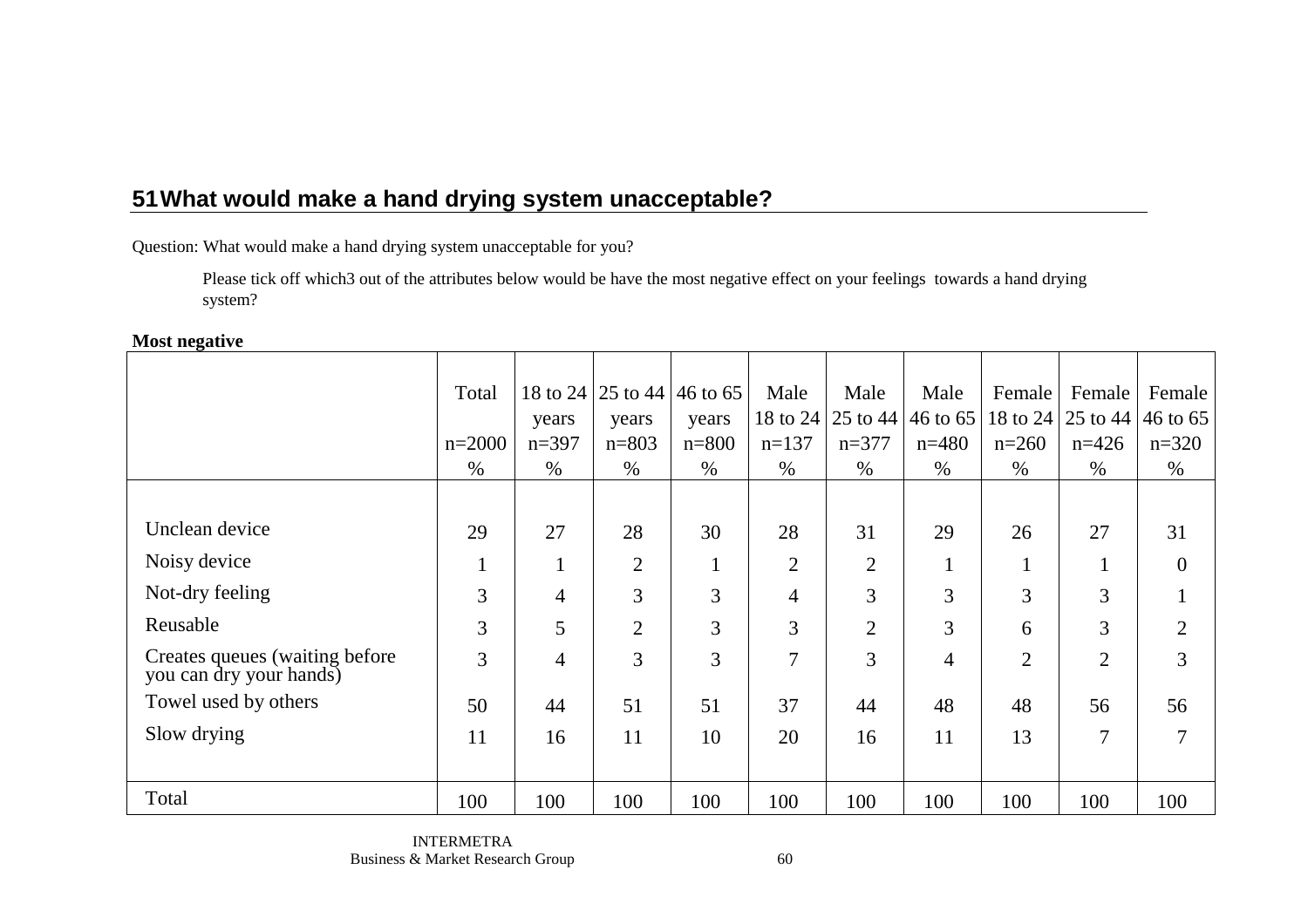## 51 What would make a hand drying system unacceptable?

Question: What would make a hand drying system unacceptable for you?

Please tick off which3 out of the attributes below would be have the most negative effect on your feelings towards a hand drying system?

**Most negative**

| | Total n=2000 % | 18 to 24 years n=397 % | 25 to 44 years n=803 % | 46 to 65 years n=800 % | Male 18 to 24 n=137 % | Male 25 to 44 n=377 % | Male 46 to 65 n=480 % | Female 18 to 24 n=260 % | Female 25 to 44 n=426 % | Female 46 to 65 n=320 % |
|---|---|---|---|---|---|---|---|---|---|---|
| Unclean device | 29 | 27 | 28 | 30 | 28 | 31 | 29 | 26 | 27 | 31 |
| Noisy device | 1 | 1 | 2 | 1 | 2 | 2 | 1 | 1 | 1 | 0 |
| Not-dry feeling | 3 | 4 | 3 | 3 | 4 | 3 | 3 | 3 | 3 | 1 |
| Reusable | 3 | 5 | 2 | 3 | 3 | 2 | 3 | 6 | 3 | 2 |
| Creates queues (waiting before you can dry your hands) | 3 | 4 | 3 | 3 | 7 | 3 | 4 | 2 | 2 | 3 |
| Towel used by others | 50 | 44 | 51 | 51 | 37 | 44 | 48 | 48 | 56 | 56 |
| Slow drying | 11 | 16 | 11 | 10 | 20 | 16 | 11 | 13 | 7 | 7 |
| Total | 100 | 100 | 100 | 100 | 100 | 100 | 100 | 100 | 100 | 100 |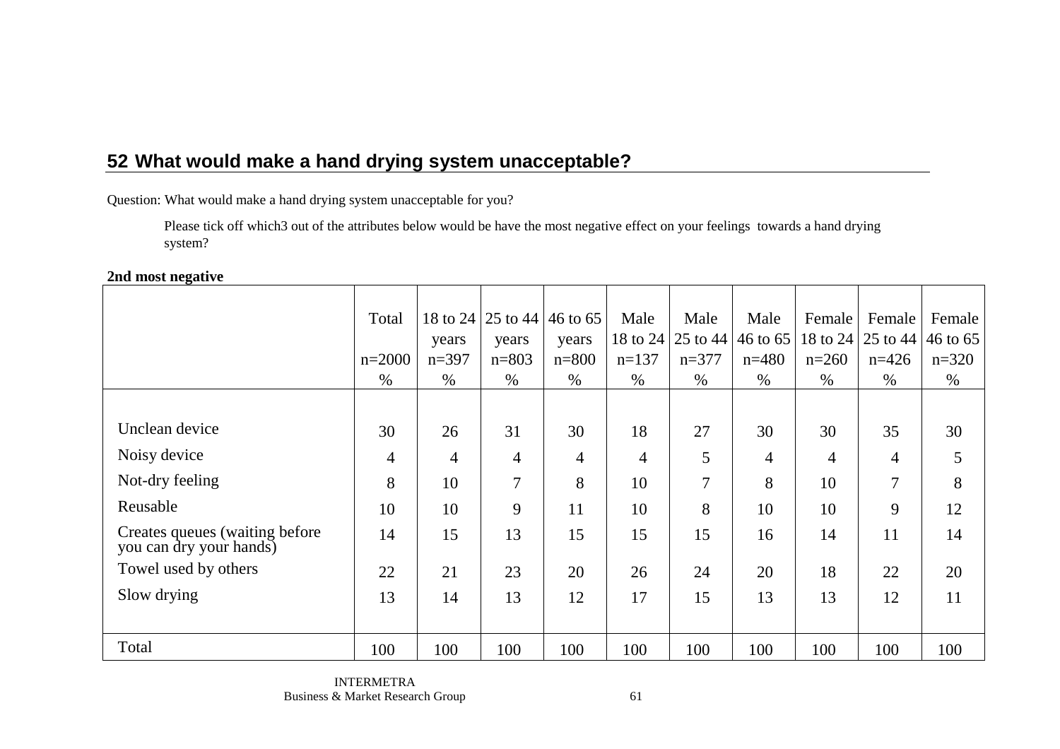## 52 What would make a hand drying system unacceptable?

Question: What would make a hand drying system unacceptable for you?

Please tick off which3 out of the attributes below would be have the most negative effect on your feelings towards a hand drying system?

**2nd most negative**

| | Total n=2000 % | 18 to 24 years n=397 % | 25 to 44 years n=803 % | 46 to 65 years n=800 % | Male 18 to 24 n=137 % | Male 25 to 44 n=377 % | Male 46 to 65 n=480 % | Female 18 to 24 n=260 % | Female 25 to 44 n=426 % | Female 46 to 65 n=320 % |
|---|---|---|---|---|---|---|---|---|---|---|
| Unclean device | 30 | 26 | 31 | 30 | 18 | 27 | 30 | 30 | 35 | 30 |
| Noisy device | 4 | 4 | 4 | 4 | 4 | 5 | 4 | 4 | 4 | 5 |
| Not-dry feeling | 8 | 10 | 7 | 8 | 10 | 7 | 8 | 10 | 7 | 8 |
| Reusable | 10 | 10 | 9 | 11 | 10 | 8 | 10 | 10 | 9 | 12 |
| Creates queues (waiting before you can dry your hands) | 14 | 15 | 13 | 15 | 15 | 15 | 16 | 14 | 11 | 14 |
| Towel used by others | 22 | 21 | 23 | 20 | 26 | 24 | 20 | 18 | 22 | 20 |
| Slow drying | 13 | 14 | 13 | 12 | 17 | 15 | 13 | 13 | 12 | 11 |
| Total | 100 | 100 | 100 | 100 | 100 | 100 | 100 | 100 | 100 | 100 |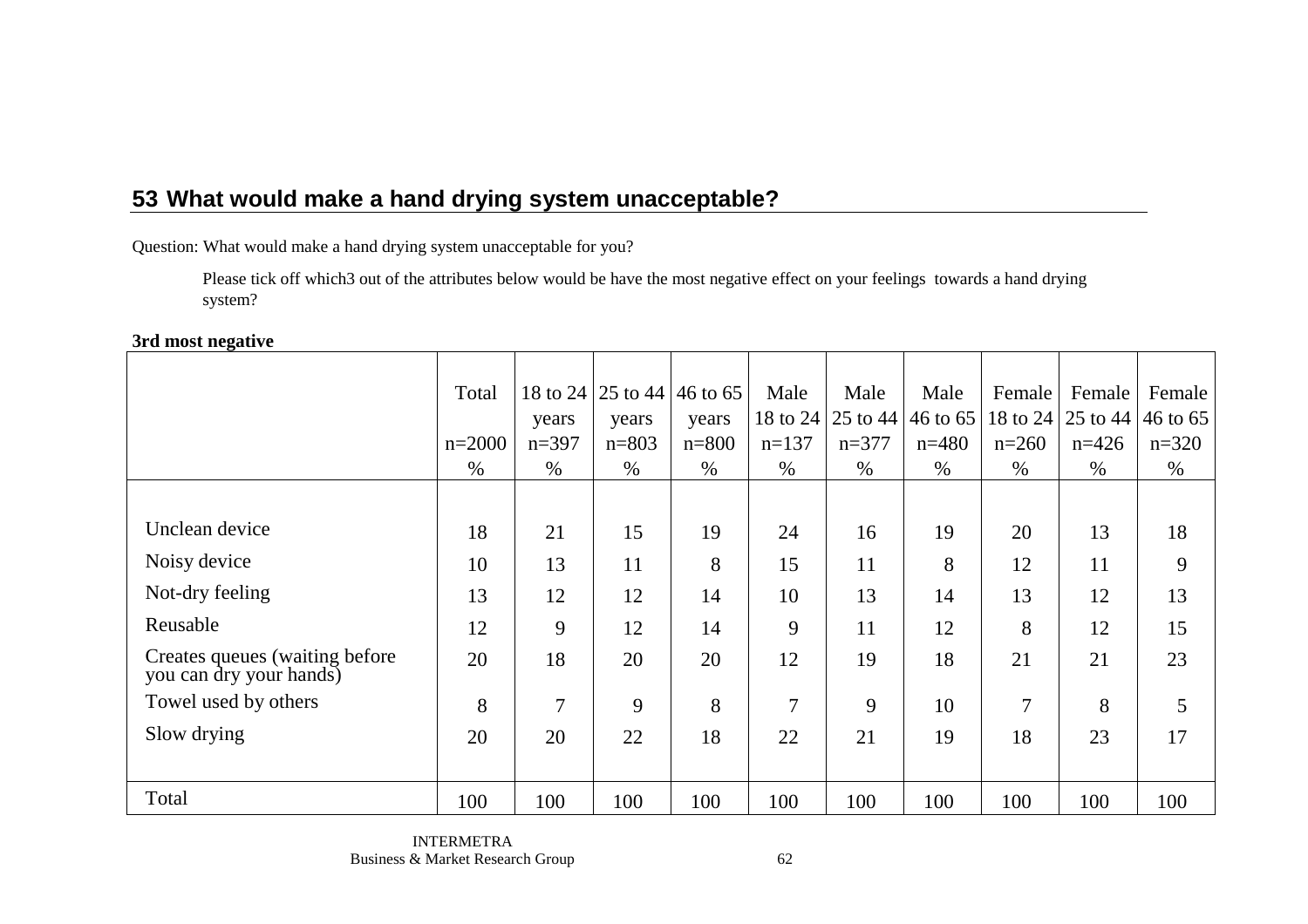## 53 What would make a hand drying system unacceptable?

Question: What would make a hand drying system unacceptable for you?

Please tick off which3 out of the attributes below would be have the most negative effect on your feelings towards a hand drying system?

**3rd most negative**

| | Total<br>n=2000<br>% | 18 to 24 years<br>n=397<br>% | 25 to 44 years<br>n=803<br>% | 46 to 65 years<br>n=800<br>% | Male 18 to 24<br>n=137<br>% | Male 25 to 44<br>n=377<br>% | Male 46 to 65<br>n=480<br>% | Female 18 to 24<br>n=260<br>% | Female 25 to 44<br>n=426<br>% | Female 46 to 65<br>n=320<br>% |
|---|---|---|---|---|---|---|---|---|---|---|
| Unclean device | 18 | 21 | 15 | 19 | 24 | 16 | 19 | 20 | 13 | 18 |
| Noisy device | 10 | 13 | 11 | 8 | 15 | 11 | 8 | 12 | 11 | 9 |
| Not-dry feeling | 13 | 12 | 12 | 14 | 10 | 13 | 14 | 13 | 12 | 13 |
| Reusable | 12 | 9 | 12 | 14 | 9 | 11 | 12 | 8 | 12 | 15 |
| Creates queues (waiting before you can dry your hands) | 20 | 18 | 20 | 20 | 12 | 19 | 18 | 21 | 21 | 23 |
| Towel used by others | 8 | 7 | 9 | 8 | 7 | 9 | 10 | 7 | 8 | 5 |
| Slow drying | 20 | 20 | 22 | 18 | 22 | 21 | 19 | 18 | 23 | 17 |
| Total | 100 | 100 | 100 | 100 | 100 | 100 | 100 | 100 | 100 | 100 |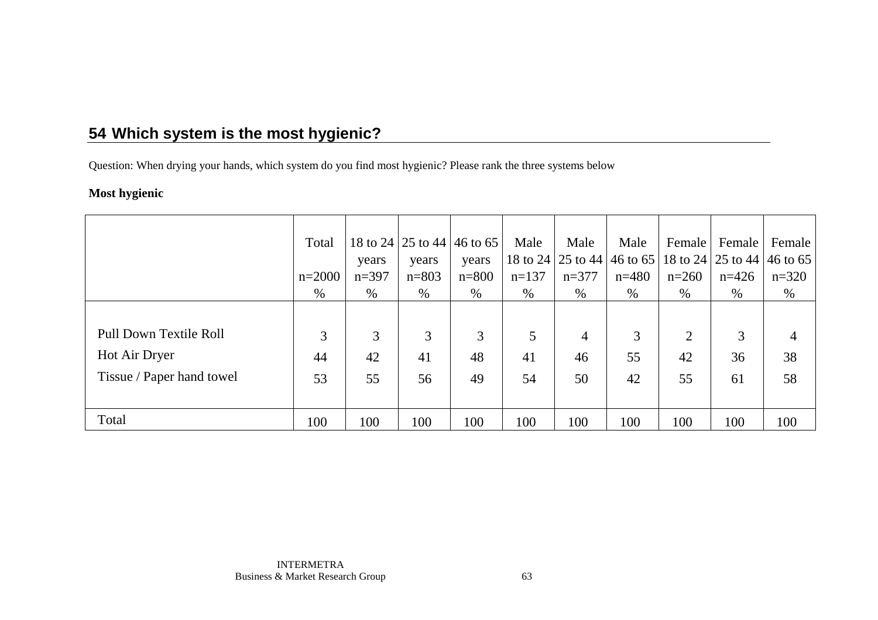## 54 Which system is the most hygienic?

Question: When drying your hands, which system do you find most hygienic? Please rank the three systems below

**Most hygienic**

| | Total n=2000 % | 18 to 24 years n=397 % | 25 to 44 years n=803 % | 46 to 65 years n=800 % | Male 18 to 24 n=137 % | Male 25 to 44 n=377 % | Male 46 to 65 n=480 % | Female 18 to 24 n=260 % | Female 25 to 44 n=426 % | Female 46 to 65 n=320 % |
|---|---|---|---|---|---|---|---|---|---|---|
| Pull Down Textile Roll | 3 | 3 | 3 | 3 | 5 | 4 | 3 | 2 | 3 | 4 |
| Hot Air Dryer | 44 | 42 | 41 | 48 | 41 | 46 | 55 | 42 | 36 | 38 |
| Tissue / Paper hand towel | 53 | 55 | 56 | 49 | 54 | 50 | 42 | 55 | 61 | 58 |
| Total | 100 | 100 | 100 | 100 | 100 | 100 | 100 | 100 | 100 | 100 |

INTERMETRA
Business & Market Research Group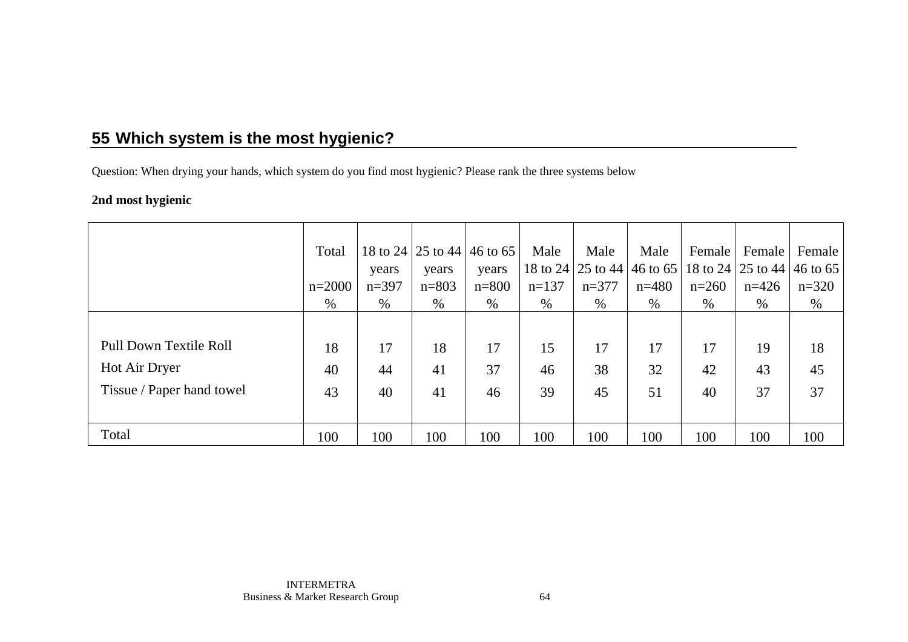## 55 Which system is the most hygienic?

Question: When drying your hands, which system do you find most hygienic? Please rank the three systems below

**2nd most hygienic**

| | Total n=2000 % | 18 to 24 years n=397 % | 25 to 44 years n=803 % | 46 to 65 years n=800 % | Male 18 to 24 n=137 % | Male 25 to 44 n=377 % | Male 46 to 65 n=480 % | Female 18 to 24 n=260 % | Female 25 to 44 n=426 % | Female 46 to 65 n=320 % |
|---|---|---|---|---|---|---|---|---|---|---|
| Pull Down Textile Roll | 18 | 17 | 18 | 17 | 15 | 17 | 17 | 17 | 19 | 18 |
| Hot Air Dryer | 40 | 44 | 41 | 37 | 46 | 38 | 32 | 42 | 43 | 45 |
| Tissue / Paper hand towel | 43 | 40 | 41 | 46 | 39 | 45 | 51 | 40 | 37 | 37 |
| Total | 100 | 100 | 100 | 100 | 100 | 100 | 100 | 100 | 100 | 100 |

INTERMETRA
Business & Market Research Group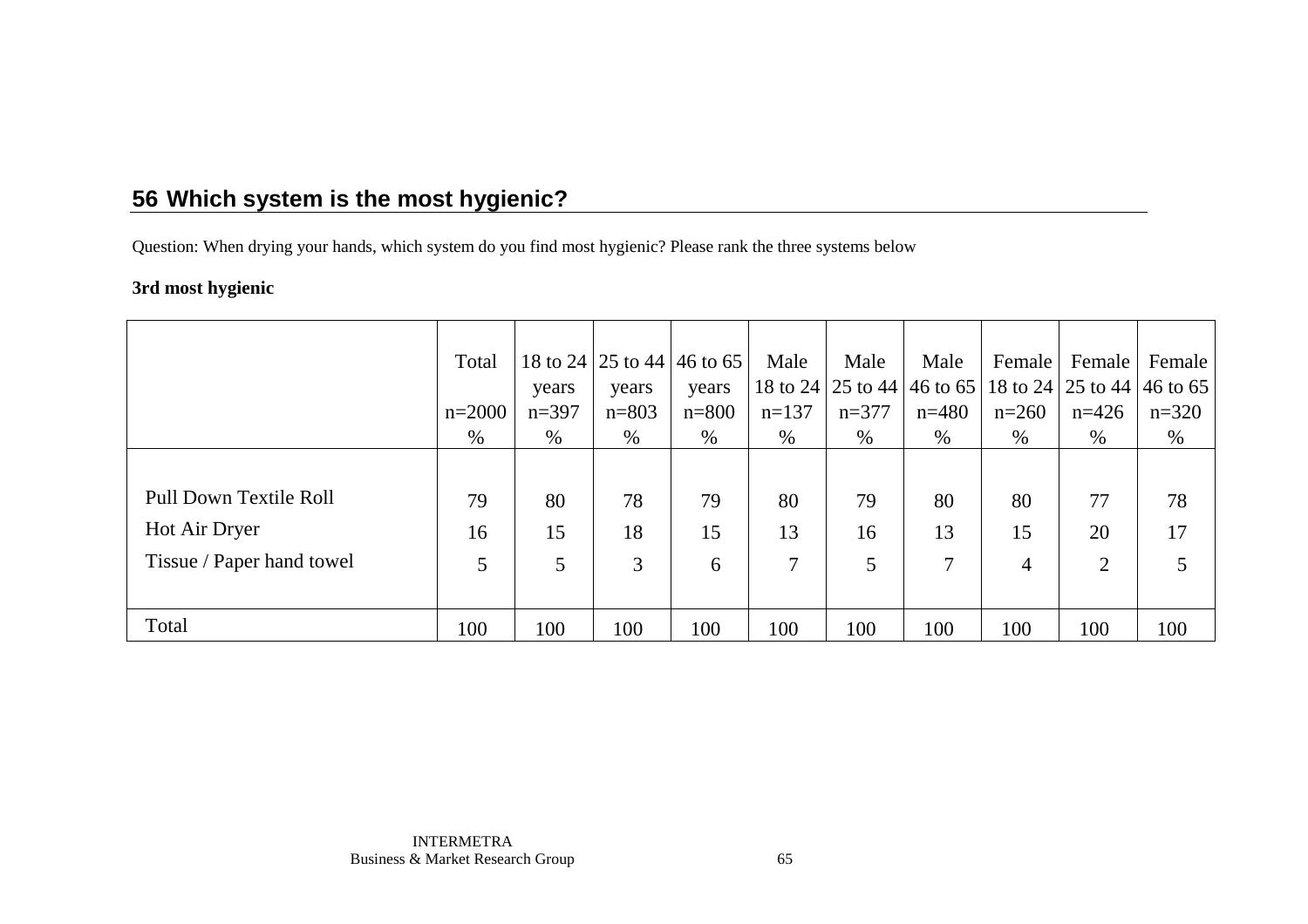## 56 Which system is the most hygienic?

Question: When drying your hands, which system do you find most hygienic? Please rank the three systems below

**3rd most hygienic**

| | Total n=2000 % | 18 to 24 years n=397 % | 25 to 44 years n=803 % | 46 to 65 years n=800 % | Male 18 to 24 n=137 % | Male 25 to 44 n=377 % | Male 46 to 65 n=480 % | Female 18 to 24 n=260 % | Female 25 to 44 n=426 % | Female 46 to 65 n=320 % |
|---|---|---|---|---|---|---|---|---|---|---|
| Pull Down Textile Roll | 79 | 80 | 78 | 79 | 80 | 79 | 80 | 80 | 77 | 78 |
| Hot Air Dryer | 16 | 15 | 18 | 15 | 13 | 16 | 13 | 15 | 20 | 17 |
| Tissue / Paper hand towel | 5 | 5 | 3 | 6 | 7 | 5 | 7 | 4 | 2 | 5 |
| Total | 100 | 100 | 100 | 100 | 100 | 100 | 100 | 100 | 100 | 100 |

INTERMETRA
Business & Market Research Group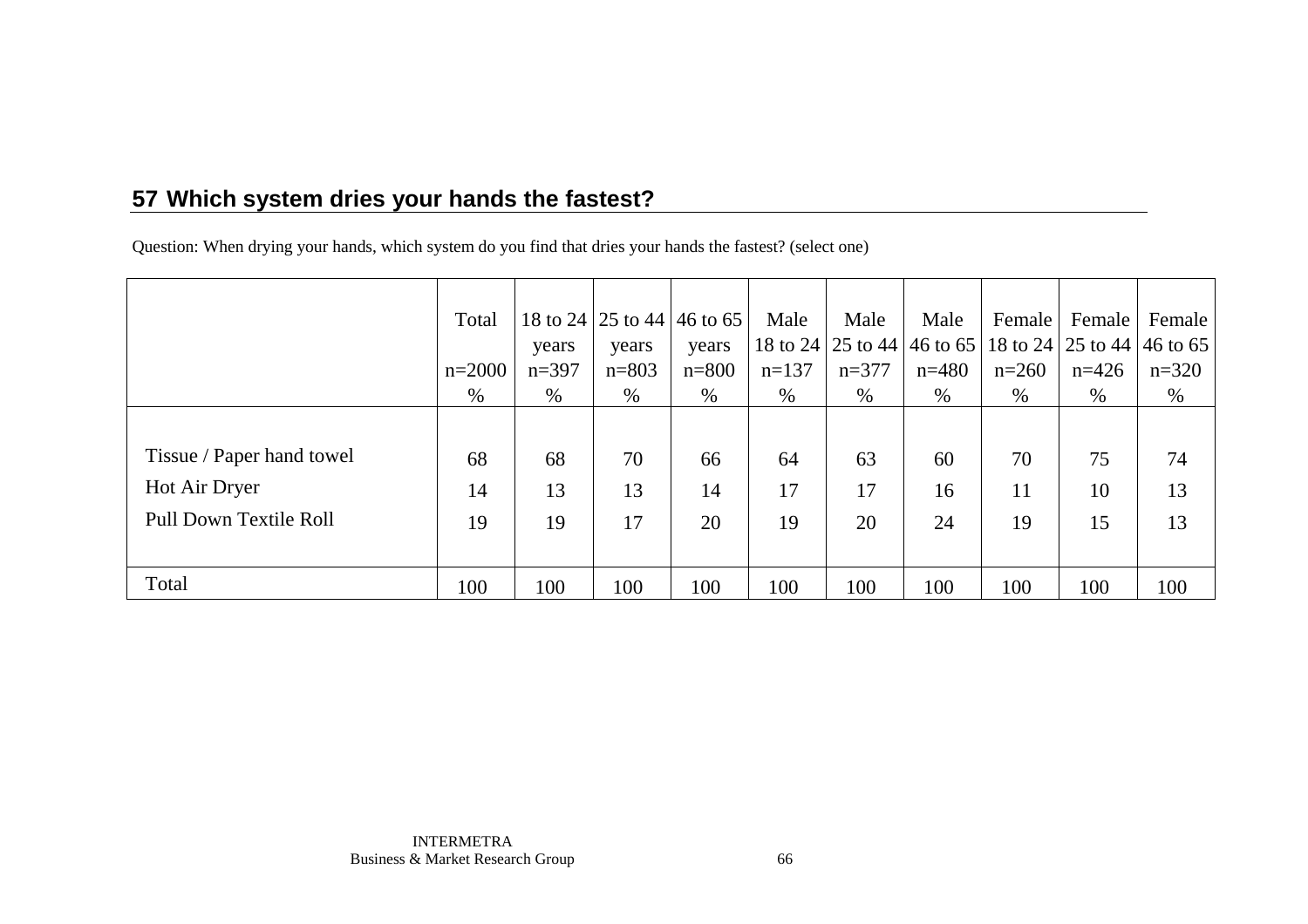## 57 Which system dries your hands the fastest?

Question: When drying your hands, which system do you find that dries your hands the fastest? (select one)

| | Total<br><br>n=2000<br>% | 18 to 24 years<br>n=397<br>% | 25 to 44 years<br>n=803<br>% | 46 to 65 years<br>n=800<br>% | Male 18 to 24<br>n=137<br>% | Male 25 to 44<br>n=377<br>% | Male 46 to 65<br>n=480<br>% | Female 18 to 24<br>n=260<br>% | Female 25 to 44<br>n=426<br>% | Female 46 to 65<br>n=320<br>% |
|---|---|---|---|---|---|---|---|---|---|---|
| Tissue / Paper hand towel | 68 | 68 | 70 | 66 | 64 | 63 | 60 | 70 | 75 | 74 |
| Hot Air Dryer | 14 | 13 | 13 | 14 | 17 | 17 | 16 | 11 | 10 | 13 |
| Pull Down Textile Roll | 19 | 19 | 17 | 20 | 19 | 20 | 24 | 19 | 15 | 13 |
| Total | 100 | 100 | 100 | 100 | 100 | 100 | 100 | 100 | 100 | 100 |

INTERMETRA
Business & Market Research Group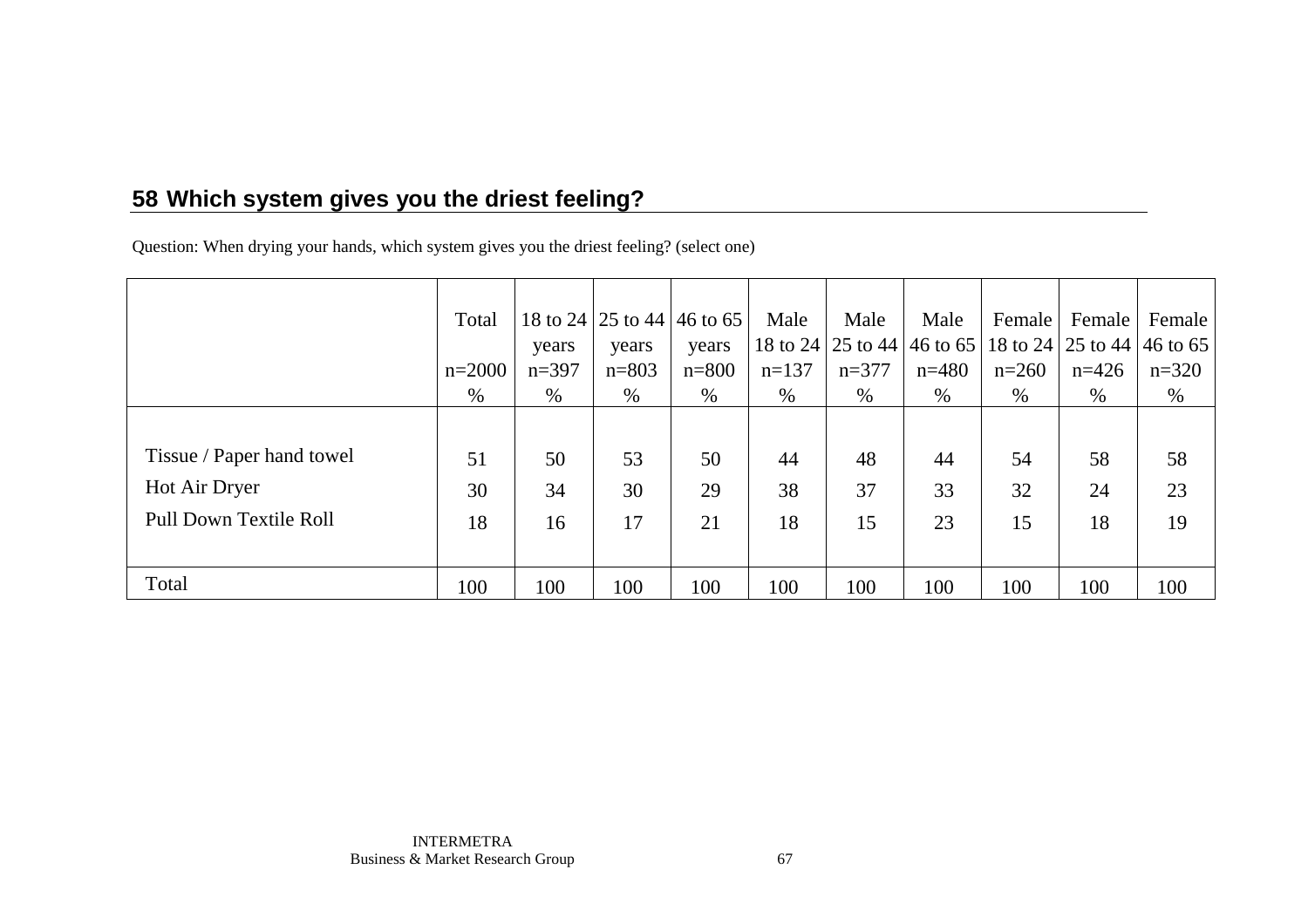## 58 Which system gives you the driest feeling?

Question: When drying your hands, which system gives you the driest feeling? (select one)

| | Total n=2000 % | 18 to 24 years n=397 % | 25 to 44 years n=803 % | 46 to 65 years n=800 % | Male 18 to 24 n=137 % | Male 25 to 44 n=377 % | Male 46 to 65 n=480 % | Female 18 to 24 n=260 % | Female 25 to 44 n=426 % | Female 46 to 65 n=320 % |
|---|---|---|---|---|---|---|---|---|---|---|
| Tissue / Paper hand towel | 51 | 50 | 53 | 50 | 44 | 48 | 44 | 54 | 58 | 58 |
| Hot Air Dryer | 30 | 34 | 30 | 29 | 38 | 37 | 33 | 32 | 24 | 23 |
| Pull Down Textile Roll | 18 | 16 | 17 | 21 | 18 | 15 | 23 | 15 | 18 | 19 |
| Total | 100 | 100 | 100 | 100 | 100 | 100 | 100 | 100 | 100 | 100 |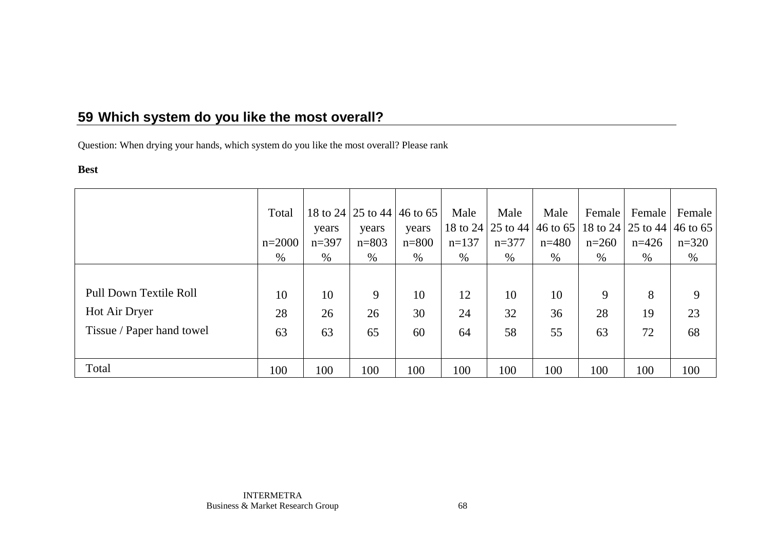## 59 Which system do you like the most overall?

Question: When drying your hands, which system do you like the most overall? Please rank

**Best**

| | Total n=2000 % | 18 to 24 years n=397 % | 25 to 44 years n=803 % | 46 to 65 years n=800 % | Male 18 to 24 n=137 % | Male 25 to 44 n=377 % | Male 46 to 65 n=480 % | Female 18 to 24 n=260 % | Female 25 to 44 n=426 % | Female 46 to 65 n=320 % |
|---|---|---|---|---|---|---|---|---|---|---|
| Pull Down Textile Roll | 10 | 10 | 9 | 10 | 12 | 10 | 10 | 9 | 8 | 9 |
| Hot Air Dryer | 28 | 26 | 26 | 30 | 24 | 32 | 36 | 28 | 19 | 23 |
| Tissue / Paper hand towel | 63 | 63 | 65 | 60 | 64 | 58 | 55 | 63 | 72 | 68 |
| Total | 100 | 100 | 100 | 100 | 100 | 100 | 100 | 100 | 100 | 100 |

INTERMETRA
Business & Market Research Group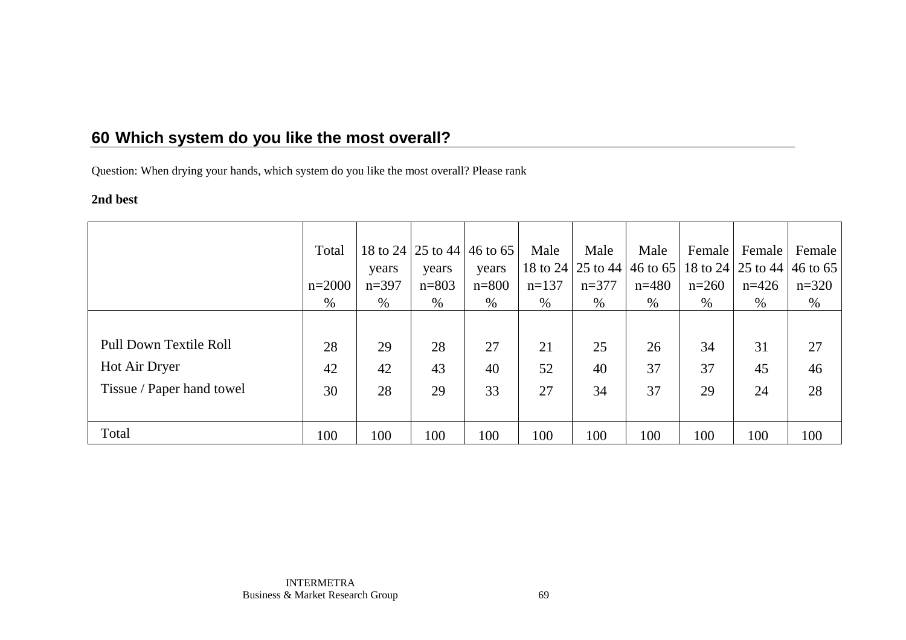## 60 Which system do you like the most overall?

Question: When drying your hands, which system do you like the most overall? Please rank

**2nd best**

| | Total n=2000 % | 18 to 24 years n=397 % | 25 to 44 years n=803 % | 46 to 65 years n=800 % | Male 18 to 24 n=137 % | Male 25 to 44 n=377 % | Male 46 to 65 n=480 % | Female 18 to 24 n=260 % | Female 25 to 44 n=426 % | Female 46 to 65 n=320 % |
|---|---|---|---|---|---|---|---|---|---|---|
| Pull Down Textile Roll | 28 | 29 | 28 | 27 | 21 | 25 | 26 | 34 | 31 | 27 |
| Hot Air Dryer | 42 | 42 | 43 | 40 | 52 | 40 | 37 | 37 | 45 | 46 |
| Tissue / Paper hand towel | 30 | 28 | 29 | 33 | 27 | 34 | 37 | 29 | 24 | 28 |
| Total | 100 | 100 | 100 | 100 | 100 | 100 | 100 | 100 | 100 | 100 |

INTERMETRA
Business & Market Research Group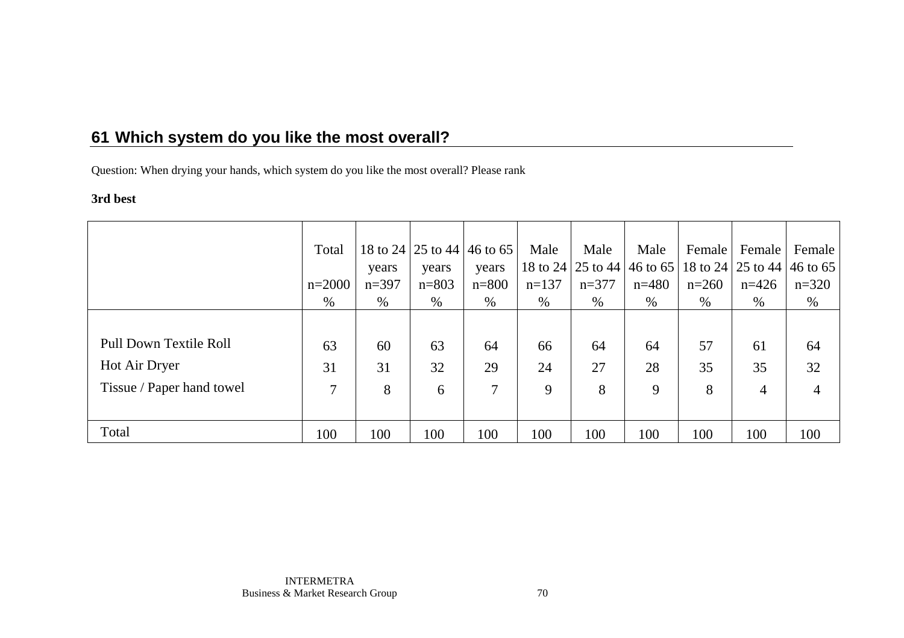## 61 Which system do you like the most overall?

Question: When drying your hands, which system do you like the most overall? Please rank

**3rd best**

| | Total n=2000 % | 18 to 24 years n=397 % | 25 to 44 years n=803 % | 46 to 65 years n=800 % | Male 18 to 24 n=137 % | Male 25 to 44 n=377 % | Male 46 to 65 n=480 % | Female 18 to 24 n=260 % | Female 25 to 44 n=426 % | Female 46 to 65 n=320 % |
|---|---|---|---|---|---|---|---|---|---|---|
| Pull Down Textile Roll | 63 | 60 | 63 | 64 | 66 | 64 | 64 | 57 | 61 | 64 |
| Hot Air Dryer | 31 | 31 | 32 | 29 | 24 | 27 | 28 | 35 | 35 | 32 |
| Tissue / Paper hand towel | 7 | 8 | 6 | 7 | 9 | 8 | 9 | 8 | 4 | 4 |
| Total | 100 | 100 | 100 | 100 | 100 | 100 | 100 | 100 | 100 | 100 |

INTERMETRA
Business & Market Research Group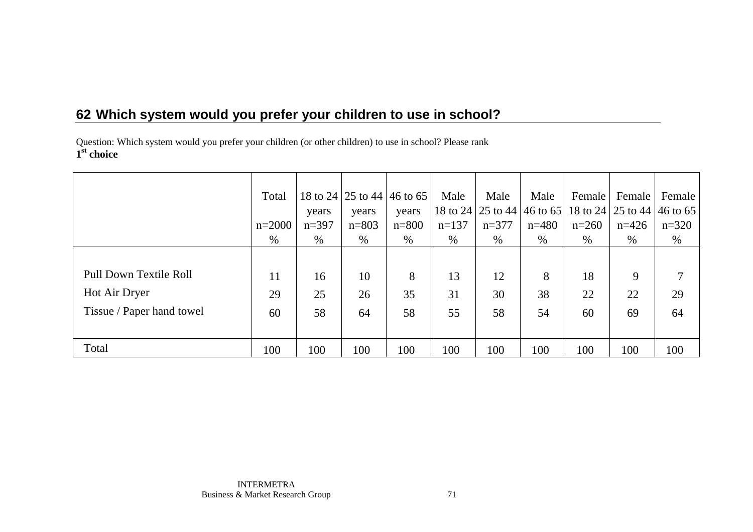## 62 Which system would you prefer your children to use in school?

Question: Which system would you prefer your children (or other children) to use in school? Please rank
**1st choice**

| | Total<br><br>n=2000<br>% | 18 to 24 years<br>n=397<br>% | 25 to 44 years<br>n=803<br>% | 46 to 65 years<br>n=800<br>% | Male 18 to 24<br>n=137<br>% | Male 25 to 44<br>n=377<br>% | Male 46 to 65<br>n=480<br>% | Female 18 to 24<br>n=260<br>% | Female 25 to 44<br>n=426<br>% | Female 46 to 65<br>n=320<br>% |
|---|---|---|---|---|---|---|---|---|---|---|
| Pull Down Textile Roll | 11 | 16 | 10 | 8 | 13 | 12 | 8 | 18 | 9 | 7 |
| Hot Air Dryer | 29 | 25 | 26 | 35 | 31 | 30 | 38 | 22 | 22 | 29 |
| Tissue / Paper hand towel | 60 | 58 | 64 | 58 | 55 | 58 | 54 | 60 | 69 | 64 |
| Total | 100 | 100 | 100 | 100 | 100 | 100 | 100 | 100 | 100 | 100 |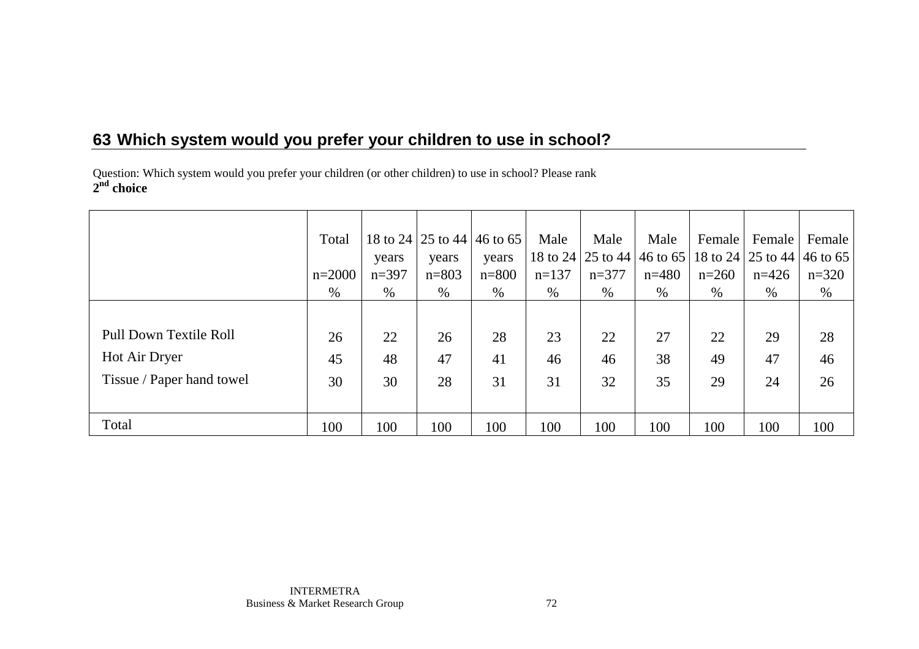## 63 Which system would you prefer your children to use in school?

Question: Which system would you prefer your children (or other children) to use in school? Please rank
**2nd choice**

| | Total n=2000 % | 18 to 24 years n=397 % | 25 to 44 years n=803 % | 46 to 65 years n=800 % | Male 18 to 24 n=137 % | Male 25 to 44 n=377 % | Male 46 to 65 n=480 % | Female 18 to 24 n=260 % | Female 25 to 44 n=426 % | Female 46 to 65 n=320 % |
|---|---|---|---|---|---|---|---|---|---|---|
| Pull Down Textile Roll | 26 | 22 | 26 | 28 | 23 | 22 | 27 | 22 | 29 | 28 |
| Hot Air Dryer | 45 | 48 | 47 | 41 | 46 | 46 | 38 | 49 | 47 | 46 |
| Tissue / Paper hand towel | 30 | 30 | 28 | 31 | 31 | 32 | 35 | 29 | 24 | 26 |
| Total | 100 | 100 | 100 | 100 | 100 | 100 | 100 | 100 | 100 | 100 |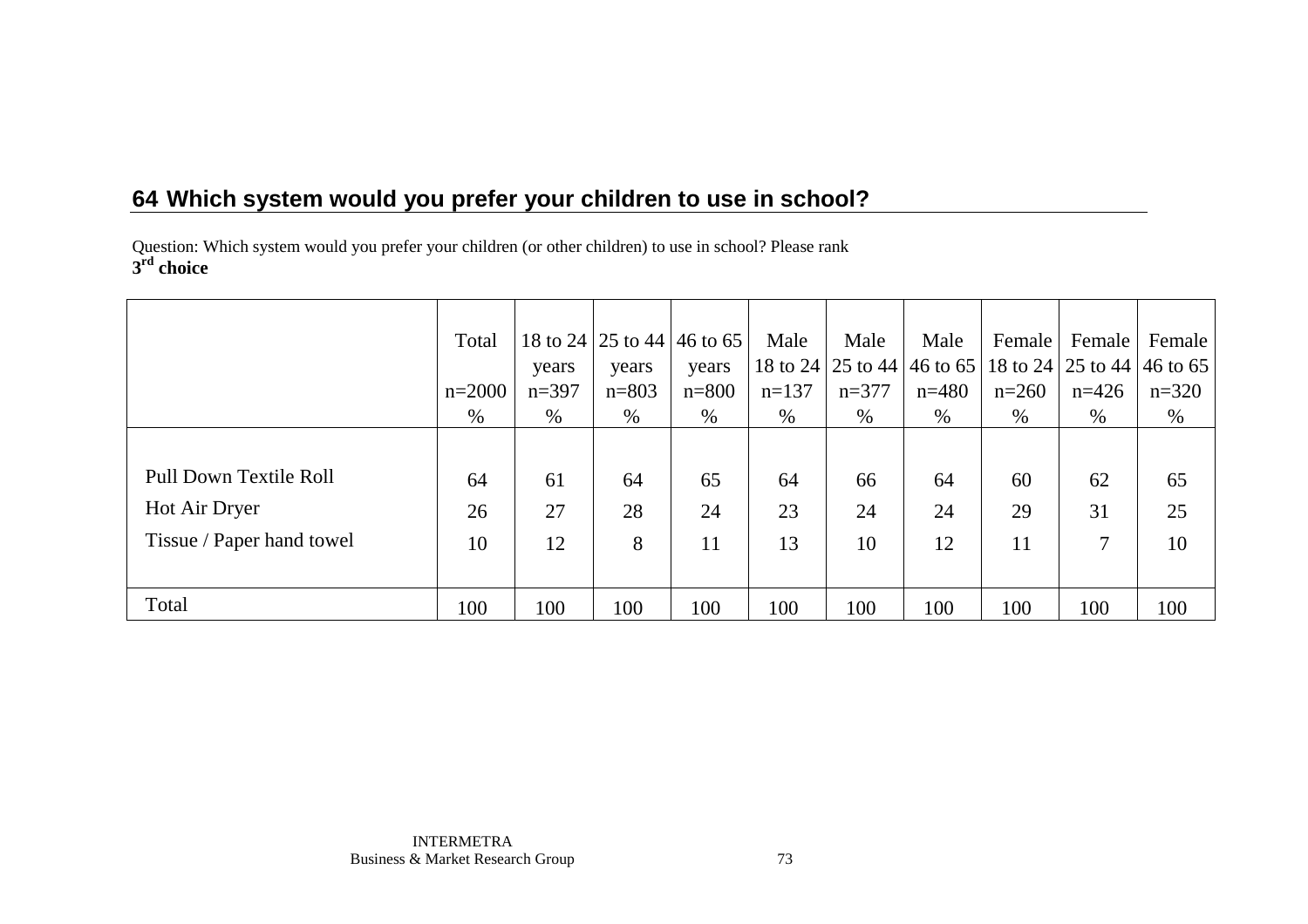## 64 Which system would you prefer your children to use in school?

Question: Which system would you prefer your children (or other children) to use in school? Please rank
**3rd choice**

| | Total n=2000 % | 18 to 24 years n=397 % | 25 to 44 years n=803 % | 46 to 65 years n=800 % | Male 18 to 24 n=137 % | Male 25 to 44 n=377 % | Male 46 to 65 n=480 % | Female 18 to 24 n=260 % | Female 25 to 44 n=426 % | Female 46 to 65 n=320 % |
|---|---|---|---|---|---|---|---|---|---|---|
| Pull Down Textile Roll | 64 | 61 | 64 | 65 | 64 | 66 | 64 | 60 | 62 | 65 |
| Hot Air Dryer | 26 | 27 | 28 | 24 | 23 | 24 | 24 | 29 | 31 | 25 |
| Tissue / Paper hand towel | 10 | 12 | 8 | 11 | 13 | 10 | 12 | 11 | 7 | 10 |
| Total | 100 | 100 | 100 | 100 | 100 | 100 | 100 | 100 | 100 | 100 |